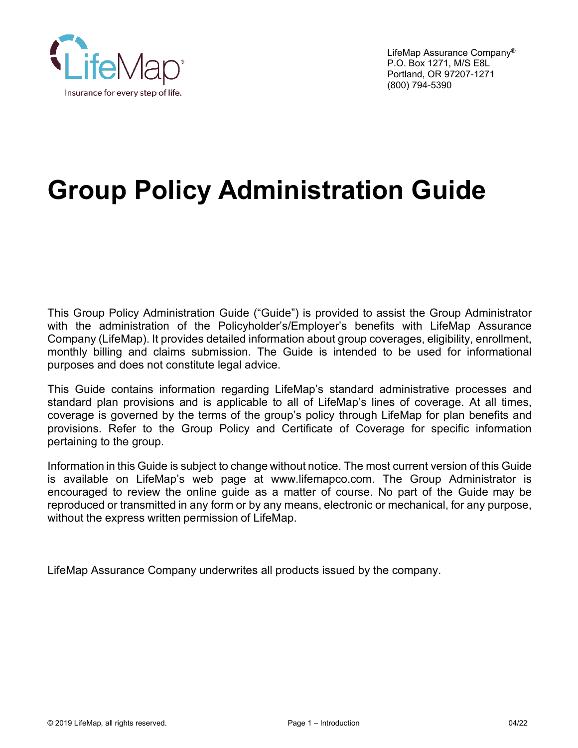LifeMap Assurance Company®
P.O. Box 1271, M/S E8L
Portland, OR 97207-1271
(800) 794-5390

# Group Policy Administration Guide

This Group Policy Administration Guide ("Guide") is provided to assist the Group Administrator with the administration of the Policyholder's/Employer's benefits with LifeMap Assurance Company (LifeMap). It provides detailed information about group coverages, eligibility, enrollment, monthly billing and claims submission. The Guide is intended to be used for informational purposes and does not constitute legal advice.

This Guide contains information regarding LifeMap's standard administrative processes and standard plan provisions and is applicable to all of LifeMap's lines of coverage. At all times, coverage is governed by the terms of the group's policy through LifeMap for plan benefits and provisions. Refer to the Group Policy and Certificate of Coverage for specific information pertaining to the group.

Information in this Guide is subject to change without notice. The most current version of this Guide is available on LifeMap's web page at www.lifemapco.com. The Group Administrator is encouraged to review the online guide as a matter of course. No part of the Guide may be reproduced or transmitted in any form or by any means, electronic or mechanical, for any purpose, without the express written permission of LifeMap.

LifeMap Assurance Company underwrites all products issued by the company.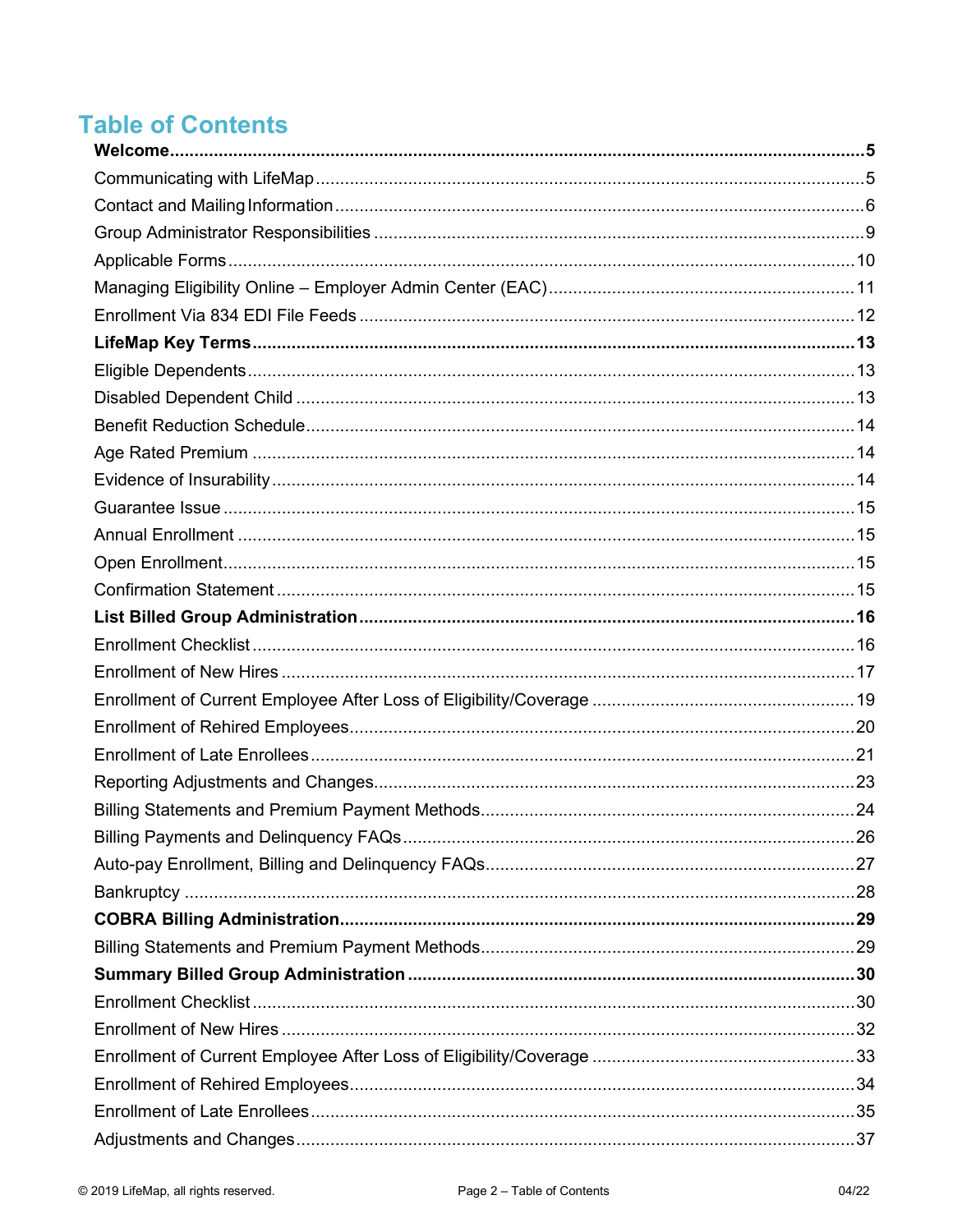# Table of Contents

**Welcome** ..... **5**

Communicating with LifeMap ..... 5

Contact and Mailing Information ..... 6

Group Administrator Responsibilities ..... 9

Applicable Forms ..... 10

Managing Eligibility Online – Employer Admin Center (EAC) ..... 11

Enrollment Via 834 EDI File Feeds ..... 12

**LifeMap Key Terms** ..... **13**

Eligible Dependents ..... 13

Disabled Dependent Child ..... 13

Benefit Reduction Schedule ..... 14

Age Rated Premium ..... 14

Evidence of Insurability ..... 14

Guarantee Issue ..... 15

Annual Enrollment ..... 15

Open Enrollment ..... 15

Confirmation Statement ..... 15

**List Billed Group Administration** ..... **16**

Enrollment Checklist ..... 16

Enrollment of New Hires ..... 17

Enrollment of Current Employee After Loss of Eligibility/Coverage ..... 19

Enrollment of Rehired Employees ..... 20

Enrollment of Late Enrollees ..... 21

Reporting Adjustments and Changes ..... 23

Billing Statements and Premium Payment Methods ..... 24

Billing Payments and Delinquency FAQs ..... 26

Auto-pay Enrollment, Billing and Delinquency FAQs ..... 27

Bankruptcy ..... 28

**COBRA Billing Administration** ..... **29**

Billing Statements and Premium Payment Methods ..... 29

**Summary Billed Group Administration** ..... **30**

Enrollment Checklist ..... 30

Enrollment of New Hires ..... 32

Enrollment of Current Employee After Loss of Eligibility/Coverage ..... 33

Enrollment of Rehired Employees ..... 34

Enrollment of Late Enrollees ..... 35

Adjustments and Changes ..... 37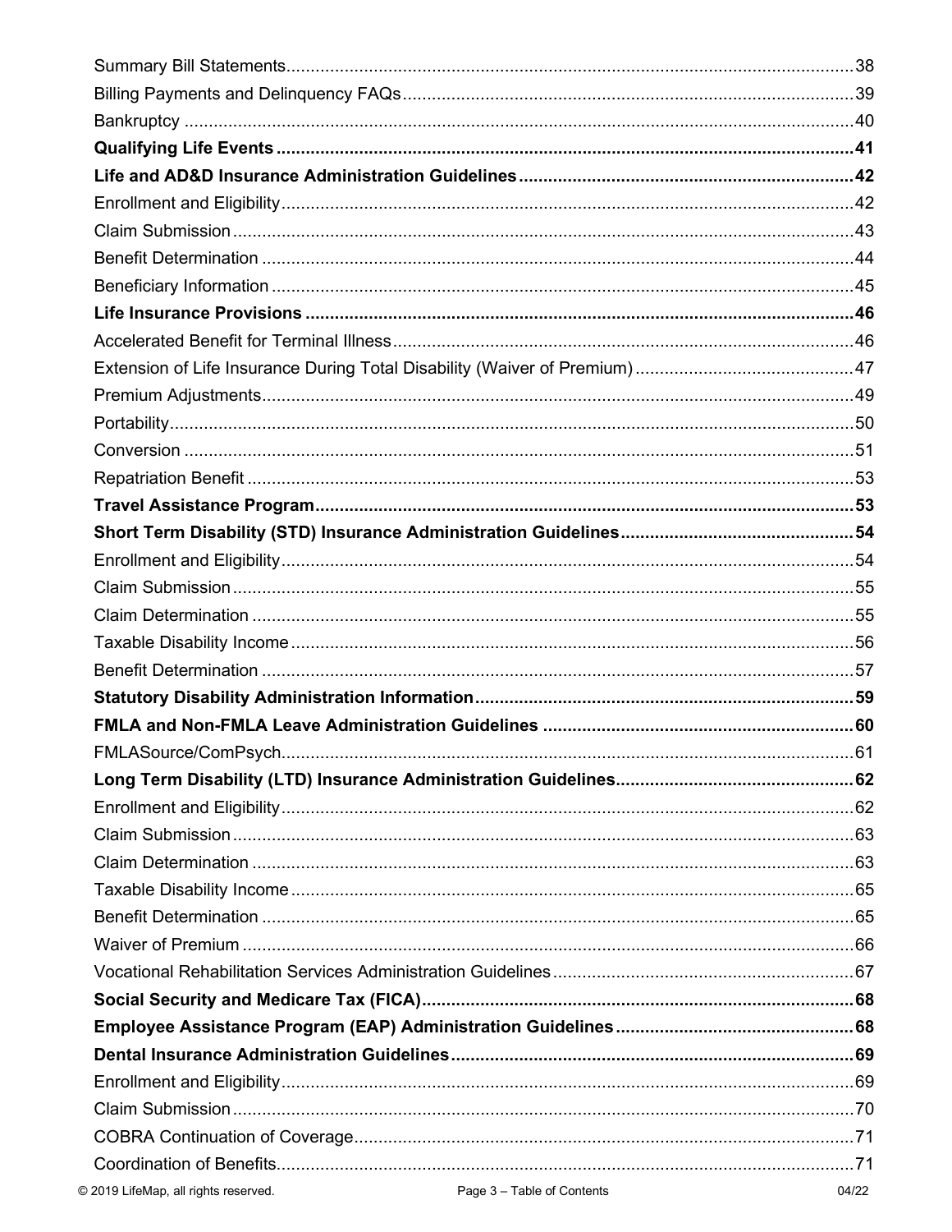Summary Bill Statements....................................................................................................................38
Billing Payments and Delinquency FAQs............................................................................................39
Bankruptcy ..........................................................................................................................................40
**Qualifying Life Events......................................................................................................................41**
**Life and AD&D Insurance Administration Guidelines.....................................................................42**
Enrollment and Eligibility.....................................................................................................................42
Claim Submission...............................................................................................................................43
Benefit Determination .........................................................................................................................44
Beneficiary Information .......................................................................................................................45
**Life Insurance Provisions .................................................................................................................46**
Accelerated Benefit for Terminal Illness..............................................................................................46
Extension of Life Insurance During Total Disability (Waiver of Premium)............................................47
Premium Adjustments.........................................................................................................................49
Portability............................................................................................................................................50
Conversion .........................................................................................................................................51
Repatriation Benefit ............................................................................................................................53
**Travel Assistance Program..............................................................................................................53**
**Short Term Disability (STD) Insurance Administration Guidelines................................................54**
Enrollment and Eligibility.....................................................................................................................54
Claim Submission...............................................................................................................................55
Claim Determination ...........................................................................................................................55
Taxable Disability Income...................................................................................................................56
Benefit Determination .........................................................................................................................57
**Statutory Disability Administration Information.............................................................................59**
**FMLA and Non-FMLA Leave Administration Guidelines ...............................................................60**
FMLASource/ComPsych.....................................................................................................................61
**Long Term Disability (LTD) Insurance Administration Guidelines................................................62**
Enrollment and Eligibility.....................................................................................................................62
Claim Submission...............................................................................................................................63
Claim Determination ...........................................................................................................................63
Taxable Disability Income...................................................................................................................65
Benefit Determination .........................................................................................................................65
Waiver of Premium .............................................................................................................................66
Vocational Rehabilitation Services Administration Guidelines.............................................................67
**Social Security and Medicare Tax (FICA).......................................................................................68**
**Employee Assistance Program (EAP) Administration Guidelines.................................................68**
**Dental Insurance Administration Guidelines..................................................................................69**
Enrollment and Eligibility.....................................................................................................................69
Claim Submission...............................................................................................................................70
COBRA Continuation of Coverage......................................................................................................71
Coordination of Benefits......................................................................................................................71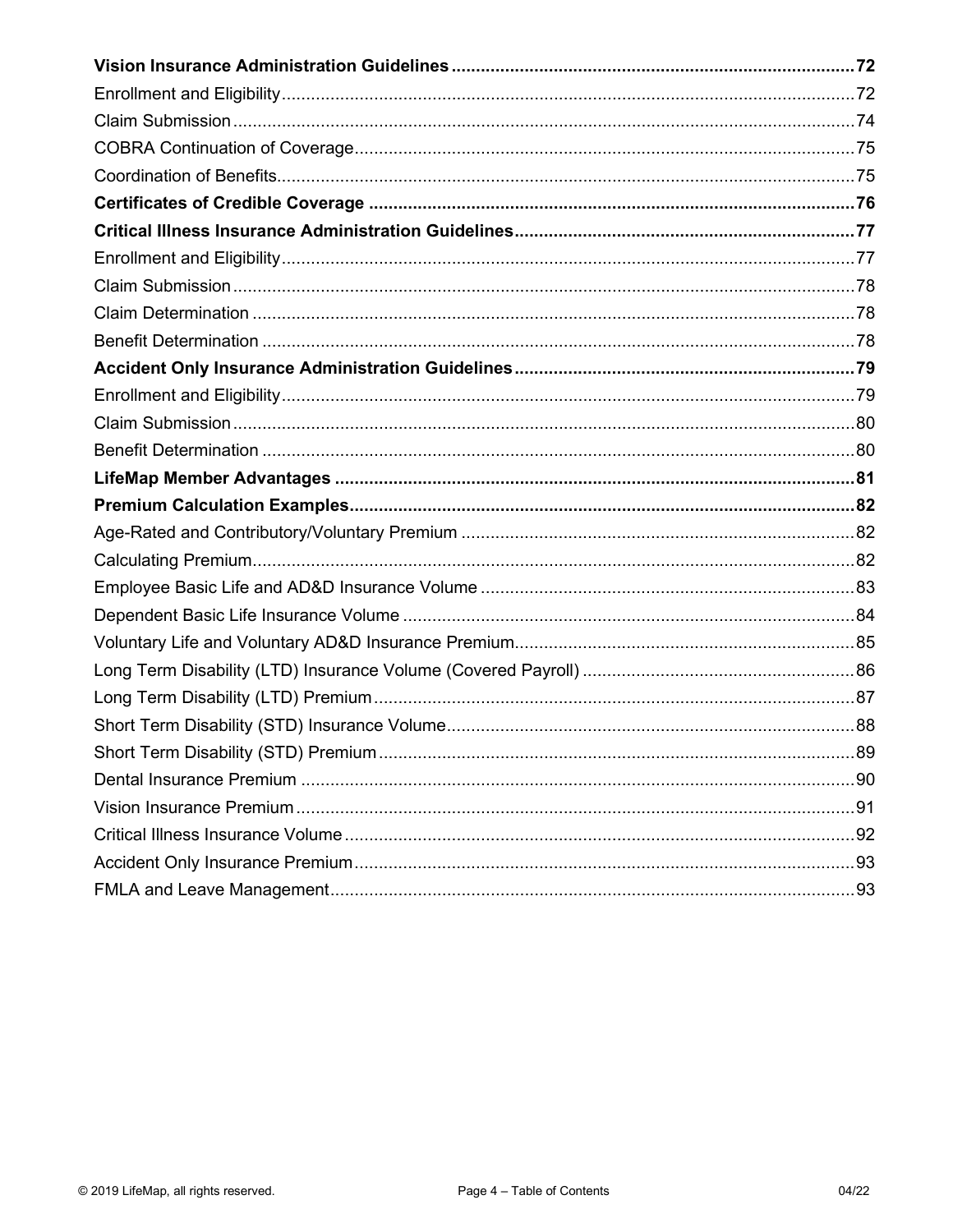**Vision Insurance Administration Guidelines....72**

Enrollment and Eligibility....72

Claim Submission....74

COBRA Continuation of Coverage....75

Coordination of Benefits....75

**Certificates of Credible Coverage....76**

**Critical Illness Insurance Administration Guidelines....77**

Enrollment and Eligibility....77

Claim Submission....78

Claim Determination....78

Benefit Determination....78

**Accident Only Insurance Administration Guidelines....79**

Enrollment and Eligibility....79

Claim Submission....80

Benefit Determination....80

**LifeMap Member Advantages....81**

**Premium Calculation Examples....82**

Age-Rated and Contributory/Voluntary Premium....82

Calculating Premium....82

Employee Basic Life and AD&D Insurance Volume....83

Dependent Basic Life Insurance Volume....84

Voluntary Life and Voluntary AD&D Insurance Premium....85

Long Term Disability (LTD) Insurance Volume (Covered Payroll)....86

Long Term Disability (LTD) Premium....87

Short Term Disability (STD) Insurance Volume....88

Short Term Disability (STD) Premium....89

Dental Insurance Premium....90

Vision Insurance Premium....91

Critical Illness Insurance Volume....92

Accident Only Insurance Premium....93

FMLA and Leave Management....93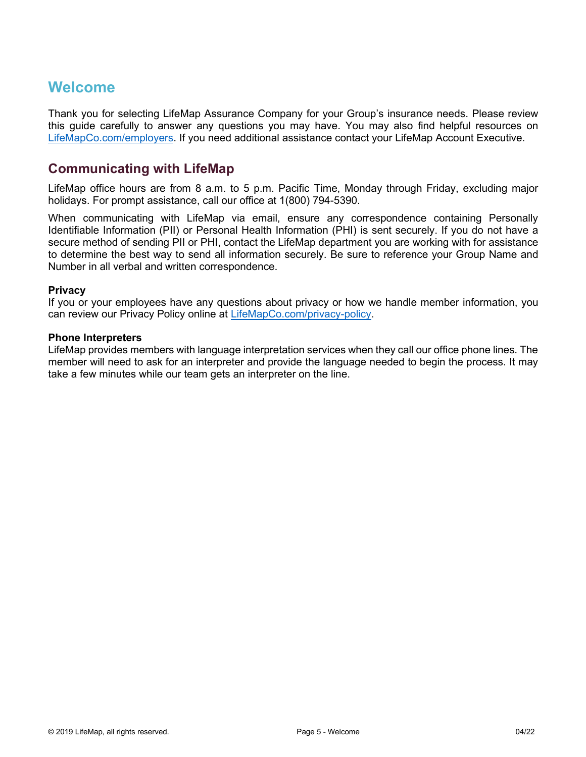# Welcome

Thank you for selecting LifeMap Assurance Company for your Group's insurance needs. Please review this guide carefully to answer any questions you may have. You may also find helpful resources on [LifeMapCo.com/employers](LifeMapCo.com/employers). If you need additional assistance contact your LifeMap Account Executive.

## Communicating with LifeMap

LifeMap office hours are from 8 a.m. to 5 p.m. Pacific Time, Monday through Friday, excluding major holidays. For prompt assistance, call our office at 1(800) 794-5390.

When communicating with LifeMap via email, ensure any correspondence containing Personally Identifiable Information (PII) or Personal Health Information (PHI) is sent securely. If you do not have a secure method of sending PII or PHI, contact the LifeMap department you are working with for assistance to determine the best way to send all information securely. Be sure to reference your Group Name and Number in all verbal and written correspondence.

**Privacy**

If you or your employees have any questions about privacy or how we handle member information, you can review our Privacy Policy online at [LifeMapCo.com/privacy-policy](LifeMapCo.com/privacy-policy).

**Phone Interpreters**

LifeMap provides members with language interpretation services when they call our office phone lines. The member will need to ask for an interpreter and provide the language needed to begin the process. It may take a few minutes while our team gets an interpreter on the line.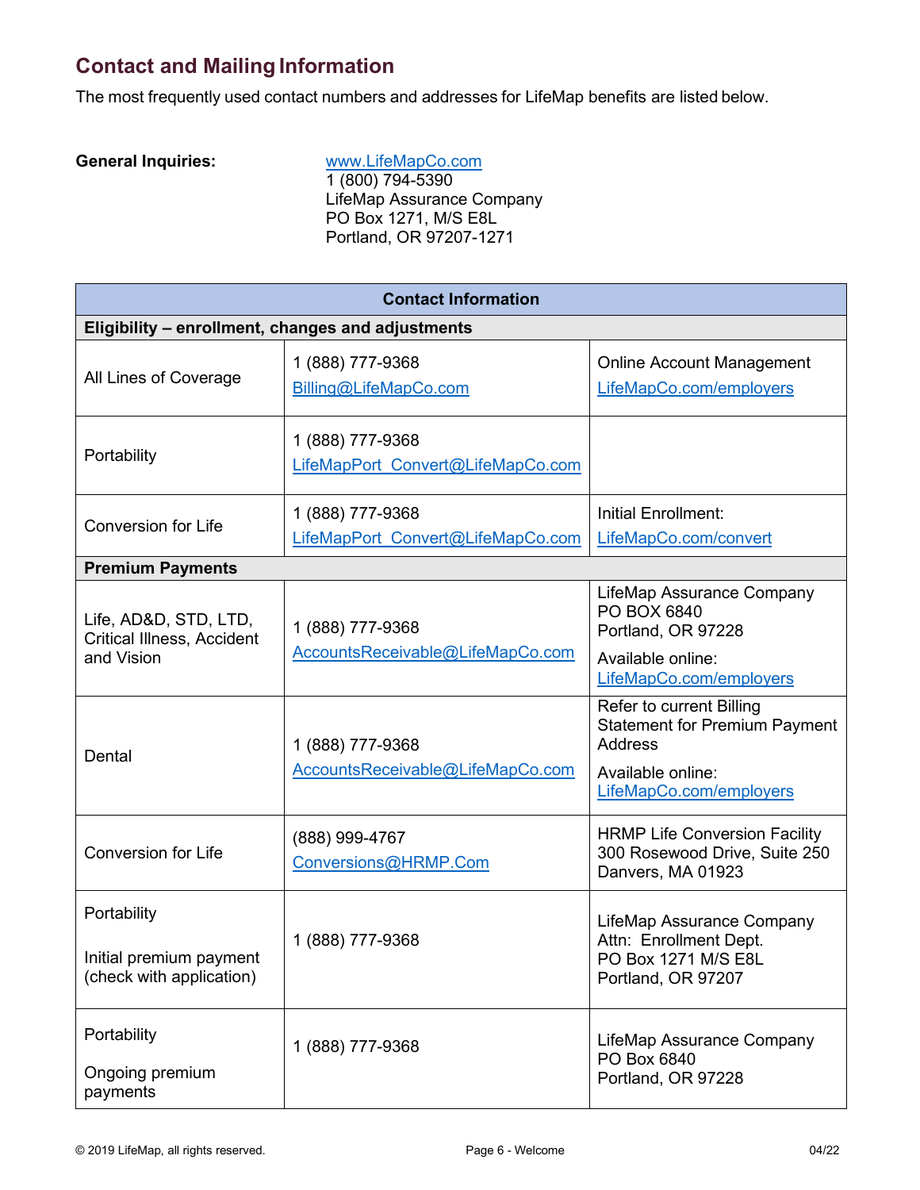## Contact and Mailing Information

The most frequently used contact numbers and addresses for LifeMap benefits are listed below.

**General Inquiries:**

www.LifeMapCo.com
1 (800) 794-5390
LifeMap Assurance Company
PO Box 1271, M/S E8L
Portland, OR 97207-1271

| Contact Information | | |
|---|---|---|
| **Eligibility – enrollment, changes and adjustments** | | |
| All Lines of Coverage | 1 (888) 777-9368<br>Billing@LifeMapCo.com | Online Account Management<br>LifeMapCo.com/employers |
| Portability | 1 (888) 777-9368<br>LifeMapPort_Convert@LifeMapCo.com | |
| Conversion for Life | 1 (888) 777-9368<br>LifeMapPort_Convert@LifeMapCo.com | Initial Enrollment:<br>LifeMapCo.com/convert |
| **Premium Payments** | | |
| Life, AD&D, STD, LTD, Critical Illness, Accident and Vision | 1 (888) 777-9368<br>AccountsReceivable@LifeMapCo.com | LifeMap Assurance Company<br>PO BOX 6840<br>Portland, OR 97228<br>Available online:<br>LifeMapCo.com/employers |
| Dental | 1 (888) 777-9368<br>AccountsReceivable@LifeMapCo.com | Refer to current Billing Statement for Premium Payment Address<br>Available online:<br>LifeMapCo.com/employers |
| Conversion for Life | (888) 999-4767<br>Conversions@HRMP.Com | HRMP Life Conversion Facility<br>300 Rosewood Drive, Suite 250<br>Danvers, MA 01923 |
| Portability<br>Initial premium payment (check with application) | 1 (888) 777-9368 | LifeMap Assurance Company<br>Attn: Enrollment Dept.<br>PO Box 1271 M/S E8L<br>Portland, OR 97207 |
| Portability<br>Ongoing premium payments | 1 (888) 777-9368 | LifeMap Assurance Company<br>PO Box 6840<br>Portland, OR 97228 |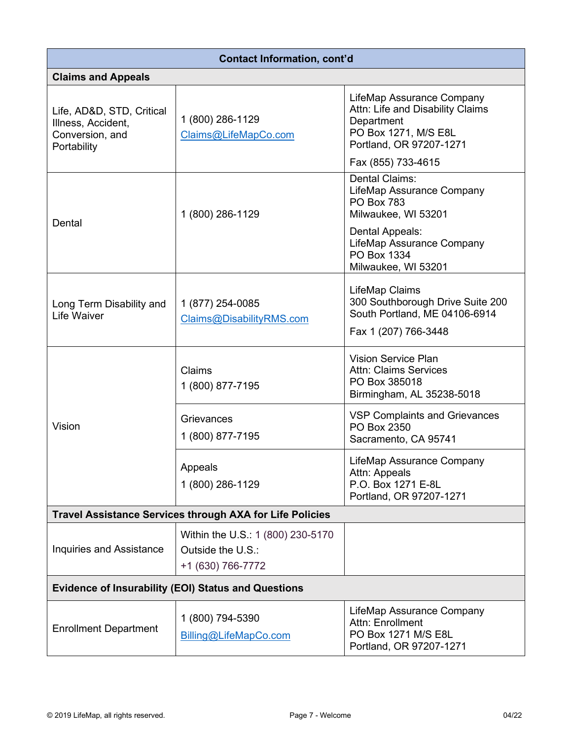| Contact Information, cont'd | | |
|---|---|---|
| **Claims and Appeals** | | |
| Life, AD&D, STD, Critical Illness, Accident, Conversion, and Portability | 1 (800) 286-1129<br>Claims@LifeMapCo.com | LifeMap Assurance Company<br>Attn: Life and Disability Claims Department<br>PO Box 1271, M/S E8L<br>Portland, OR 97207-1271<br><br>Fax (855) 733-4615 |
| Dental | 1 (800) 286-1129 | Dental Claims:<br>LifeMap Assurance Company<br>PO Box 783<br>Milwaukee, WI 53201<br><br>Dental Appeals:<br>LifeMap Assurance Company<br>PO Box 1334<br>Milwaukee, WI 53201 |
| Long Term Disability and Life Waiver | 1 (877) 254-0085<br>Claims@DisabilityRMS.com | LifeMap Claims<br>300 Southborough Drive Suite 200<br>South Portland, ME 04106-6914<br><br>Fax 1 (207) 766-3448 |
| Vision | Claims<br>1 (800) 877-7195 | Vision Service Plan<br>Attn: Claims Services<br>PO Box 385018<br>Birmingham, AL 35238-5018 |
| | Grievances<br>1 (800) 877-7195 | VSP Complaints and Grievances<br>PO Box 2350<br>Sacramento, CA 95741 |
| | Appeals<br>1 (800) 286-1129 | LifeMap Assurance Company<br>Attn: Appeals<br>P.O. Box 1271 E-8L<br>Portland, OR 97207-1271 |
| **Travel Assistance Services through AXA for Life Policies** | | |
| Inquiries and Assistance | Within the U.S.: 1 (800) 230-5170<br>Outside the U.S.:<br>+1 (630) 766-7772 | |
| **Evidence of Insurability (EOI) Status and Questions** | | |
| Enrollment Department | 1 (800) 794-5390<br>Billing@LifeMapCo.com | LifeMap Assurance Company<br>Attn: Enrollment<br>PO Box 1271 M/S E8L<br>Portland, OR 97207-1271 |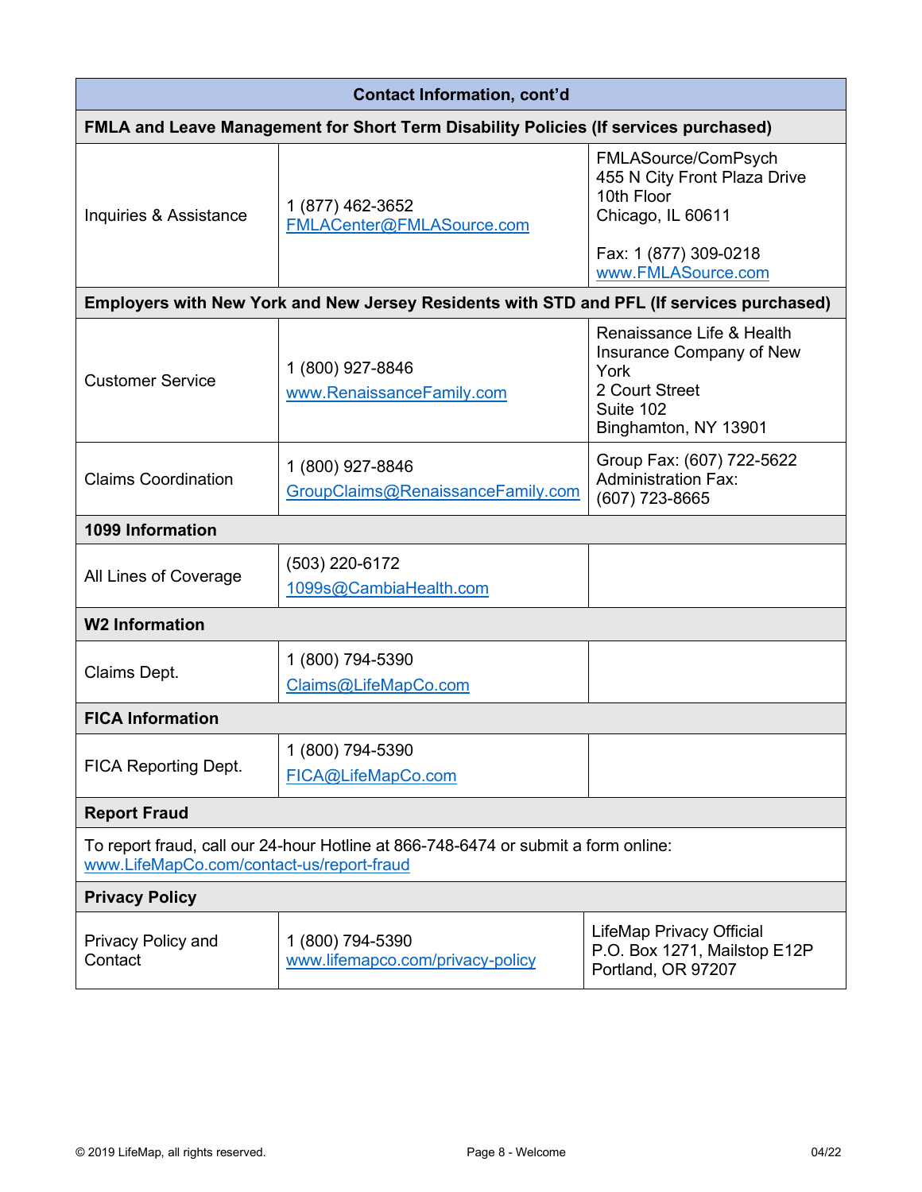| Contact Information, cont'd | | |
|---|---|---|
| **FMLA and Leave Management for Short Term Disability Policies (If services purchased)** | | |
| Inquiries & Assistance | 1 (877) 462-3652<br>FMLACenter@FMLASource.com | FMLASource/ComPsych<br>455 N City Front Plaza Drive<br>10th Floor<br>Chicago, IL 60611<br><br>Fax: 1 (877) 309-0218<br>www.FMLASource.com |
| **Employers with New York and New Jersey Residents with STD and PFL (If services purchased)** | | |
| Customer Service | 1 (800) 927-8846<br>www.RenaissanceFamily.com | Renaissance Life & Health Insurance Company of New York<br>2 Court Street<br>Suite 102<br>Binghamton, NY 13901 |
| Claims Coordination | 1 (800) 927-8846<br>GroupClaims@RenaissanceFamily.com | Group Fax: (607) 722-5622<br>Administration Fax:<br>(607) 723-8665 |
| **1099 Information** | | |
| All Lines of Coverage | (503) 220-6172<br>1099s@CambiaHealth.com | |
| **W2 Information** | | |
| Claims Dept. | 1 (800) 794-5390<br>Claims@LifeMapCo.com | |
| **FICA Information** | | |
| FICA Reporting Dept. | 1 (800) 794-5390<br>FICA@LifeMapCo.com | |
| **Report Fraud** | | |
| To report fraud, call our 24-hour Hotline at 866-748-6474 or submit a form online: www.LifeMapCo.com/contact-us/report-fraud | | |
| **Privacy Policy** | | |
| Privacy Policy and Contact | 1 (800) 794-5390<br>www.lifemapco.com/privacy-policy | LifeMap Privacy Official<br>P.O. Box 1271, Mailstop E12P<br>Portland, OR 97207 |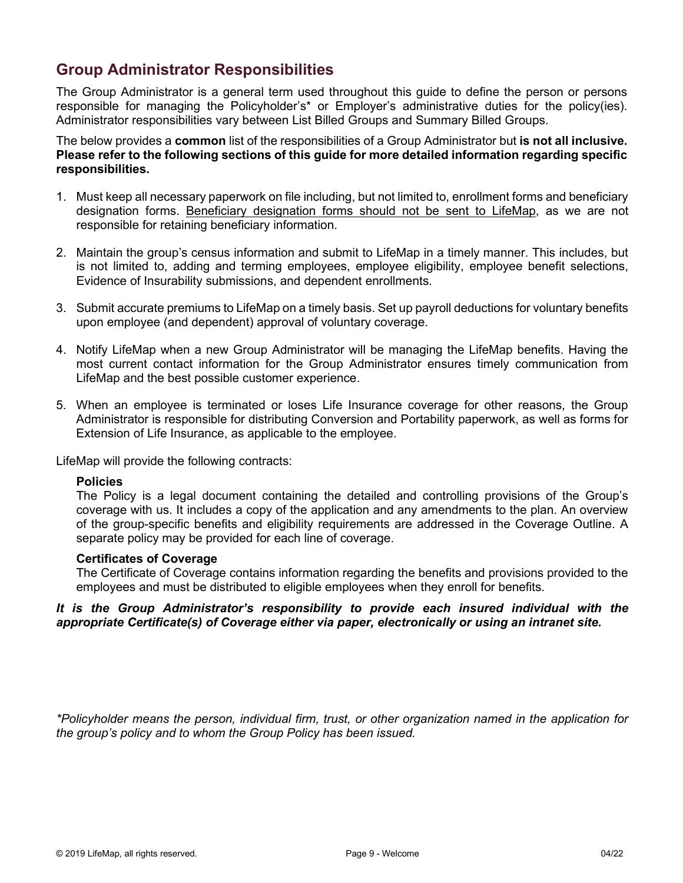## Group Administrator Responsibilities

The Group Administrator is a general term used throughout this guide to define the person or persons responsible for managing the Policyholder's* or Employer's administrative duties for the policy(ies). Administrator responsibilities vary between List Billed Groups and Summary Billed Groups.

The below provides a **common** list of the responsibilities of a Group Administrator but **is not all inclusive. Please refer to the following sections of this guide for more detailed information regarding specific responsibilities.**

1. Must keep all necessary paperwork on file including, but not limited to, enrollment forms and beneficiary designation forms. <u>Beneficiary designation forms should not be sent to LifeMap</u>, as we are not responsible for retaining beneficiary information.

2. Maintain the group's census information and submit to LifeMap in a timely manner. This includes, but is not limited to, adding and terming employees, employee eligibility, employee benefit selections, Evidence of Insurability submissions, and dependent enrollments.

3. Submit accurate premiums to LifeMap on a timely basis. Set up payroll deductions for voluntary benefits upon employee (and dependent) approval of voluntary coverage.

4. Notify LifeMap when a new Group Administrator will be managing the LifeMap benefits. Having the most current contact information for the Group Administrator ensures timely communication from LifeMap and the best possible customer experience.

5. When an employee is terminated or loses Life Insurance coverage for other reasons, the Group Administrator is responsible for distributing Conversion and Portability paperwork, as well as forms for Extension of Life Insurance, as applicable to the employee.

LifeMap will provide the following contracts:

**Policies**
The Policy is a legal document containing the detailed and controlling provisions of the Group's coverage with us. It includes a copy of the application and any amendments to the plan. An overview of the group-specific benefits and eligibility requirements are addressed in the Coverage Outline. A separate policy may be provided for each line of coverage.

**Certificates of Coverage**
The Certificate of Coverage contains information regarding the benefits and provisions provided to the employees and must be distributed to eligible employees when they enroll for benefits.

***It is the Group Administrator's responsibility to provide each insured individual with the appropriate Certificate(s) of Coverage either via paper, electronically or using an intranet site.***

**Policyholder means the person, individual firm, trust, or other organization named in the application for the group's policy and to whom the Group Policy has been issued.*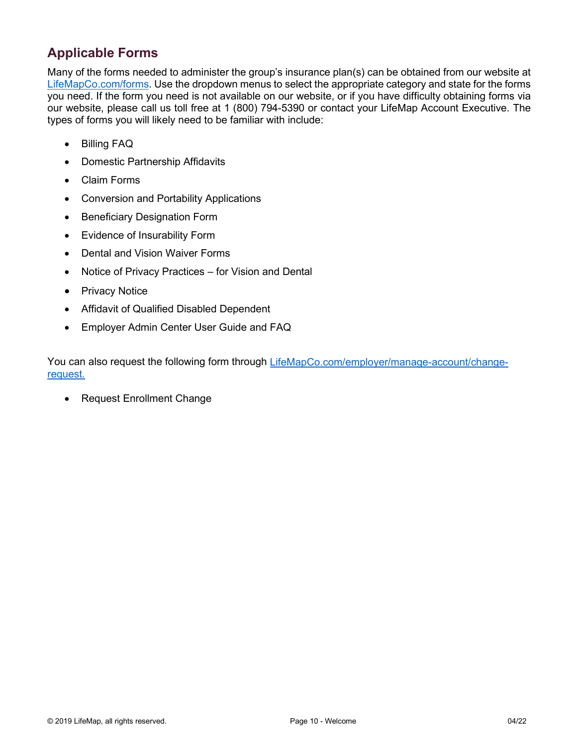## Applicable Forms

Many of the forms needed to administer the group's insurance plan(s) can be obtained from our website at [LifeMapCo.com/forms](LifeMapCo.com/forms). Use the dropdown menus to select the appropriate category and state for the forms you need. If the form you need is not available on our website, or if you have difficulty obtaining forms via our website, please call us toll free at 1 (800) 794-5390 or contact your LifeMap Account Executive. The types of forms you will likely need to be familiar with include:

- Billing FAQ
- Domestic Partnership Affidavits
- Claim Forms
- Conversion and Portability Applications
- Beneficiary Designation Form
- Evidence of Insurability Form
- Dental and Vision Waiver Forms
- Notice of Privacy Practices – for Vision and Dental
- Privacy Notice
- Affidavit of Qualified Disabled Dependent
- Employer Admin Center User Guide and FAQ

You can also request the following form through [LifeMapCo.com/employer/manage-account/change-request.](LifeMapCo.com/employer/manage-account/change-request)

- Request Enrollment Change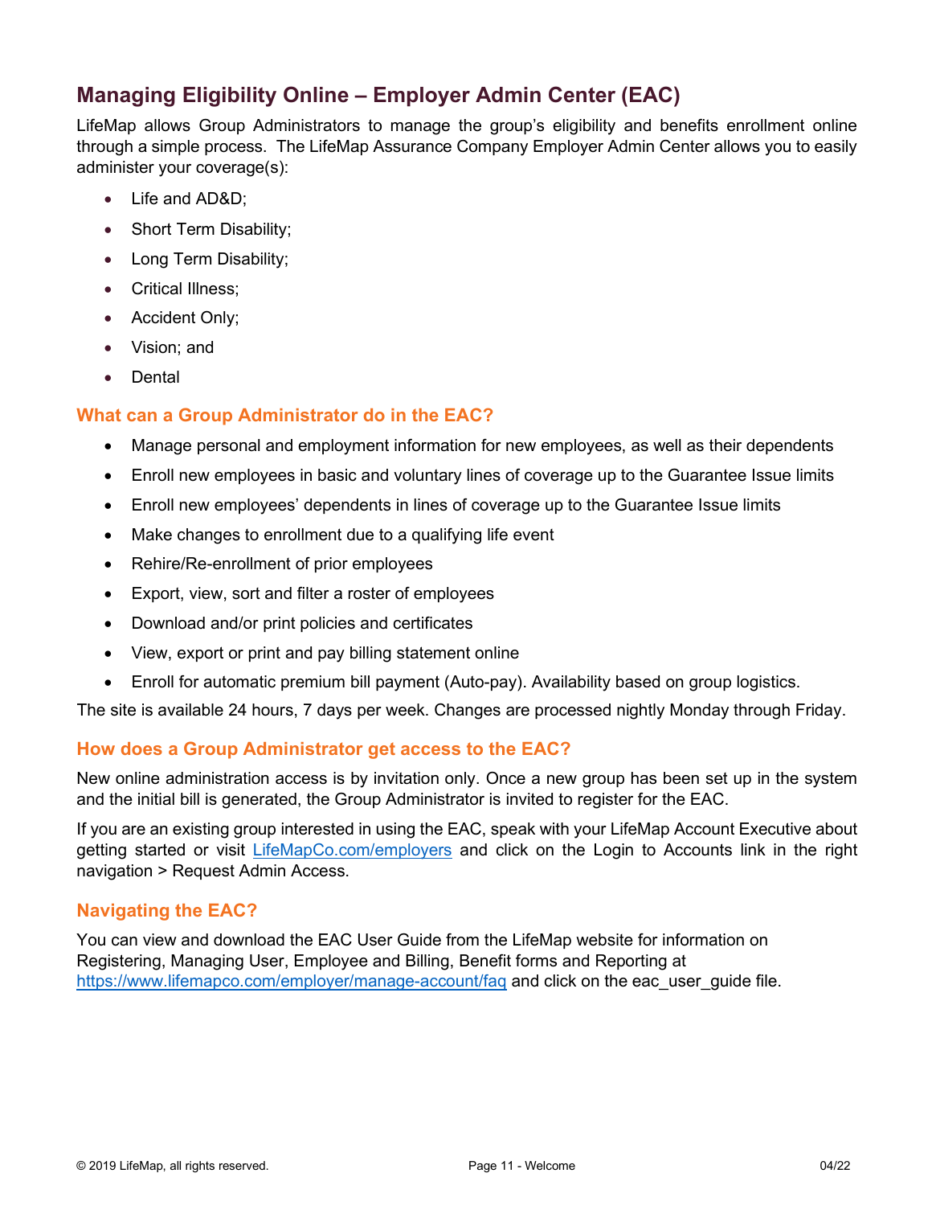## Managing Eligibility Online – Employer Admin Center (EAC)

LifeMap allows Group Administrators to manage the group's eligibility and benefits enrollment online through a simple process. The LifeMap Assurance Company Employer Admin Center allows you to easily administer your coverage(s):

- Life and AD&D;
- Short Term Disability;
- Long Term Disability;
- Critical Illness;
- Accident Only;
- Vision; and
- Dental

### What can a Group Administrator do in the EAC?

- Manage personal and employment information for new employees, as well as their dependents
- Enroll new employees in basic and voluntary lines of coverage up to the Guarantee Issue limits
- Enroll new employees' dependents in lines of coverage up to the Guarantee Issue limits
- Make changes to enrollment due to a qualifying life event
- Rehire/Re-enrollment of prior employees
- Export, view, sort and filter a roster of employees
- Download and/or print policies and certificates
- View, export or print and pay billing statement online
- Enroll for automatic premium bill payment (Auto-pay). Availability based on group logistics.

The site is available 24 hours, 7 days per week. Changes are processed nightly Monday through Friday.

### How does a Group Administrator get access to the EAC?

New online administration access is by invitation only. Once a new group has been set up in the system and the initial bill is generated, the Group Administrator is invited to register for the EAC.

If you are an existing group interested in using the EAC, speak with your LifeMap Account Executive about getting started or visit [LifeMapCo.com/employers](LifeMapCo.com/employers) and click on the Login to Accounts link in the right navigation > Request Admin Access.

### Navigating the EAC?

You can view and download the EAC User Guide from the LifeMap website for information on Registering, Managing User, Employee and Billing, Benefit forms and Reporting at [https://www.lifemapco.com/employer/manage-account/faq](https://www.lifemapco.com/employer/manage-account/faq) and click on the eac_user_guide file.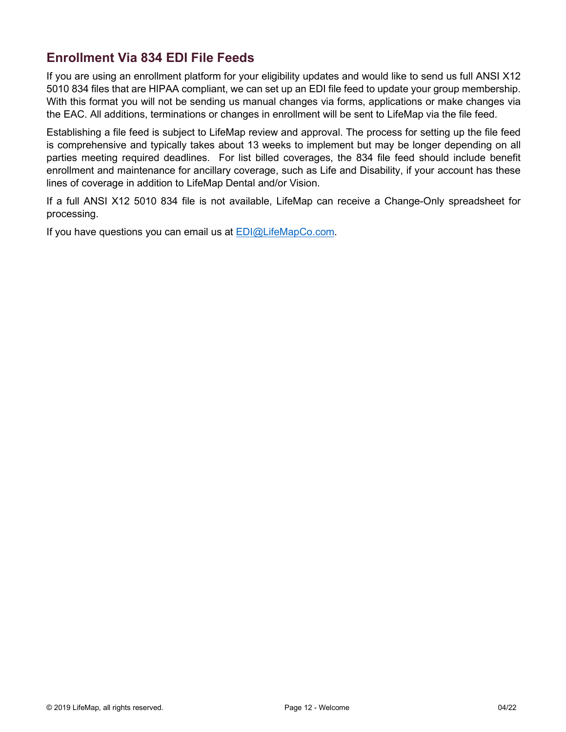## Enrollment Via 834 EDI File Feeds

If you are using an enrollment platform for your eligibility updates and would like to send us full ANSI X12 5010 834 files that are HIPAA compliant, we can set up an EDI file feed to update your group membership. With this format you will not be sending us manual changes via forms, applications or make changes via the EAC. All additions, terminations or changes in enrollment will be sent to LifeMap via the file feed.

Establishing a file feed is subject to LifeMap review and approval. The process for setting up the file feed is comprehensive and typically takes about 13 weeks to implement but may be longer depending on all parties meeting required deadlines. For list billed coverages, the 834 file feed should include benefit enrollment and maintenance for ancillary coverage, such as Life and Disability, if your account has these lines of coverage in addition to LifeMap Dental and/or Vision.

If a full ANSI X12 5010 834 file is not available, LifeMap can receive a Change-Only spreadsheet for processing.

If you have questions you can email us at EDI@LifeMapCo.com.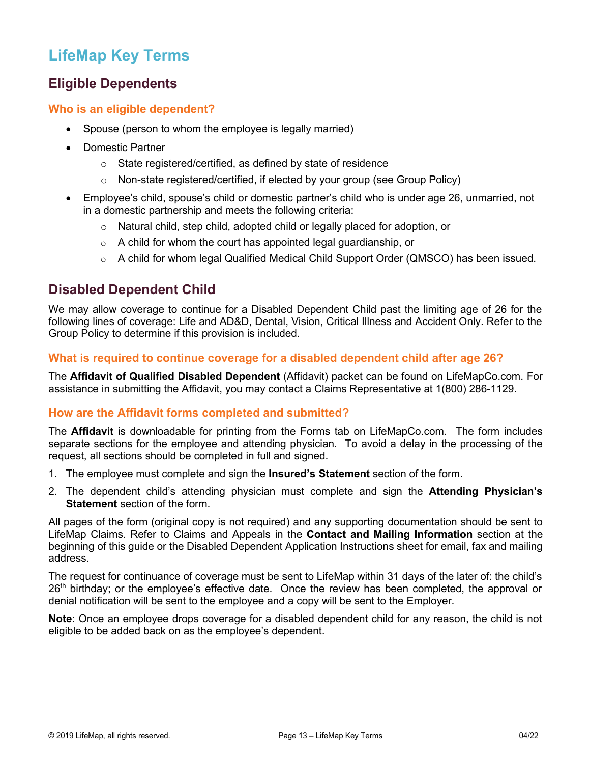# LifeMap Key Terms

## Eligible Dependents

### Who is an eligible dependent?

- Spouse (person to whom the employee is legally married)
- Domestic Partner
  - State registered/certified, as defined by state of residence
  - Non-state registered/certified, if elected by your group (see Group Policy)
- Employee's child, spouse's child or domestic partner's child who is under age 26, unmarried, not in a domestic partnership and meets the following criteria:
  - Natural child, step child, adopted child or legally placed for adoption, or
  - A child for whom the court has appointed legal guardianship, or
  - A child for whom legal Qualified Medical Child Support Order (QMSCO) has been issued.

## Disabled Dependent Child

We may allow coverage to continue for a Disabled Dependent Child past the limiting age of 26 for the following lines of coverage: Life and AD&D, Dental, Vision, Critical Illness and Accident Only. Refer to the Group Policy to determine if this provision is included.

### What is required to continue coverage for a disabled dependent child after age 26?

The **Affidavit of Qualified Disabled Dependent** (Affidavit) packet can be found on LifeMapCo.com. For assistance in submitting the Affidavit, you may contact a Claims Representative at 1(800) 286-1129.

### How are the Affidavit forms completed and submitted?

The **Affidavit** is downloadable for printing from the Forms tab on LifeMapCo.com. The form includes separate sections for the employee and attending physician. To avoid a delay in the processing of the request, all sections should be completed in full and signed.

1. The employee must complete and sign the **Insured's Statement** section of the form.
2. The dependent child's attending physician must complete and sign the **Attending Physician's Statement** section of the form.

All pages of the form (original copy is not required) and any supporting documentation should be sent to LifeMap Claims. Refer to Claims and Appeals in the **Contact and Mailing Information** section at the beginning of this guide or the Disabled Dependent Application Instructions sheet for email, fax and mailing address.

The request for continuance of coverage must be sent to LifeMap within 31 days of the later of: the child's 26th birthday; or the employee's effective date. Once the review has been completed, the approval or denial notification will be sent to the employee and a copy will be sent to the Employer.

**Note**: Once an employee drops coverage for a disabled dependent child for any reason, the child is not eligible to be added back on as the employee's dependent.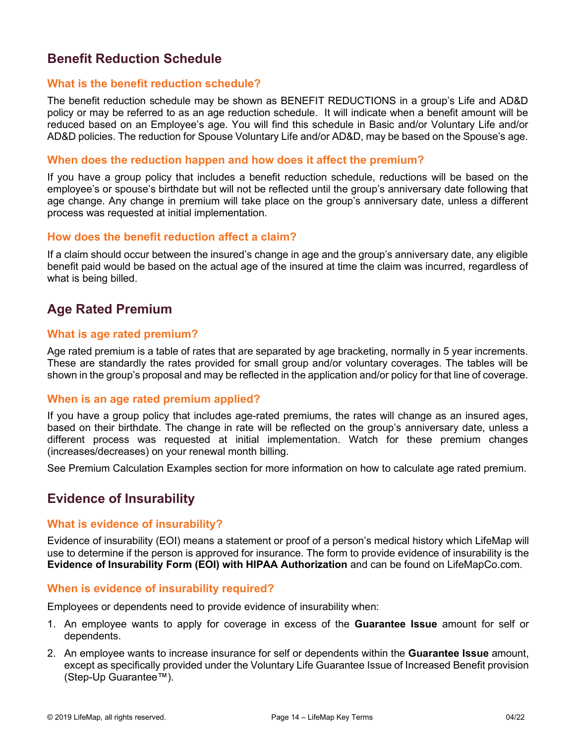## Benefit Reduction Schedule

### What is the benefit reduction schedule?

The benefit reduction schedule may be shown as BENEFIT REDUCTIONS in a group's Life and AD&D policy or may be referred to as an age reduction schedule. It will indicate when a benefit amount will be reduced based on an Employee's age. You will find this schedule in Basic and/or Voluntary Life and/or AD&D policies. The reduction for Spouse Voluntary Life and/or AD&D, may be based on the Spouse's age.

### When does the reduction happen and how does it affect the premium?

If you have a group policy that includes a benefit reduction schedule, reductions will be based on the employee's or spouse's birthdate but will not be reflected until the group's anniversary date following that age change. Any change in premium will take place on the group's anniversary date, unless a different process was requested at initial implementation.

### How does the benefit reduction affect a claim?

If a claim should occur between the insured's change in age and the group's anniversary date, any eligible benefit paid would be based on the actual age of the insured at time the claim was incurred, regardless of what is being billed.

## Age Rated Premium

### What is age rated premium?

Age rated premium is a table of rates that are separated by age bracketing, normally in 5 year increments. These are standardly the rates provided for small group and/or voluntary coverages. The tables will be shown in the group's proposal and may be reflected in the application and/or policy for that line of coverage.

### When is an age rated premium applied?

If you have a group policy that includes age-rated premiums, the rates will change as an insured ages, based on their birthdate. The change in rate will be reflected on the group's anniversary date, unless a different process was requested at initial implementation. Watch for these premium changes (increases/decreases) on your renewal month billing.

See Premium Calculation Examples section for more information on how to calculate age rated premium.

## Evidence of Insurability

### What is evidence of insurability?

Evidence of insurability (EOI) means a statement or proof of a person's medical history which LifeMap will use to determine if the person is approved for insurance. The form to provide evidence of insurability is the **Evidence of Insurability Form (EOI) with HIPAA Authorization** and can be found on LifeMapCo.com.

### When is evidence of insurability required?

Employees or dependents need to provide evidence of insurability when:

1. An employee wants to apply for coverage in excess of the **Guarantee Issue** amount for self or dependents.
2. An employee wants to increase insurance for self or dependents within the **Guarantee Issue** amount, except as specifically provided under the Voluntary Life Guarantee Issue of Increased Benefit provision (Step-Up Guarantee™).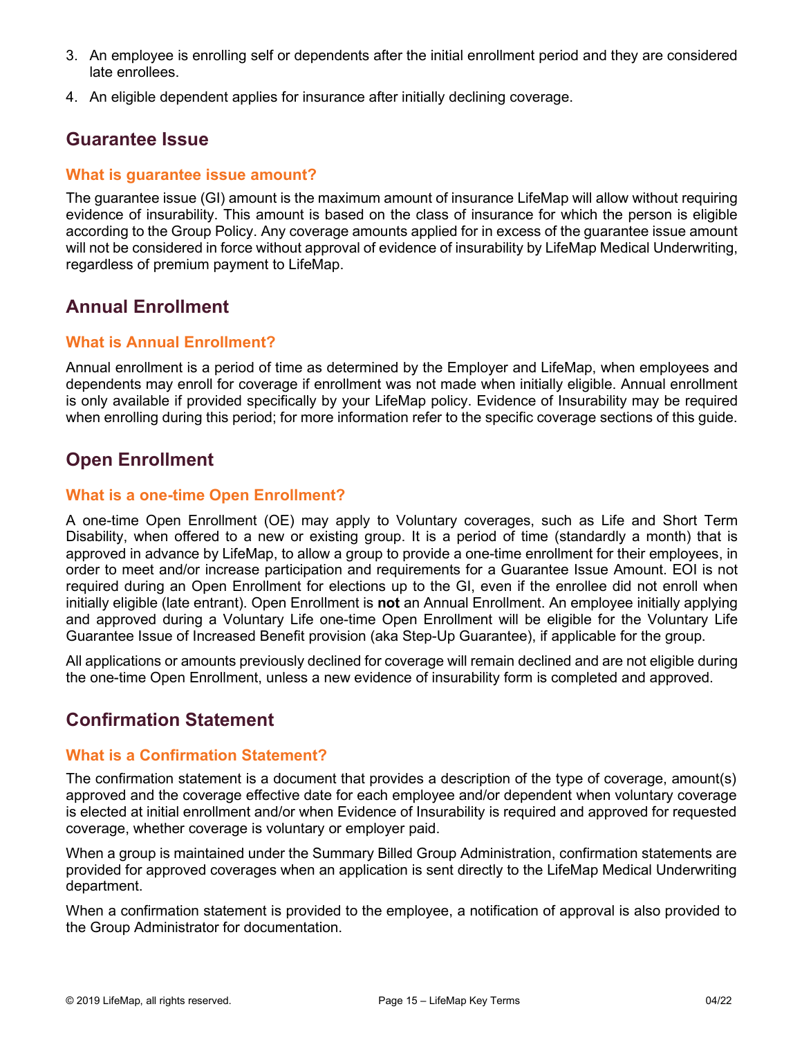3. An employee is enrolling self or dependents after the initial enrollment period and they are considered late enrollees.
4. An eligible dependent applies for insurance after initially declining coverage.

## Guarantee Issue

### What is guarantee issue amount?

The guarantee issue (GI) amount is the maximum amount of insurance LifeMap will allow without requiring evidence of insurability. This amount is based on the class of insurance for which the person is eligible according to the Group Policy. Any coverage amounts applied for in excess of the guarantee issue amount will not be considered in force without approval of evidence of insurability by LifeMap Medical Underwriting, regardless of premium payment to LifeMap.

## Annual Enrollment

### What is Annual Enrollment?

Annual enrollment is a period of time as determined by the Employer and LifeMap, when employees and dependents may enroll for coverage if enrollment was not made when initially eligible. Annual enrollment is only available if provided specifically by your LifeMap policy. Evidence of Insurability may be required when enrolling during this period; for more information refer to the specific coverage sections of this guide.

## Open Enrollment

### What is a one-time Open Enrollment?

A one-time Open Enrollment (OE) may apply to Voluntary coverages, such as Life and Short Term Disability, when offered to a new or existing group. It is a period of time (standardly a month) that is approved in advance by LifeMap, to allow a group to provide a one-time enrollment for their employees, in order to meet and/or increase participation and requirements for a Guarantee Issue Amount. EOI is not required during an Open Enrollment for elections up to the GI, even if the enrollee did not enroll when initially eligible (late entrant). Open Enrollment is **not** an Annual Enrollment. An employee initially applying and approved during a Voluntary Life one-time Open Enrollment will be eligible for the Voluntary Life Guarantee Issue of Increased Benefit provision (aka Step-Up Guarantee), if applicable for the group.

All applications or amounts previously declined for coverage will remain declined and are not eligible during the one-time Open Enrollment, unless a new evidence of insurability form is completed and approved.

## Confirmation Statement

### What is a Confirmation Statement?

The confirmation statement is a document that provides a description of the type of coverage, amount(s) approved and the coverage effective date for each employee and/or dependent when voluntary coverage is elected at initial enrollment and/or when Evidence of Insurability is required and approved for requested coverage, whether coverage is voluntary or employer paid.

When a group is maintained under the Summary Billed Group Administration, confirmation statements are provided for approved coverages when an application is sent directly to the LifeMap Medical Underwriting department.

When a confirmation statement is provided to the employee, a notification of approval is also provided to the Group Administrator for documentation.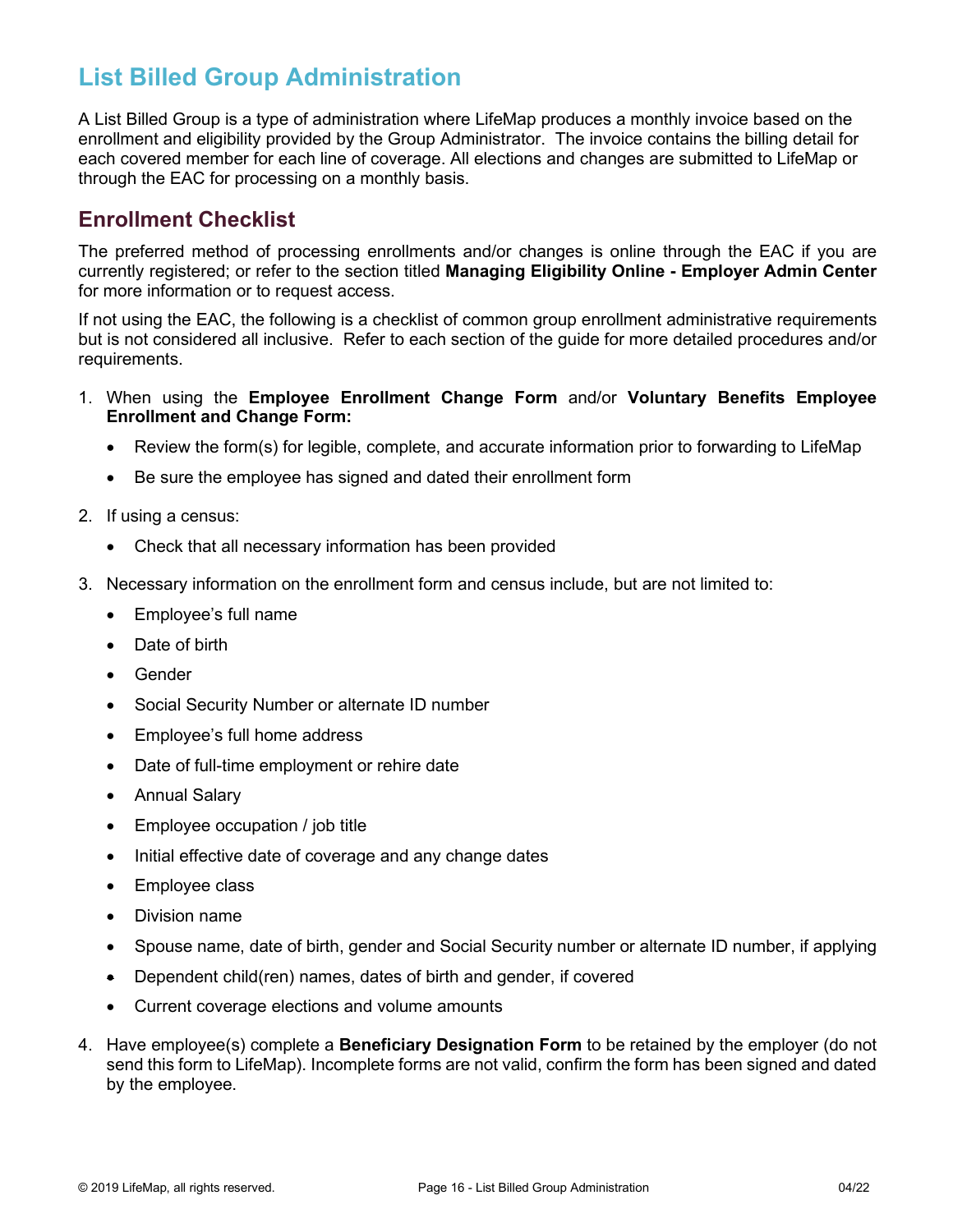# List Billed Group Administration

A List Billed Group is a type of administration where LifeMap produces a monthly invoice based on the enrollment and eligibility provided by the Group Administrator. The invoice contains the billing detail for each covered member for each line of coverage. All elections and changes are submitted to LifeMap or through the EAC for processing on a monthly basis.

## Enrollment Checklist

The preferred method of processing enrollments and/or changes is online through the EAC if you are currently registered; or refer to the section titled **Managing Eligibility Online - Employer Admin Center** for more information or to request access.

If not using the EAC, the following is a checklist of common group enrollment administrative requirements but is not considered all inclusive. Refer to each section of the guide for more detailed procedures and/or requirements.

1. When using the **Employee Enrollment Change Form** and/or **Voluntary Benefits Employee Enrollment and Change Form:**
   - Review the form(s) for legible, complete, and accurate information prior to forwarding to LifeMap
   - Be sure the employee has signed and dated their enrollment form
2. If using a census:
   - Check that all necessary information has been provided
3. Necessary information on the enrollment form and census include, but are not limited to:
   - Employee's full name
   - Date of birth
   - Gender
   - Social Security Number or alternate ID number
   - Employee's full home address
   - Date of full-time employment or rehire date
   - Annual Salary
   - Employee occupation / job title
   - Initial effective date of coverage and any change dates
   - Employee class
   - Division name
   - Spouse name, date of birth, gender and Social Security number or alternate ID number, if applying
   - Dependent child(ren) names, dates of birth and gender, if covered
   - Current coverage elections and volume amounts
4. Have employee(s) complete a **Beneficiary Designation Form** to be retained by the employer (do not send this form to LifeMap). Incomplete forms are not valid, confirm the form has been signed and dated by the employee.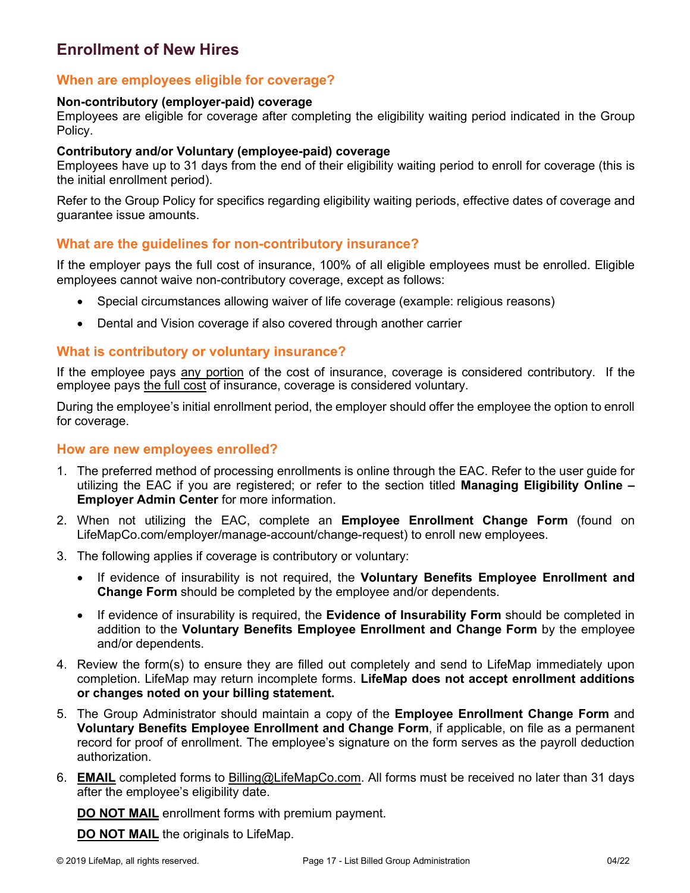## Enrollment of New Hires

### When are employees eligible for coverage?

**Non-contributory (employer-paid) coverage**
Employees are eligible for coverage after completing the eligibility waiting period indicated in the Group Policy.

**Contributory and/or Voluntary (employee-paid) coverage**
Employees have up to 31 days from the end of their eligibility waiting period to enroll for coverage (this is the initial enrollment period).

Refer to the Group Policy for specifics regarding eligibility waiting periods, effective dates of coverage and guarantee issue amounts.

### What are the guidelines for non-contributory insurance?

If the employer pays the full cost of insurance, 100% of all eligible employees must be enrolled. Eligible employees cannot waive non-contributory coverage, except as follows:

- Special circumstances allowing waiver of life coverage (example: religious reasons)
- Dental and Vision coverage if also covered through another carrier

### What is contributory or voluntary insurance?

If the employee pays <u>any portion</u> of the cost of insurance, coverage is considered contributory. If the employee pays <u>the full cost</u> of insurance, coverage is considered voluntary.

During the employee's initial enrollment period, the employer should offer the employee the option to enroll for coverage.

### How are new employees enrolled?

1. The preferred method of processing enrollments is online through the EAC. Refer to the user guide for utilizing the EAC if you are registered; or refer to the section titled **Managing Eligibility Online – Employer Admin Center** for more information.
2. When not utilizing the EAC, complete an **Employee Enrollment Change Form** (found on LifeMapCo.com/employer/manage-account/change-request) to enroll new employees.
3. The following applies if coverage is contributory or voluntary:
   - If evidence of insurability is not required, the **Voluntary Benefits Employee Enrollment and Change Form** should be completed by the employee and/or dependents.
   - If evidence of insurability is required, the **Evidence of Insurability Form** should be completed in addition to the **Voluntary Benefits Employee Enrollment and Change Form** by the employee and/or dependents.
4. Review the form(s) to ensure they are filled out completely and send to LifeMap immediately upon completion. LifeMap may return incomplete forms. **LifeMap does not accept enrollment additions or changes noted on your billing statement.**
5. The Group Administrator should maintain a copy of the **Employee Enrollment Change Form** and **Voluntary Benefits Employee Enrollment and Change Form**, if applicable, on file as a permanent record for proof of enrollment. The employee's signature on the form serves as the payroll deduction authorization.
6. <u>**EMAIL**</u> completed forms to <u>Billing@LifeMapCo.com</u>. All forms must be received no later than 31 days after the employee's eligibility date.

   <u>**DO NOT MAIL**</u> enrollment forms with premium payment.

   <u>**DO NOT MAIL**</u> the originals to LifeMap.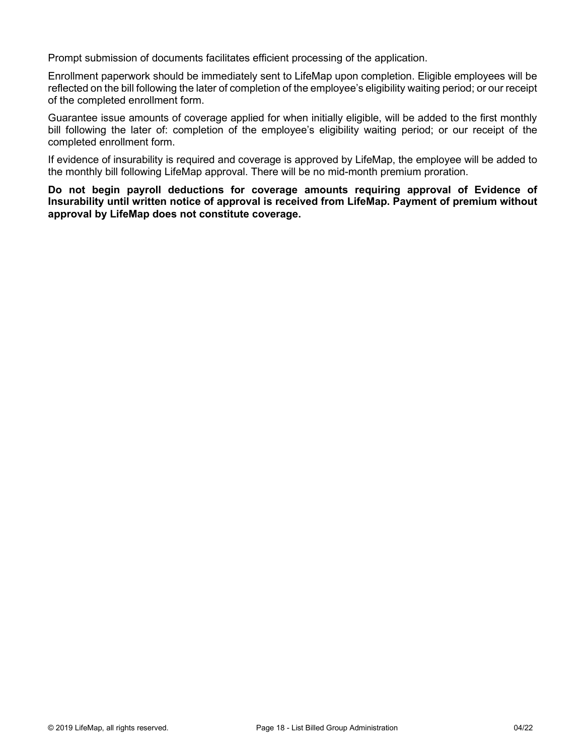Prompt submission of documents facilitates efficient processing of the application.

Enrollment paperwork should be immediately sent to LifeMap upon completion. Eligible employees will be reflected on the bill following the later of completion of the employee's eligibility waiting period; or our receipt of the completed enrollment form.

Guarantee issue amounts of coverage applied for when initially eligible, will be added to the first monthly bill following the later of: completion of the employee's eligibility waiting period; or our receipt of the completed enrollment form.

If evidence of insurability is required and coverage is approved by LifeMap, the employee will be added to the monthly bill following LifeMap approval. There will be no mid-month premium proration.

**Do not begin payroll deductions for coverage amounts requiring approval of Evidence of Insurability until written notice of approval is received from LifeMap. Payment of premium without approval by LifeMap does not constitute coverage.**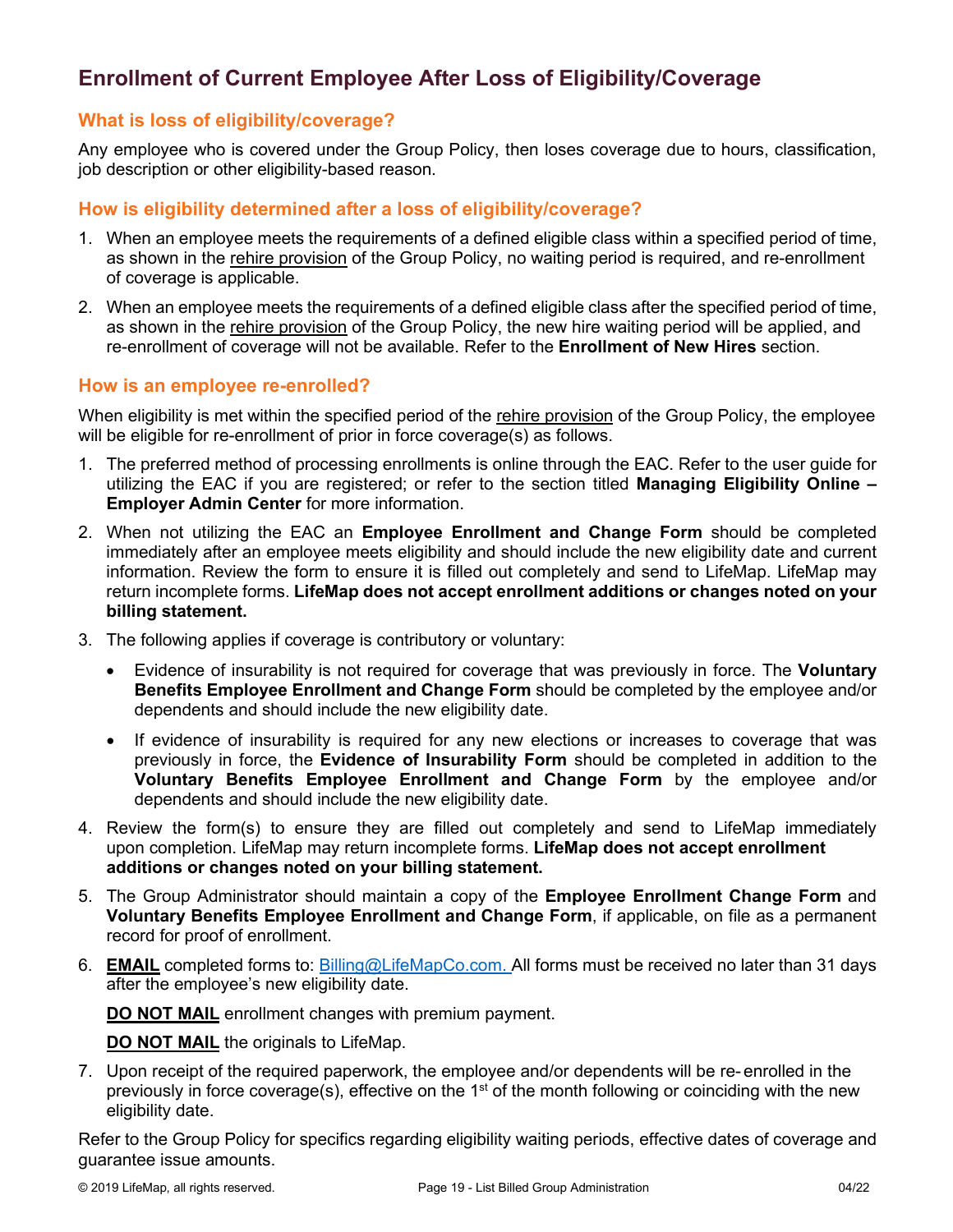# Enrollment of Current Employee After Loss of Eligibility/Coverage

## What is loss of eligibility/coverage?

Any employee who is covered under the Group Policy, then loses coverage due to hours, classification, job description or other eligibility-based reason.

## How is eligibility determined after a loss of eligibility/coverage?

1. When an employee meets the requirements of a defined eligible class within a specified period of time, as shown in the rehire provision of the Group Policy, no waiting period is required, and re-enrollment of coverage is applicable.
2. When an employee meets the requirements of a defined eligible class after the specified period of time, as shown in the rehire provision of the Group Policy, the new hire waiting period will be applied, and re-enrollment of coverage will not be available. Refer to the **Enrollment of New Hires** section.

## How is an employee re-enrolled?

When eligibility is met within the specified period of the rehire provision of the Group Policy, the employee will be eligible for re-enrollment of prior in force coverage(s) as follows.

1. The preferred method of processing enrollments is online through the EAC. Refer to the user guide for utilizing the EAC if you are registered; or refer to the section titled **Managing Eligibility Online – Employer Admin Center** for more information.
2. When not utilizing the EAC an **Employee Enrollment and Change Form** should be completed immediately after an employee meets eligibility and should include the new eligibility date and current information. Review the form to ensure it is filled out completely and send to LifeMap. LifeMap may return incomplete forms. **LifeMap does not accept enrollment additions or changes noted on your billing statement.**
3. The following applies if coverage is contributory or voluntary:
   - Evidence of insurability is not required for coverage that was previously in force. The **Voluntary Benefits Employee Enrollment and Change Form** should be completed by the employee and/or dependents and should include the new eligibility date.
   - If evidence of insurability is required for any new elections or increases to coverage that was previously in force, the **Evidence of Insurability Form** should be completed in addition to the **Voluntary Benefits Employee Enrollment and Change Form** by the employee and/or dependents and should include the new eligibility date.
4. Review the form(s) to ensure they are filled out completely and send to LifeMap immediately upon completion. LifeMap may return incomplete forms. **LifeMap does not accept enrollment additions or changes noted on your billing statement.**
5. The Group Administrator should maintain a copy of the **Employee Enrollment Change Form** and **Voluntary Benefits Employee Enrollment and Change Form**, if applicable, on file as a permanent record for proof of enrollment.
6. **EMAIL** completed forms to: Billing@LifeMapCo.com. All forms must be received no later than 31 days after the employee's new eligibility date.

   **DO NOT MAIL** enrollment changes with premium payment.

   **DO NOT MAIL** the originals to LifeMap.
7. Upon receipt of the required paperwork, the employee and/or dependents will be re-enrolled in the previously in force coverage(s), effective on the 1st of the month following or coinciding with the new eligibility date.

Refer to the Group Policy for specifics regarding eligibility waiting periods, effective dates of coverage and guarantee issue amounts.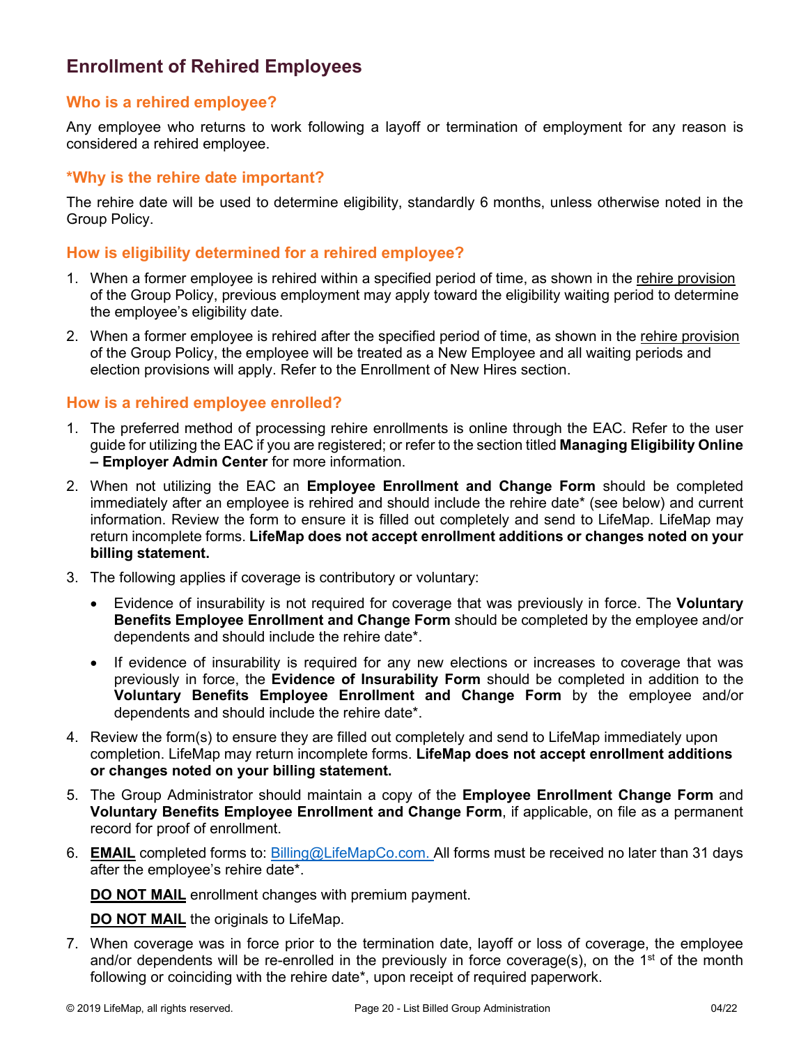## Enrollment of Rehired Employees

### Who is a rehired employee?

Any employee who returns to work following a layoff or termination of employment for any reason is considered a rehired employee.

### *Why is the rehire date important?

The rehire date will be used to determine eligibility, standardly 6 months, unless otherwise noted in the Group Policy.

### How is eligibility determined for a rehired employee?

1. When a former employee is rehired within a specified period of time, as shown in the rehire provision of the Group Policy, previous employment may apply toward the eligibility waiting period to determine the employee's eligibility date.
2. When a former employee is rehired after the specified period of time, as shown in the rehire provision of the Group Policy, the employee will be treated as a New Employee and all waiting periods and election provisions will apply. Refer to the Enrollment of New Hires section.

### How is a rehired employee enrolled?

1. The preferred method of processing rehire enrollments is online through the EAC. Refer to the user guide for utilizing the EAC if you are registered; or refer to the section titled **Managing Eligibility Online – Employer Admin Center** for more information.
2. When not utilizing the EAC an **Employee Enrollment and Change Form** should be completed immediately after an employee is rehired and should include the rehire date* (see below) and current information. Review the form to ensure it is filled out completely and send to LifeMap. LifeMap may return incomplete forms. **LifeMap does not accept enrollment additions or changes noted on your billing statement.**
3. The following applies if coverage is contributory or voluntary:
   - Evidence of insurability is not required for coverage that was previously in force. The **Voluntary Benefits Employee Enrollment and Change Form** should be completed by the employee and/or dependents and should include the rehire date*.
   - If evidence of insurability is required for any new elections or increases to coverage that was previously in force, the **Evidence of Insurability Form** should be completed in addition to the **Voluntary Benefits Employee Enrollment and Change Form** by the employee and/or dependents and should include the rehire date*.
4. Review the form(s) to ensure they are filled out completely and send to LifeMap immediately upon completion. LifeMap may return incomplete forms. **LifeMap does not accept enrollment additions or changes noted on your billing statement.**
5. The Group Administrator should maintain a copy of the **Employee Enrollment Change Form** and **Voluntary Benefits Employee Enrollment and Change Form**, if applicable, on file as a permanent record for proof of enrollment.
6. **EMAIL** completed forms to: Billing@LifeMapCo.com. All forms must be received no later than 31 days after the employee's rehire date*.

   **DO NOT MAIL** enrollment changes with premium payment.

   **DO NOT MAIL** the originals to LifeMap.
7. When coverage was in force prior to the termination date, layoff or loss of coverage, the employee and/or dependents will be re-enrolled in the previously in force coverage(s), on the 1st of the month following or coinciding with the rehire date*, upon receipt of required paperwork.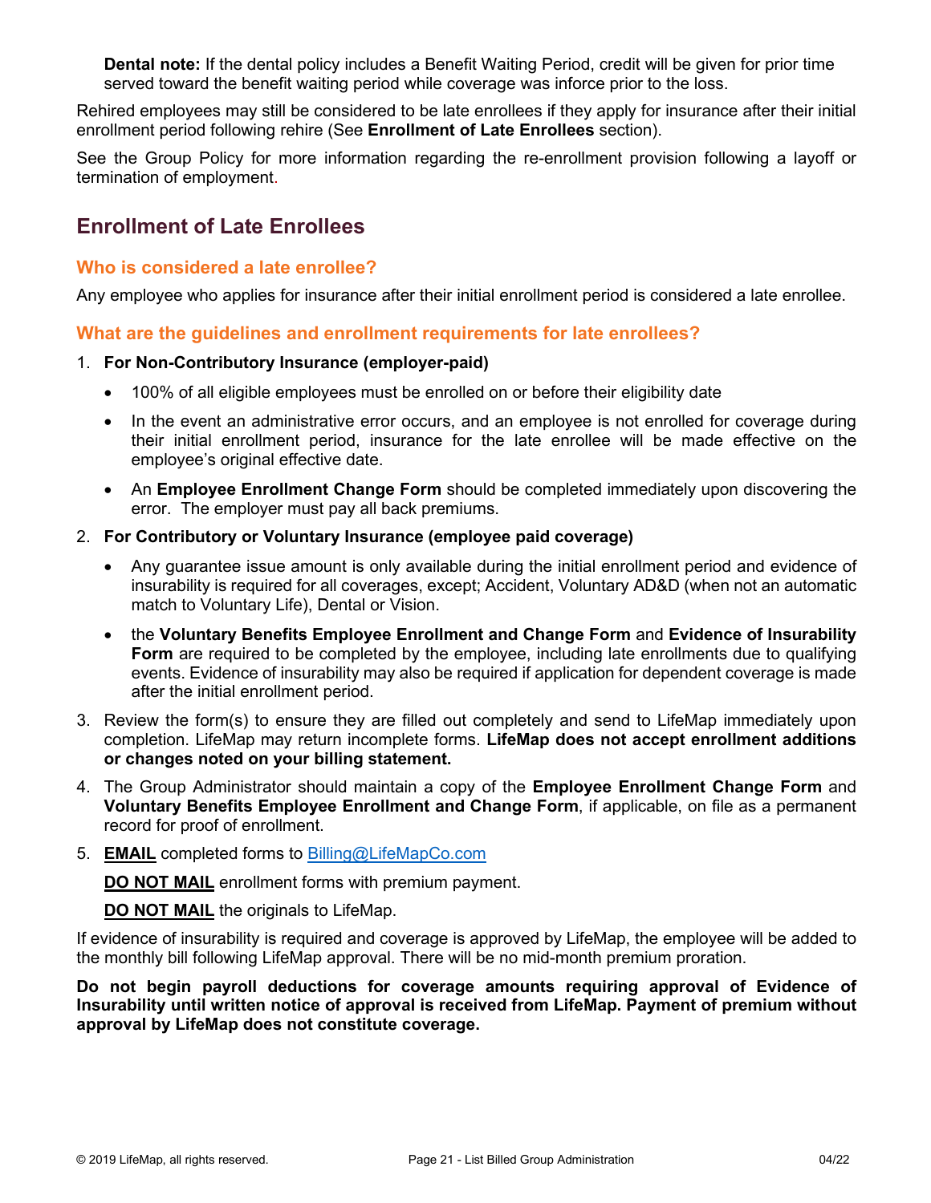**Dental note:** If the dental policy includes a Benefit Waiting Period, credit will be given for prior time served toward the benefit waiting period while coverage was inforce prior to the loss.

Rehired employees may still be considered to be late enrollees if they apply for insurance after their initial enrollment period following rehire (See **Enrollment of Late Enrollees** section).

See the Group Policy for more information regarding the re-enrollment provision following a layoff or termination of employment.

## Enrollment of Late Enrollees

### Who is considered a late enrollee?

Any employee who applies for insurance after their initial enrollment period is considered a late enrollee.

### What are the guidelines and enrollment requirements for late enrollees?

1. **For Non-Contributory Insurance (employer-paid)**
   - 100% of all eligible employees must be enrolled on or before their eligibility date
   - In the event an administrative error occurs, and an employee is not enrolled for coverage during their initial enrollment period, insurance for the late enrollee will be made effective on the employee's original effective date.
   - An **Employee Enrollment Change Form** should be completed immediately upon discovering the error. The employer must pay all back premiums.
2. **For Contributory or Voluntary Insurance (employee paid coverage)**
   - Any guarantee issue amount is only available during the initial enrollment period and evidence of insurability is required for all coverages, except; Accident, Voluntary AD&D (when not an automatic match to Voluntary Life), Dental or Vision.
   - the **Voluntary Benefits Employee Enrollment and Change Form** and **Evidence of Insurability Form** are required to be completed by the employee, including late enrollments due to qualifying events. Evidence of insurability may also be required if application for dependent coverage is made after the initial enrollment period.
3. Review the form(s) to ensure they are filled out completely and send to LifeMap immediately upon completion. LifeMap may return incomplete forms. **LifeMap does not accept enrollment additions or changes noted on your billing statement.**
4. The Group Administrator should maintain a copy of the **Employee Enrollment Change Form** and **Voluntary Benefits Employee Enrollment and Change Form**, if applicable, on file as a permanent record for proof of enrollment.
5. **EMAIL** completed forms to Billing@LifeMapCo.com

   **DO NOT MAIL** enrollment forms with premium payment.

   **DO NOT MAIL** the originals to LifeMap.

If evidence of insurability is required and coverage is approved by LifeMap, the employee will be added to the monthly bill following LifeMap approval. There will be no mid-month premium proration.

**Do not begin payroll deductions for coverage amounts requiring approval of Evidence of Insurability until written notice of approval is received from LifeMap. Payment of premium without approval by LifeMap does not constitute coverage.**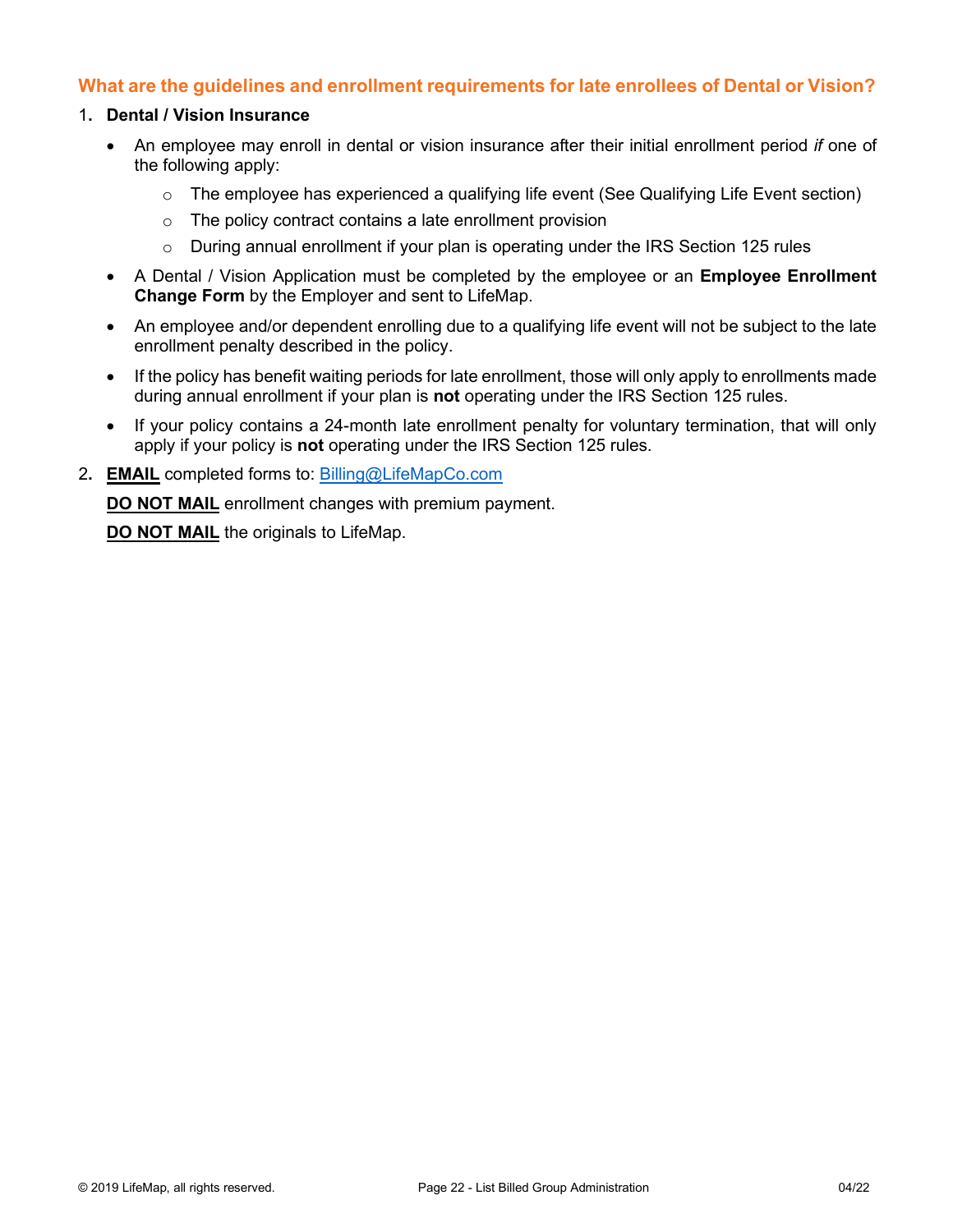## What are the guidelines and enrollment requirements for late enrollees of Dental or Vision?

1. **Dental / Vision Insurance**
   - An employee may enroll in dental or vision insurance after their initial enrollment period *if* one of the following apply:
     - The employee has experienced a qualifying life event (See Qualifying Life Event section)
     - The policy contract contains a late enrollment provision
     - During annual enrollment if your plan is operating under the IRS Section 125 rules
   - A Dental / Vision Application must be completed by the employee or an **Employee Enrollment Change Form** by the Employer and sent to LifeMap.
   - An employee and/or dependent enrolling due to a qualifying life event will not be subject to the late enrollment penalty described in the policy.
   - If the policy has benefit waiting periods for late enrollment, those will only apply to enrollments made during annual enrollment if your plan is **not** operating under the IRS Section 125 rules.
   - If your policy contains a 24-month late enrollment penalty for voluntary termination, that will only apply if your policy is **not** operating under the IRS Section 125 rules.

2. **EMAIL** completed forms to: Billing@LifeMapCo.com

   **DO NOT MAIL** enrollment changes with premium payment.

   **DO NOT MAIL** the originals to LifeMap.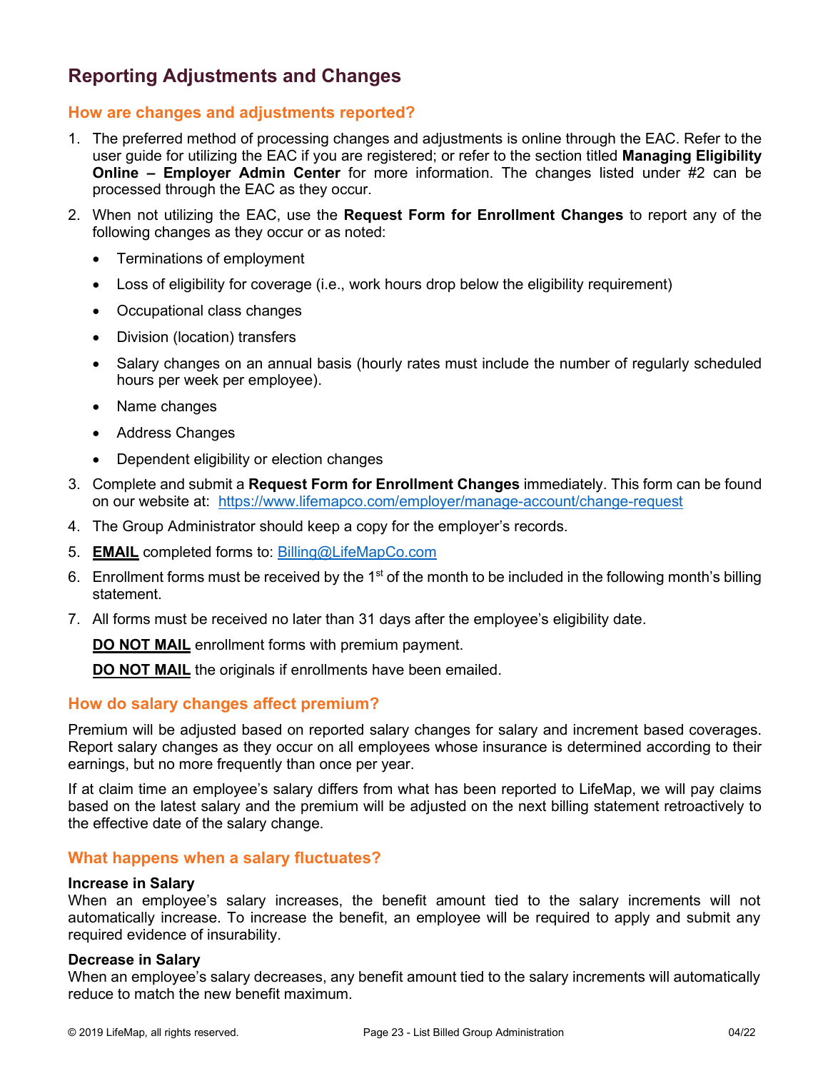## Reporting Adjustments and Changes

### How are changes and adjustments reported?

1. The preferred method of processing changes and adjustments is online through the EAC. Refer to the user guide for utilizing the EAC if you are registered; or refer to the section titled **Managing Eligibility Online – Employer Admin Center** for more information. The changes listed under #2 can be processed through the EAC as they occur.
2. When not utilizing the EAC, use the **Request Form for Enrollment Changes** to report any of the following changes as they occur or as noted:
   - Terminations of employment
   - Loss of eligibility for coverage (i.e., work hours drop below the eligibility requirement)
   - Occupational class changes
   - Division (location) transfers
   - Salary changes on an annual basis (hourly rates must include the number of regularly scheduled hours per week per employee).
   - Name changes
   - Address Changes
   - Dependent eligibility or election changes
3. Complete and submit a **Request Form for Enrollment Changes** immediately. This form can be found on our website at: https://www.lifemapco.com/employer/manage-account/change-request
4. The Group Administrator should keep a copy for the employer's records.
5. **EMAIL** completed forms to: Billing@LifeMapCo.com
6. Enrollment forms must be received by the 1st of the month to be included in the following month's billing statement.
7. All forms must be received no later than 31 days after the employee's eligibility date.

   **DO NOT MAIL** enrollment forms with premium payment.

   **DO NOT MAIL** the originals if enrollments have been emailed.

### How do salary changes affect premium?

Premium will be adjusted based on reported salary changes for salary and increment based coverages. Report salary changes as they occur on all employees whose insurance is determined according to their earnings, but no more frequently than once per year.

If at claim time an employee's salary differs from what has been reported to LifeMap, we will pay claims based on the latest salary and the premium will be adjusted on the next billing statement retroactively to the effective date of the salary change.

### What happens when a salary fluctuates?

**Increase in Salary**
When an employee's salary increases, the benefit amount tied to the salary increments will not automatically increase. To increase the benefit, an employee will be required to apply and submit any required evidence of insurability.

**Decrease in Salary**
When an employee's salary decreases, any benefit amount tied to the salary increments will automatically reduce to match the new benefit maximum.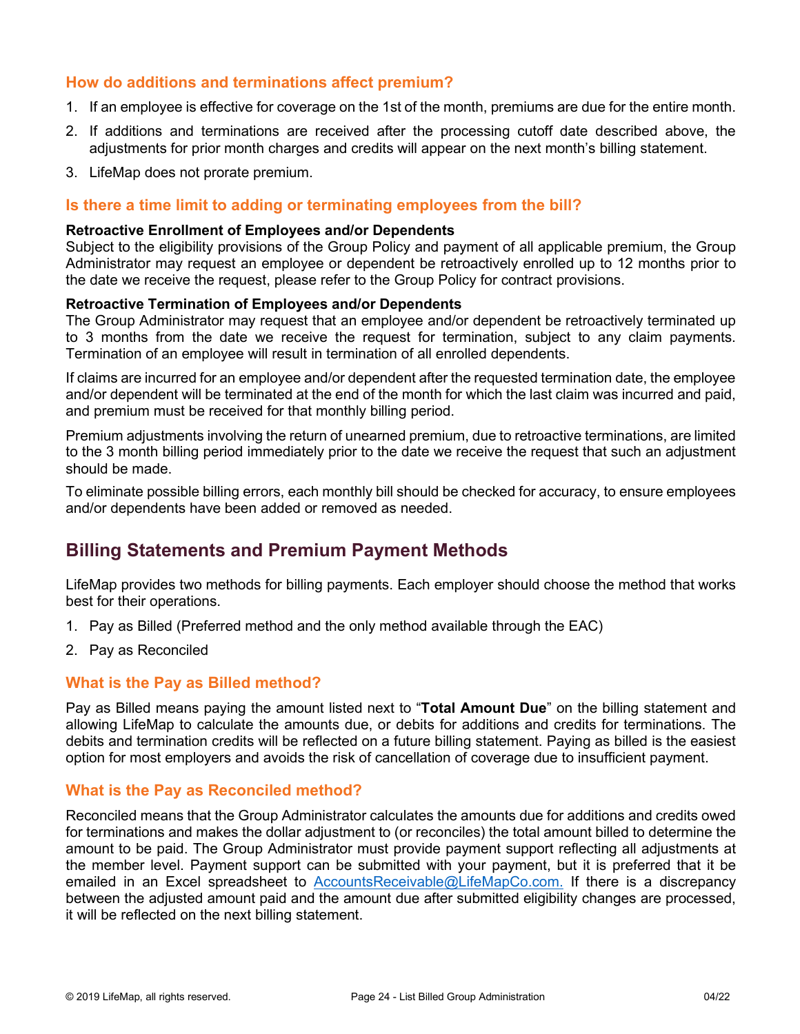### How do additions and terminations affect premium?

1. If an employee is effective for coverage on the 1st of the month, premiums are due for the entire month.
2. If additions and terminations are received after the processing cutoff date described above, the adjustments for prior month charges and credits will appear on the next month's billing statement.
3. LifeMap does not prorate premium.

### Is there a time limit to adding or terminating employees from the bill?

**Retroactive Enrollment of Employees and/or Dependents**
Subject to the eligibility provisions of the Group Policy and payment of all applicable premium, the Group Administrator may request an employee or dependent be retroactively enrolled up to 12 months prior to the date we receive the request, please refer to the Group Policy for contract provisions.

**Retroactive Termination of Employees and/or Dependents**
The Group Administrator may request that an employee and/or dependent be retroactively terminated up to 3 months from the date we receive the request for termination, subject to any claim payments. Termination of an employee will result in termination of all enrolled dependents.

If claims are incurred for an employee and/or dependent after the requested termination date, the employee and/or dependent will be terminated at the end of the month for which the last claim was incurred and paid, and premium must be received for that monthly billing period.

Premium adjustments involving the return of unearned premium, due to retroactive terminations, are limited to the 3 month billing period immediately prior to the date we receive the request that such an adjustment should be made.

To eliminate possible billing errors, each monthly bill should be checked for accuracy, to ensure employees and/or dependents have been added or removed as needed.

## Billing Statements and Premium Payment Methods

LifeMap provides two methods for billing payments. Each employer should choose the method that works best for their operations.

1. Pay as Billed (Preferred method and the only method available through the EAC)
2. Pay as Reconciled

### What is the Pay as Billed method?

Pay as Billed means paying the amount listed next to "**Total Amount Due**" on the billing statement and allowing LifeMap to calculate the amounts due, or debits for additions and credits for terminations. The debits and termination credits will be reflected on a future billing statement. Paying as billed is the easiest option for most employers and avoids the risk of cancellation of coverage due to insufficient payment.

### What is the Pay as Reconciled method?

Reconciled means that the Group Administrator calculates the amounts due for additions and credits owed for terminations and makes the dollar adjustment to (or reconciles) the total amount billed to determine the amount to be paid. The Group Administrator must provide payment support reflecting all adjustments at the member level. Payment support can be submitted with your payment, but it is preferred that it be emailed in an Excel spreadsheet to AccountsReceivable@LifeMapCo.com. If there is a discrepancy between the adjusted amount paid and the amount due after submitted eligibility changes are processed, it will be reflected on the next billing statement.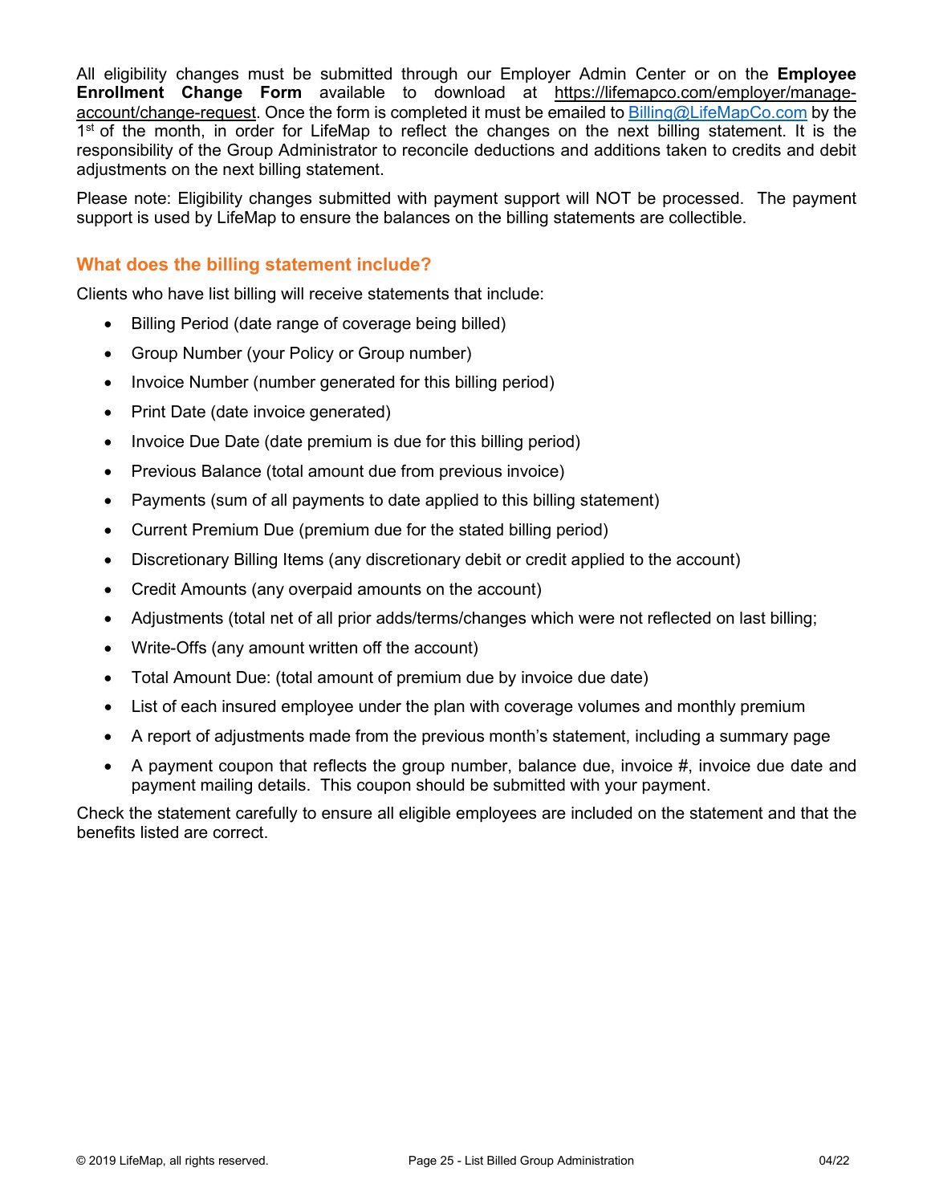All eligibility changes must be submitted through our Employer Admin Center or on the **Employee Enrollment Change Form** available to download at https://lifemapco.com/employer/manage-account/change-request. Once the form is completed it must be emailed to Billing@LifeMapCo.com by the 1st of the month, in order for LifeMap to reflect the changes on the next billing statement. It is the responsibility of the Group Administrator to reconcile deductions and additions taken to credits and debit adjustments on the next billing statement.

Please note: Eligibility changes submitted with payment support will NOT be processed. The payment support is used by LifeMap to ensure the balances on the billing statements are collectible.

### What does the billing statement include?

Clients who have list billing will receive statements that include:

- Billing Period (date range of coverage being billed)
- Group Number (your Policy or Group number)
- Invoice Number (number generated for this billing period)
- Print Date (date invoice generated)
- Invoice Due Date (date premium is due for this billing period)
- Previous Balance (total amount due from previous invoice)
- Payments (sum of all payments to date applied to this billing statement)
- Current Premium Due (premium due for the stated billing period)
- Discretionary Billing Items (any discretionary debit or credit applied to the account)
- Credit Amounts (any overpaid amounts on the account)
- Adjustments (total net of all prior adds/terms/changes which were not reflected on last billing;
- Write-Offs (any amount written off the account)
- Total Amount Due: (total amount of premium due by invoice due date)
- List of each insured employee under the plan with coverage volumes and monthly premium
- A report of adjustments made from the previous month's statement, including a summary page
- A payment coupon that reflects the group number, balance due, invoice #, invoice due date and payment mailing details. This coupon should be submitted with your payment.

Check the statement carefully to ensure all eligible employees are included on the statement and that the benefits listed are correct.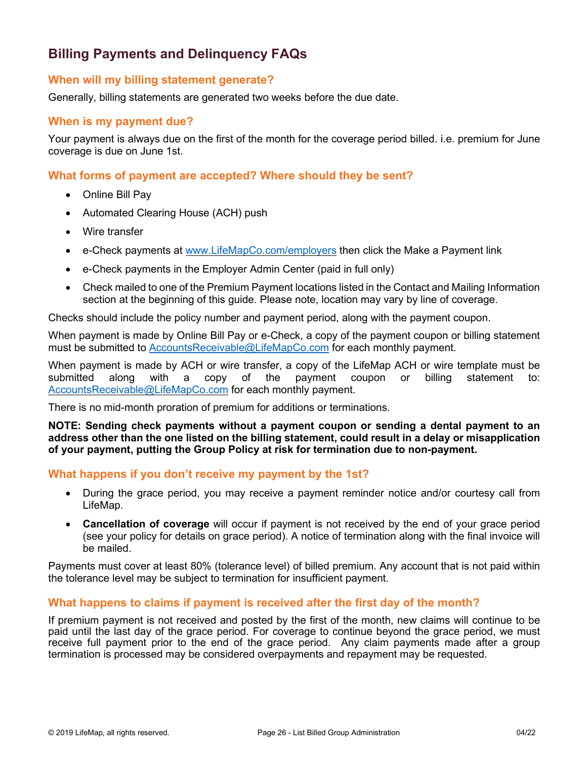# Billing Payments and Delinquency FAQs

## When will my billing statement generate?

Generally, billing statements are generated two weeks before the due date.

## When is my payment due?

Your payment is always due on the first of the month for the coverage period billed. i.e. premium for June coverage is due on June 1st.

## What forms of payment are accepted? Where should they be sent?

- Online Bill Pay
- Automated Clearing House (ACH) push
- Wire transfer
- e-Check payments at www.LifeMapCo.com/employers then click the Make a Payment link
- e-Check payments in the Employer Admin Center (paid in full only)
- Check mailed to one of the Premium Payment locations listed in the Contact and Mailing Information section at the beginning of this guide. Please note, location may vary by line of coverage.

Checks should include the policy number and payment period, along with the payment coupon.

When payment is made by Online Bill Pay or e-Check, a copy of the payment coupon or billing statement must be submitted to AccountsReceivable@LifeMapCo.com for each monthly payment.

When payment is made by ACH or wire transfer, a copy of the LifeMap ACH or wire template must be submitted along with a copy of the payment coupon or billing statement to: AccountsReceivable@LifeMapCo.com for each monthly payment.

There is no mid-month proration of premium for additions or terminations.

**NOTE: Sending check payments without a payment coupon or sending a dental payment to an address other than the one listed on the billing statement, could result in a delay or misapplication of your payment, putting the Group Policy at risk for termination due to non-payment.**

## What happens if you don't receive my payment by the 1st?

- During the grace period, you may receive a payment reminder notice and/or courtesy call from LifeMap.
- **Cancellation of coverage** will occur if payment is not received by the end of your grace period (see your policy for details on grace period). A notice of termination along with the final invoice will be mailed.

Payments must cover at least 80% (tolerance level) of billed premium. Any account that is not paid within the tolerance level may be subject to termination for insufficient payment.

## What happens to claims if payment is received after the first day of the month?

If premium payment is not received and posted by the first of the month, new claims will continue to be paid until the last day of the grace period. For coverage to continue beyond the grace period, we must receive full payment prior to the end of the grace period. Any claim payments made after a group termination is processed may be considered overpayments and repayment may be requested.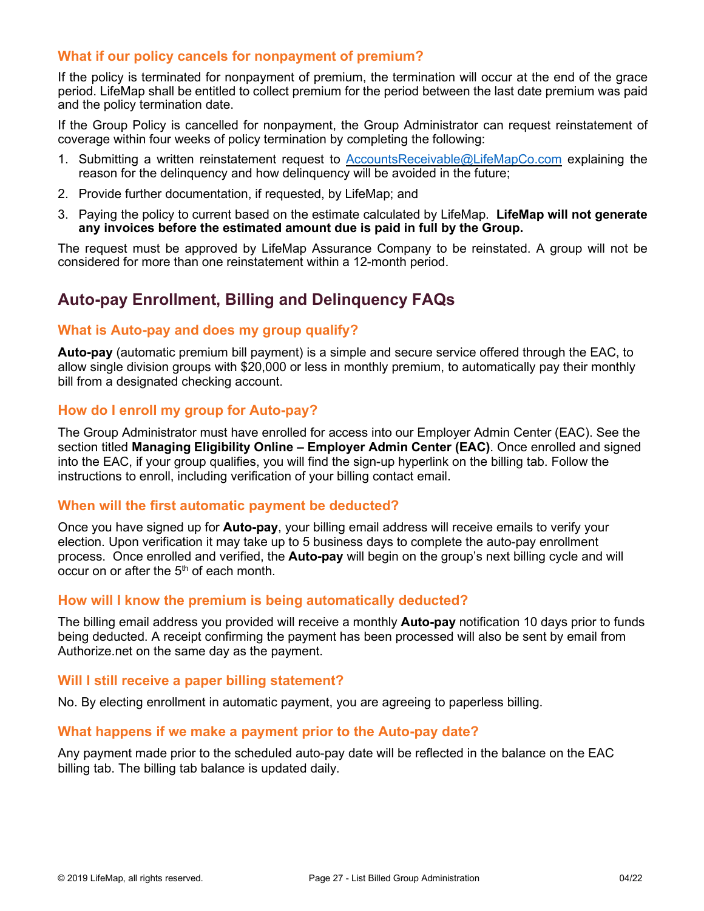### What if our policy cancels for nonpayment of premium?

If the policy is terminated for nonpayment of premium, the termination will occur at the end of the grace period. LifeMap shall be entitled to collect premium for the period between the last date premium was paid and the policy termination date.

If the Group Policy is cancelled for nonpayment, the Group Administrator can request reinstatement of coverage within four weeks of policy termination by completing the following:

1. Submitting a written reinstatement request to AccountsReceivable@LifeMapCo.com explaining the reason for the delinquency and how delinquency will be avoided in the future;
2. Provide further documentation, if requested, by LifeMap; and
3. Paying the policy to current based on the estimate calculated by LifeMap. **LifeMap will not generate any invoices before the estimated amount due is paid in full by the Group.**

The request must be approved by LifeMap Assurance Company to be reinstated. A group will not be considered for more than one reinstatement within a 12-month period.

## Auto-pay Enrollment, Billing and Delinquency FAQs

### What is Auto-pay and does my group qualify?

**Auto-pay** (automatic premium bill payment) is a simple and secure service offered through the EAC, to allow single division groups with $20,000 or less in monthly premium, to automatically pay their monthly bill from a designated checking account.

### How do I enroll my group for Auto-pay?

The Group Administrator must have enrolled for access into our Employer Admin Center (EAC). See the section titled **Managing Eligibility Online – Employer Admin Center (EAC)**. Once enrolled and signed into the EAC, if your group qualifies, you will find the sign-up hyperlink on the billing tab. Follow the instructions to enroll, including verification of your billing contact email.

### When will the first automatic payment be deducted?

Once you have signed up for **Auto-pay**, your billing email address will receive emails to verify your election. Upon verification it may take up to 5 business days to complete the auto-pay enrollment process. Once enrolled and verified, the **Auto-pay** will begin on the group's next billing cycle and will occur on or after the 5th of each month.

### How will I know the premium is being automatically deducted?

The billing email address you provided will receive a monthly **Auto-pay** notification 10 days prior to funds being deducted. A receipt confirming the payment has been processed will also be sent by email from Authorize.net on the same day as the payment.

### Will I still receive a paper billing statement?

No. By electing enrollment in automatic payment, you are agreeing to paperless billing.

### What happens if we make a payment prior to the Auto-pay date?

Any payment made prior to the scheduled auto-pay date will be reflected in the balance on the EAC billing tab. The billing tab balance is updated daily.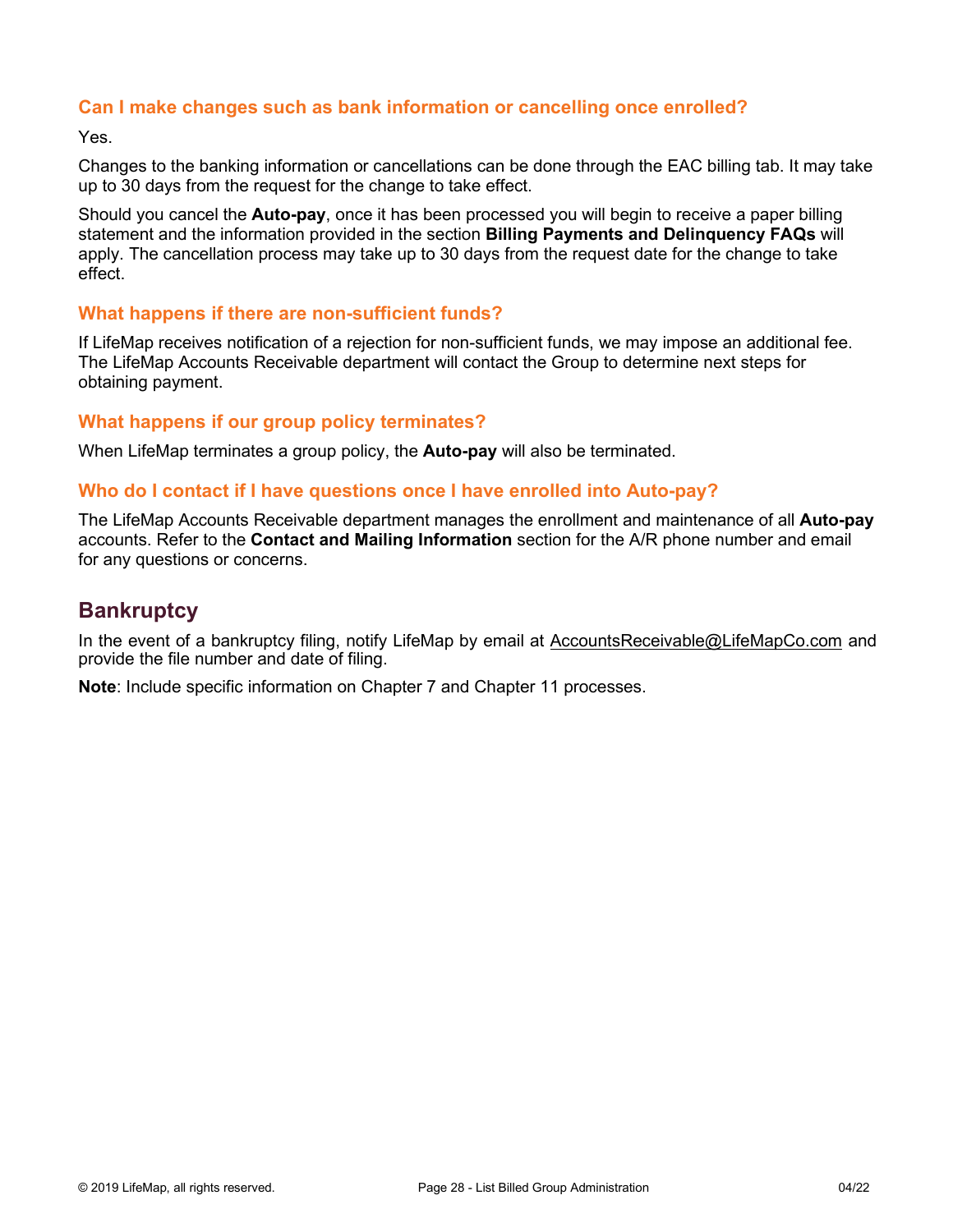### Can I make changes such as bank information or cancelling once enrolled?

Yes.

Changes to the banking information or cancellations can be done through the EAC billing tab. It may take up to 30 days from the request for the change to take effect.

Should you cancel the **Auto-pay**, once it has been processed you will begin to receive a paper billing statement and the information provided in the section **Billing Payments and Delinquency FAQs** will apply. The cancellation process may take up to 30 days from the request date for the change to take effect.

### What happens if there are non-sufficient funds?

If LifeMap receives notification of a rejection for non-sufficient funds, we may impose an additional fee. The LifeMap Accounts Receivable department will contact the Group to determine next steps for obtaining payment.

### What happens if our group policy terminates?

When LifeMap terminates a group policy, the **Auto-pay** will also be terminated.

### Who do I contact if I have questions once I have enrolled into Auto-pay?

The LifeMap Accounts Receivable department manages the enrollment and maintenance of all **Auto-pay** accounts. Refer to the **Contact and Mailing Information** section for the A/R phone number and email for any questions or concerns.

## Bankruptcy

In the event of a bankruptcy filing, notify LifeMap by email at AccountsReceivable@LifeMapCo.com and provide the file number and date of filing.

**Note**: Include specific information on Chapter 7 and Chapter 11 processes.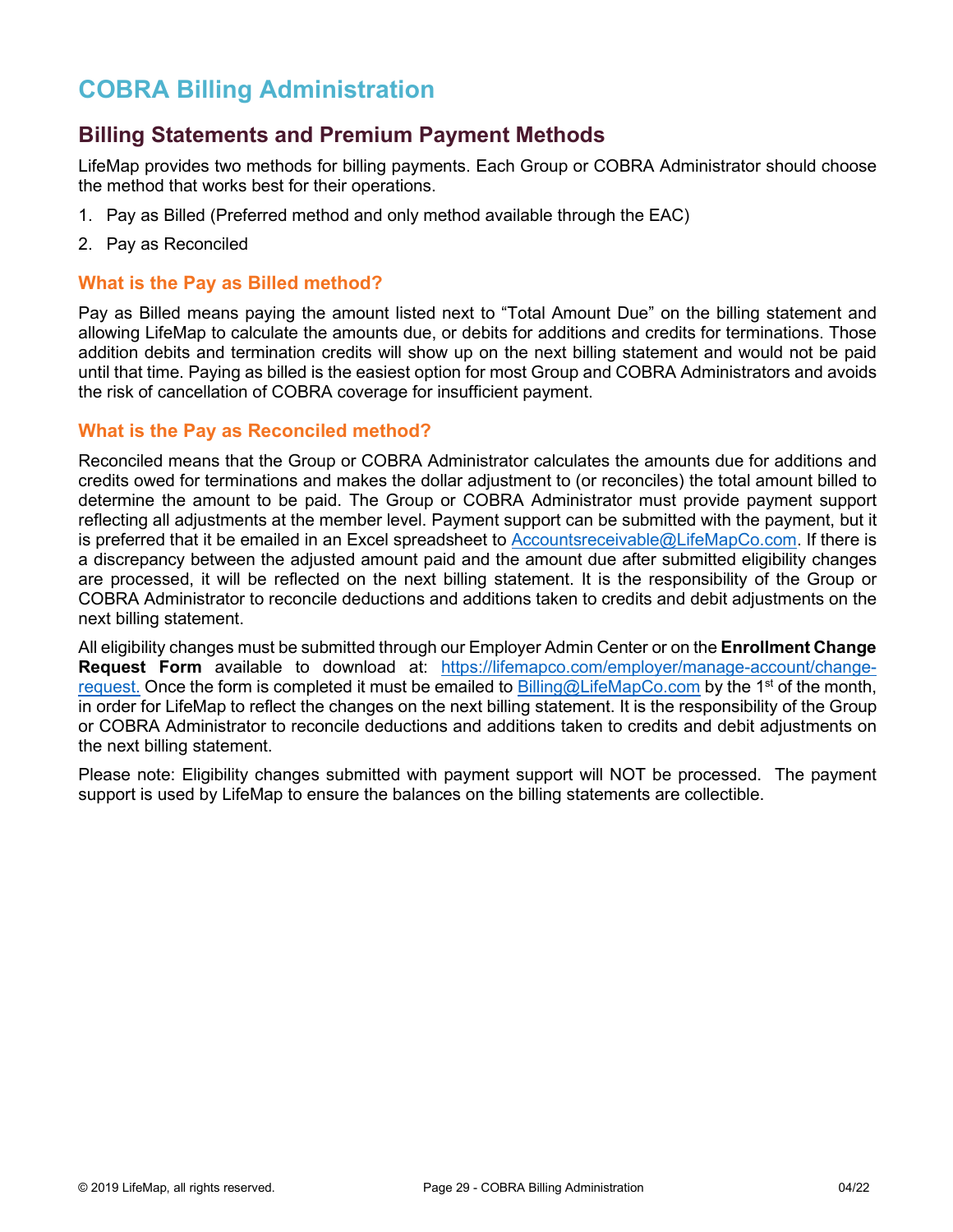# COBRA Billing Administration

## Billing Statements and Premium Payment Methods

LifeMap provides two methods for billing payments. Each Group or COBRA Administrator should choose the method that works best for their operations.

1. Pay as Billed (Preferred method and only method available through the EAC)
2. Pay as Reconciled

### What is the Pay as Billed method?

Pay as Billed means paying the amount listed next to "Total Amount Due" on the billing statement and allowing LifeMap to calculate the amounts due, or debits for additions and credits for terminations. Those addition debits and termination credits will show up on the next billing statement and would not be paid until that time. Paying as billed is the easiest option for most Group and COBRA Administrators and avoids the risk of cancellation of COBRA coverage for insufficient payment.

### What is the Pay as Reconciled method?

Reconciled means that the Group or COBRA Administrator calculates the amounts due for additions and credits owed for terminations and makes the dollar adjustment to (or reconciles) the total amount billed to determine the amount to be paid. The Group or COBRA Administrator must provide payment support reflecting all adjustments at the member level. Payment support can be submitted with the payment, but it is preferred that it be emailed in an Excel spreadsheet to Accountsreceivable@LifeMapCo.com. If there is a discrepancy between the adjusted amount paid and the amount due after submitted eligibility changes are processed, it will be reflected on the next billing statement. It is the responsibility of the Group or COBRA Administrator to reconcile deductions and additions taken to credits and debit adjustments on the next billing statement.

All eligibility changes must be submitted through our Employer Admin Center or on the **Enrollment Change Request Form** available to download at: https://lifemapco.com/employer/manage-account/change-request. Once the form is completed it must be emailed to Billing@LifeMapCo.com by the 1st of the month, in order for LifeMap to reflect the changes on the next billing statement. It is the responsibility of the Group or COBRA Administrator to reconcile deductions and additions taken to credits and debit adjustments on the next billing statement.

Please note: Eligibility changes submitted with payment support will NOT be processed. The payment support is used by LifeMap to ensure the balances on the billing statements are collectible.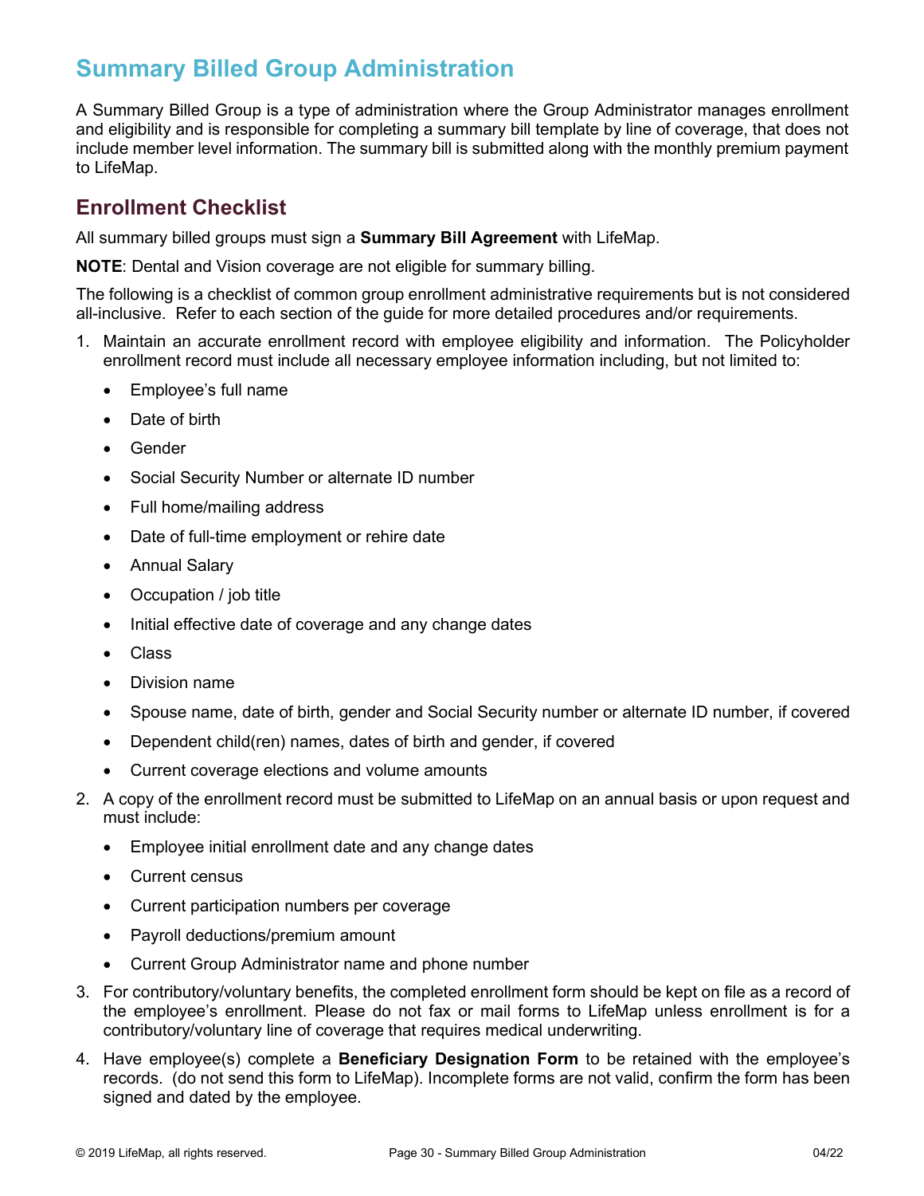# Summary Billed Group Administration

A Summary Billed Group is a type of administration where the Group Administrator manages enrollment and eligibility and is responsible for completing a summary bill template by line of coverage, that does not include member level information. The summary bill is submitted along with the monthly premium payment to LifeMap.

## Enrollment Checklist

All summary billed groups must sign a **Summary Bill Agreement** with LifeMap.

**NOTE**: Dental and Vision coverage are not eligible for summary billing.

The following is a checklist of common group enrollment administrative requirements but is not considered all-inclusive. Refer to each section of the guide for more detailed procedures and/or requirements.

1. Maintain an accurate enrollment record with employee eligibility and information. The Policyholder enrollment record must include all necessary employee information including, but not limited to:
   - Employee's full name
   - Date of birth
   - Gender
   - Social Security Number or alternate ID number
   - Full home/mailing address
   - Date of full-time employment or rehire date
   - Annual Salary
   - Occupation / job title
   - Initial effective date of coverage and any change dates
   - Class
   - Division name
   - Spouse name, date of birth, gender and Social Security number or alternate ID number, if covered
   - Dependent child(ren) names, dates of birth and gender, if covered
   - Current coverage elections and volume amounts
2. A copy of the enrollment record must be submitted to LifeMap on an annual basis or upon request and must include:
   - Employee initial enrollment date and any change dates
   - Current census
   - Current participation numbers per coverage
   - Payroll deductions/premium amount
   - Current Group Administrator name and phone number
3. For contributory/voluntary benefits, the completed enrollment form should be kept on file as a record of the employee's enrollment. Please do not fax or mail forms to LifeMap unless enrollment is for a contributory/voluntary line of coverage that requires medical underwriting.
4. Have employee(s) complete a **Beneficiary Designation Form** to be retained with the employee's records. (do not send this form to LifeMap). Incomplete forms are not valid, confirm the form has been signed and dated by the employee.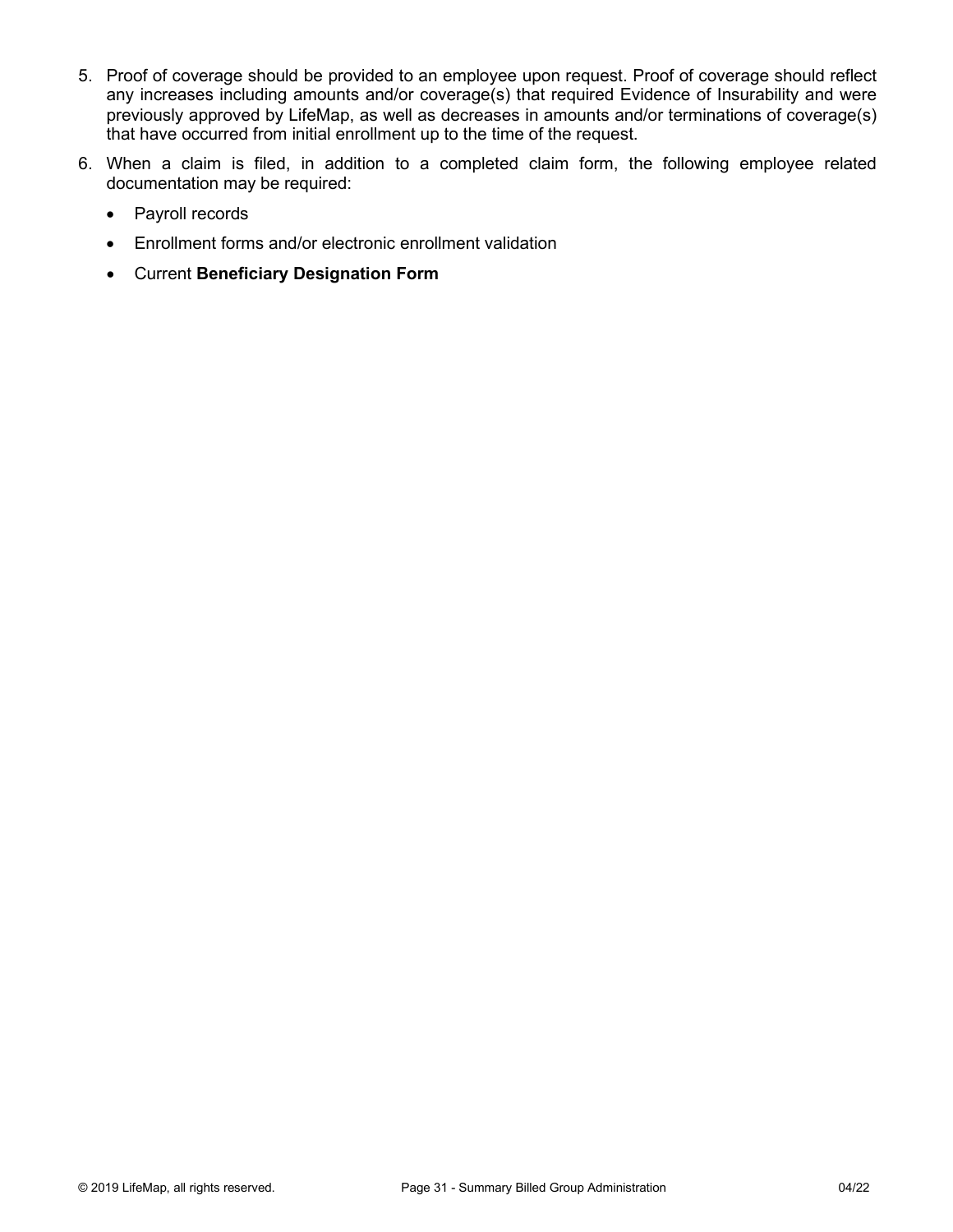5. Proof of coverage should be provided to an employee upon request. Proof of coverage should reflect any increases including amounts and/or coverage(s) that required Evidence of Insurability and were previously approved by LifeMap, as well as decreases in amounts and/or terminations of coverage(s) that have occurred from initial enrollment up to the time of the request.
6. When a claim is filed, in addition to a completed claim form, the following employee related documentation may be required:
   - Payroll records
   - Enrollment forms and/or electronic enrollment validation
   - Current **Beneficiary Designation Form**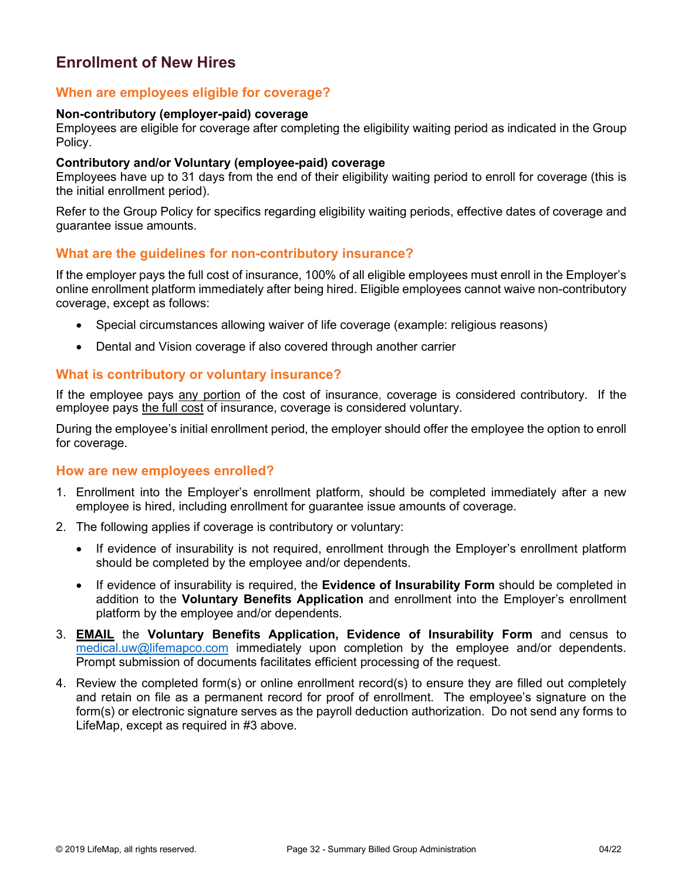# Enrollment of New Hires

## When are employees eligible for coverage?

**Non-contributory (employer-paid) coverage**
Employees are eligible for coverage after completing the eligibility waiting period as indicated in the Group Policy.

**Contributory and/or Voluntary (employee-paid) coverage**
Employees have up to 31 days from the end of their eligibility waiting period to enroll for coverage (this is the initial enrollment period).

Refer to the Group Policy for specifics regarding eligibility waiting periods, effective dates of coverage and guarantee issue amounts.

## What are the guidelines for non-contributory insurance?

If the employer pays the full cost of insurance, 100% of all eligible employees must enroll in the Employer's online enrollment platform immediately after being hired. Eligible employees cannot waive non-contributory coverage, except as follows:

- Special circumstances allowing waiver of life coverage (example: religious reasons)
- Dental and Vision coverage if also covered through another carrier

## What is contributory or voluntary insurance?

If the employee pays any portion of the cost of insurance, coverage is considered contributory. If the employee pays the full cost of insurance, coverage is considered voluntary.

During the employee's initial enrollment period, the employer should offer the employee the option to enroll for coverage.

## How are new employees enrolled?

1. Enrollment into the Employer's enrollment platform, should be completed immediately after a new employee is hired, including enrollment for guarantee issue amounts of coverage.
2. The following applies if coverage is contributory or voluntary:
   - If evidence of insurability is not required, enrollment through the Employer's enrollment platform should be completed by the employee and/or dependents.
   - If evidence of insurability is required, the **Evidence of Insurability Form** should be completed in addition to the **Voluntary Benefits Application** and enrollment into the Employer's enrollment platform by the employee and/or dependents.
3. **EMAIL** the **Voluntary Benefits Application, Evidence of Insurability Form** and census to medical.uw@lifemapco.com immediately upon completion by the employee and/or dependents. Prompt submission of documents facilitates efficient processing of the request.
4. Review the completed form(s) or online enrollment record(s) to ensure they are filled out completely and retain on file as a permanent record for proof of enrollment. The employee's signature on the form(s) or electronic signature serves as the payroll deduction authorization. Do not send any forms to LifeMap, except as required in #3 above.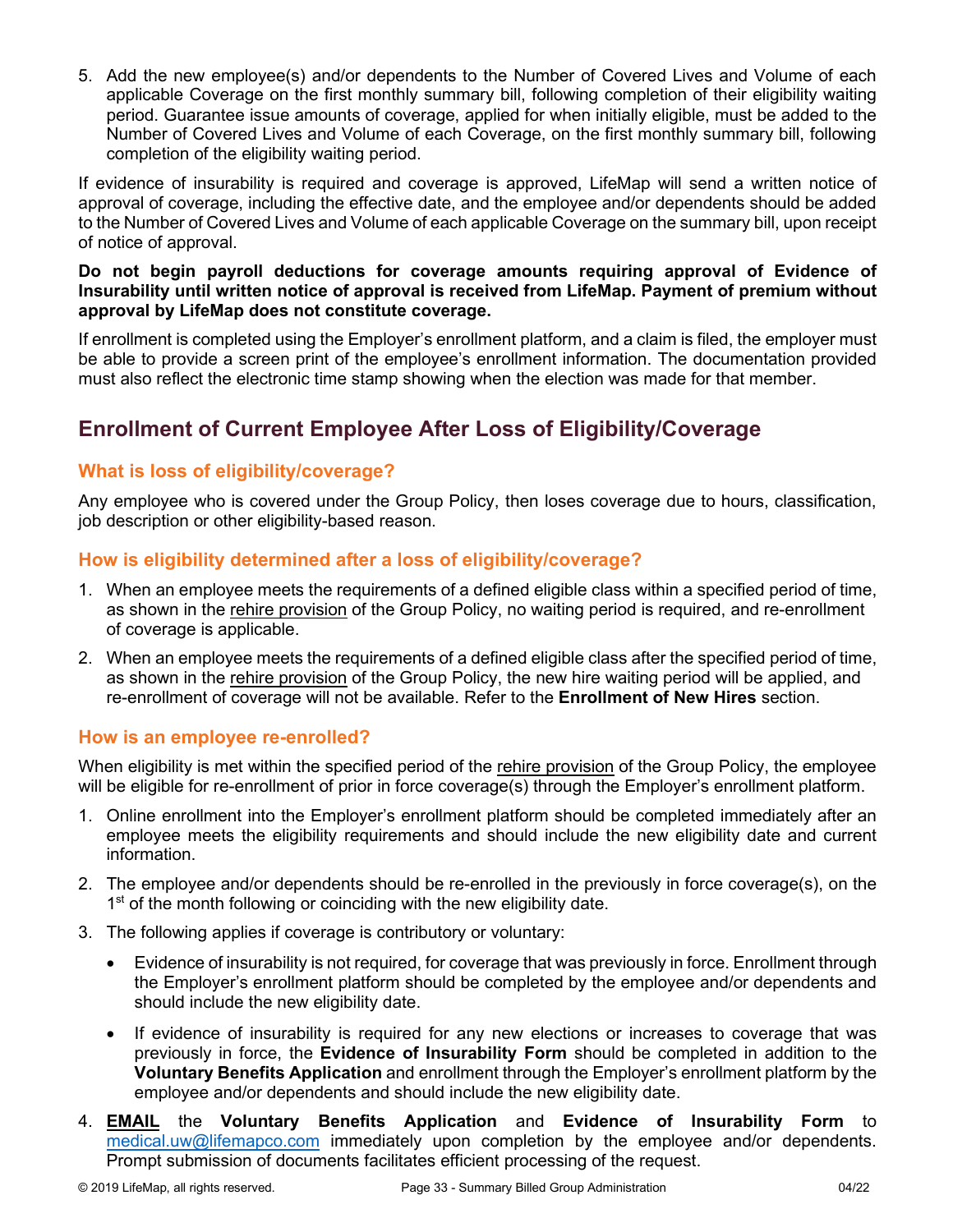5. Add the new employee(s) and/or dependents to the Number of Covered Lives and Volume of each applicable Coverage on the first monthly summary bill, following completion of their eligibility waiting period. Guarantee issue amounts of coverage, applied for when initially eligible, must be added to the Number of Covered Lives and Volume of each Coverage, on the first monthly summary bill, following completion of the eligibility waiting period.

If evidence of insurability is required and coverage is approved, LifeMap will send a written notice of approval of coverage, including the effective date, and the employee and/or dependents should be added to the Number of Covered Lives and Volume of each applicable Coverage on the summary bill, upon receipt of notice of approval.

**Do not begin payroll deductions for coverage amounts requiring approval of Evidence of Insurability until written notice of approval is received from LifeMap. Payment of premium without approval by LifeMap does not constitute coverage.**

If enrollment is completed using the Employer's enrollment platform, and a claim is filed, the employer must be able to provide a screen print of the employee's enrollment information. The documentation provided must also reflect the electronic time stamp showing when the election was made for that member.

## Enrollment of Current Employee After Loss of Eligibility/Coverage

### What is loss of eligibility/coverage?

Any employee who is covered under the Group Policy, then loses coverage due to hours, classification, job description or other eligibility-based reason.

### How is eligibility determined after a loss of eligibility/coverage?

1. When an employee meets the requirements of a defined eligible class within a specified period of time, as shown in the rehire provision of the Group Policy, no waiting period is required, and re-enrollment of coverage is applicable.
2. When an employee meets the requirements of a defined eligible class after the specified period of time, as shown in the rehire provision of the Group Policy, the new hire waiting period will be applied, and re-enrollment of coverage will not be available. Refer to the **Enrollment of New Hires** section.

### How is an employee re-enrolled?

When eligibility is met within the specified period of the rehire provision of the Group Policy, the employee will be eligible for re-enrollment of prior in force coverage(s) through the Employer's enrollment platform.

1. Online enrollment into the Employer's enrollment platform should be completed immediately after an employee meets the eligibility requirements and should include the new eligibility date and current information.
2. The employee and/or dependents should be re-enrolled in the previously in force coverage(s), on the 1st of the month following or coinciding with the new eligibility date.
3. The following applies if coverage is contributory or voluntary:
   - Evidence of insurability is not required, for coverage that was previously in force. Enrollment through the Employer's enrollment platform should be completed by the employee and/or dependents and should include the new eligibility date.
   - If evidence of insurability is required for any new elections or increases to coverage that was previously in force, the **Evidence of Insurability Form** should be completed in addition to the **Voluntary Benefits Application** and enrollment through the Employer's enrollment platform by the employee and/or dependents and should include the new eligibility date.
4. **EMAIL** the **Voluntary Benefits Application** and **Evidence of Insurability Form** to medical.uw@lifemapco.com immediately upon completion by the employee and/or dependents. Prompt submission of documents facilitates efficient processing of the request.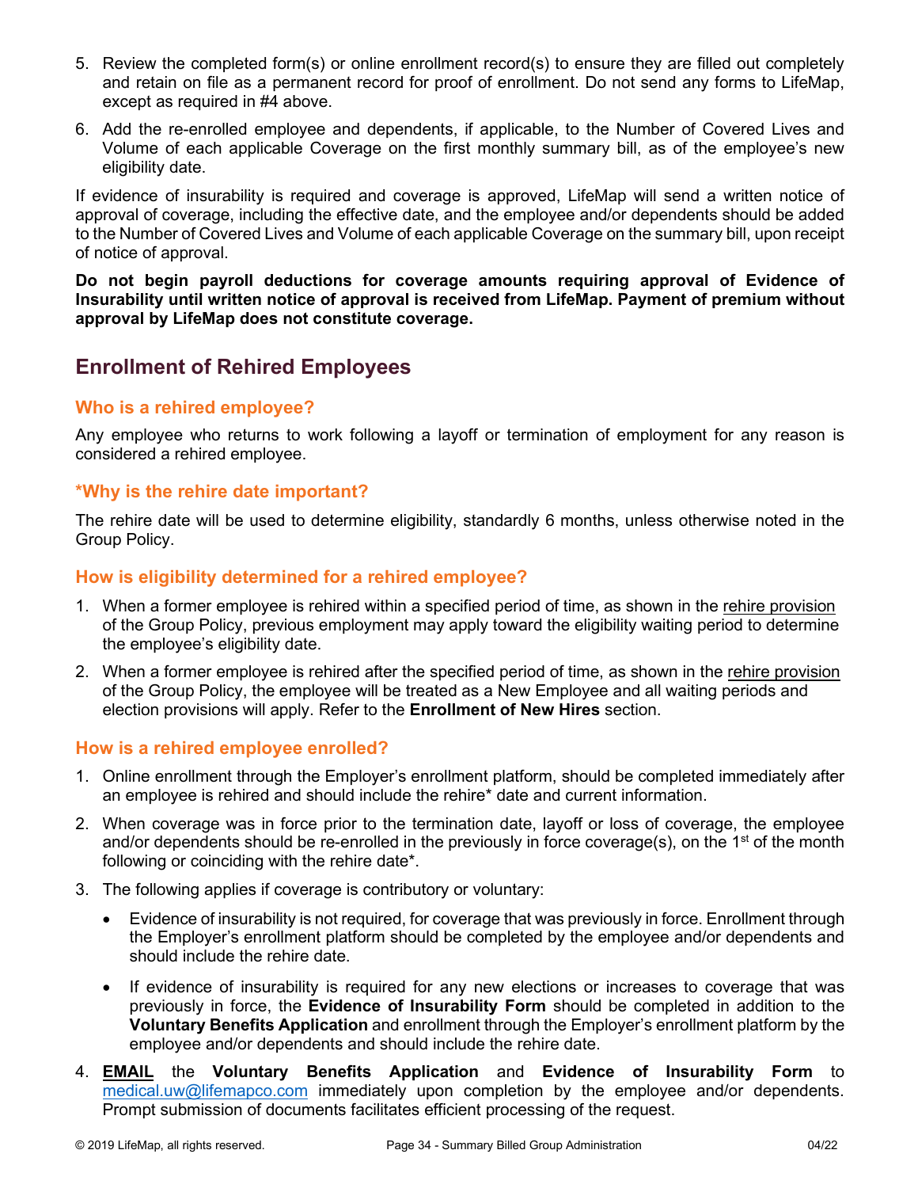5. Review the completed form(s) or online enrollment record(s) to ensure they are filled out completely and retain on file as a permanent record for proof of enrollment. Do not send any forms to LifeMap, except as required in #4 above.
6. Add the re-enrolled employee and dependents, if applicable, to the Number of Covered Lives and Volume of each applicable Coverage on the first monthly summary bill, as of the employee's new eligibility date.

If evidence of insurability is required and coverage is approved, LifeMap will send a written notice of approval of coverage, including the effective date, and the employee and/or dependents should be added to the Number of Covered Lives and Volume of each applicable Coverage on the summary bill, upon receipt of notice of approval.

**Do not begin payroll deductions for coverage amounts requiring approval of Evidence of Insurability until written notice of approval is received from LifeMap. Payment of premium without approval by LifeMap does not constitute coverage.**

## Enrollment of Rehired Employees

### Who is a rehired employee?

Any employee who returns to work following a layoff or termination of employment for any reason is considered a rehired employee.

### *Why is the rehire date important?

The rehire date will be used to determine eligibility, standardly 6 months, unless otherwise noted in the Group Policy.

### How is eligibility determined for a rehired employee?

1. When a former employee is rehired within a specified period of time, as shown in the rehire provision of the Group Policy, previous employment may apply toward the eligibility waiting period to determine the employee's eligibility date.
2. When a former employee is rehired after the specified period of time, as shown in the rehire provision of the Group Policy, the employee will be treated as a New Employee and all waiting periods and election provisions will apply. Refer to the **Enrollment of New Hires** section.

### How is a rehired employee enrolled?

1. Online enrollment through the Employer's enrollment platform, should be completed immediately after an employee is rehired and should include the rehire* date and current information.
2. When coverage was in force prior to the termination date, layoff or loss of coverage, the employee and/or dependents should be re-enrolled in the previously in force coverage(s), on the 1st of the month following or coinciding with the rehire date*.
3. The following applies if coverage is contributory or voluntary:
   - Evidence of insurability is not required, for coverage that was previously in force. Enrollment through the Employer's enrollment platform should be completed by the employee and/or dependents and should include the rehire date.
   - If evidence of insurability is required for any new elections or increases to coverage that was previously in force, the **Evidence of Insurability Form** should be completed in addition to the **Voluntary Benefits Application** and enrollment through the Employer's enrollment platform by the employee and/or dependents and should include the rehire date.
4. **EMAIL** the **Voluntary Benefits Application** and **Evidence of Insurability Form** to medical.uw@lifemapco.com immediately upon completion by the employee and/or dependents. Prompt submission of documents facilitates efficient processing of the request.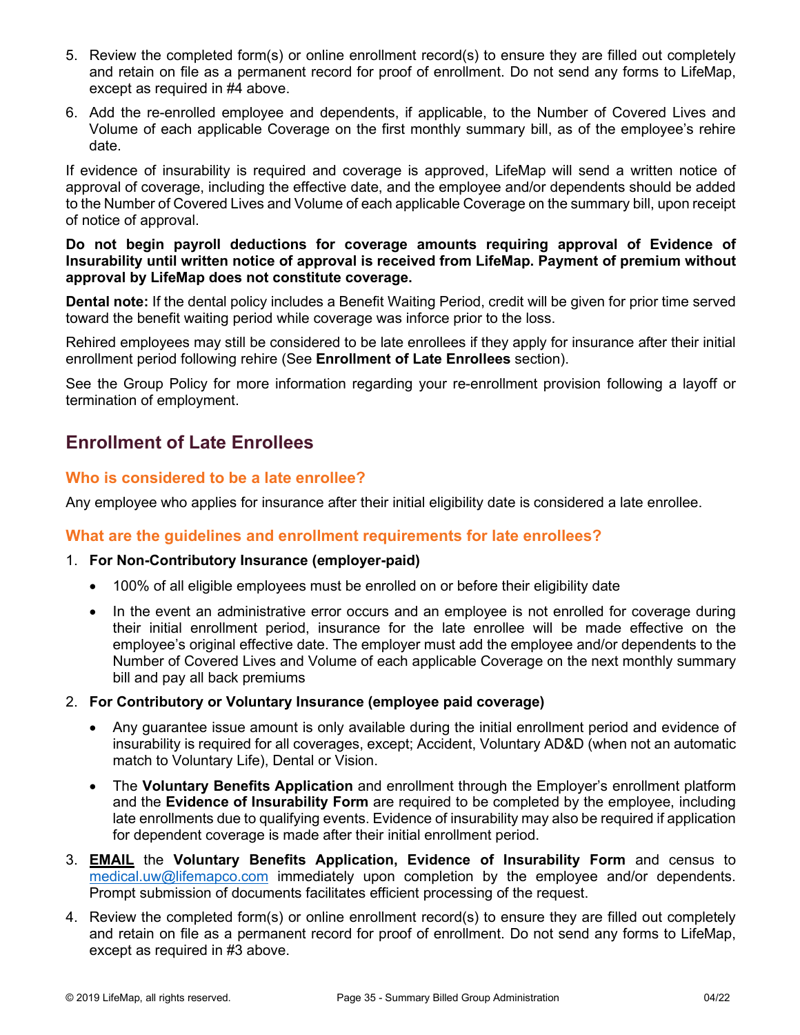5. Review the completed form(s) or online enrollment record(s) to ensure they are filled out completely and retain on file as a permanent record for proof of enrollment. Do not send any forms to LifeMap, except as required in #4 above.
6. Add the re-enrolled employee and dependents, if applicable, to the Number of Covered Lives and Volume of each applicable Coverage on the first monthly summary bill, as of the employee's rehire date.

If evidence of insurability is required and coverage is approved, LifeMap will send a written notice of approval of coverage, including the effective date, and the employee and/or dependents should be added to the Number of Covered Lives and Volume of each applicable Coverage on the summary bill, upon receipt of notice of approval.

**Do not begin payroll deductions for coverage amounts requiring approval of Evidence of Insurability until written notice of approval is received from LifeMap. Payment of premium without approval by LifeMap does not constitute coverage.**

**Dental note:** If the dental policy includes a Benefit Waiting Period, credit will be given for prior time served toward the benefit waiting period while coverage was inforce prior to the loss.

Rehired employees may still be considered to be late enrollees if they apply for insurance after their initial enrollment period following rehire (See **Enrollment of Late Enrollees** section).

See the Group Policy for more information regarding your re-enrollment provision following a layoff or termination of employment.

## Enrollment of Late Enrollees

### Who is considered to be a late enrollee?

Any employee who applies for insurance after their initial eligibility date is considered a late enrollee.

### What are the guidelines and enrollment requirements for late enrollees?

1. **For Non-Contributory Insurance (employer-paid)**
   - 100% of all eligible employees must be enrolled on or before their eligibility date
   - In the event an administrative error occurs and an employee is not enrolled for coverage during their initial enrollment period, insurance for the late enrollee will be made effective on the employee's original effective date. The employer must add the employee and/or dependents to the Number of Covered Lives and Volume of each applicable Coverage on the next monthly summary bill and pay all back premiums
2. **For Contributory or Voluntary Insurance (employee paid coverage)**
   - Any guarantee issue amount is only available during the initial enrollment period and evidence of insurability is required for all coverages, except; Accident, Voluntary AD&D (when not an automatic match to Voluntary Life), Dental or Vision.
   - The **Voluntary Benefits Application** and enrollment through the Employer's enrollment platform and the **Evidence of Insurability Form** are required to be completed by the employee, including late enrollments due to qualifying events. Evidence of insurability may also be required if application for dependent coverage is made after their initial enrollment period.
3. **EMAIL** the **Voluntary Benefits Application, Evidence of Insurability Form** and census to medical.uw@lifemapco.com immediately upon completion by the employee and/or dependents. Prompt submission of documents facilitates efficient processing of the request.
4. Review the completed form(s) or online enrollment record(s) to ensure they are filled out completely and retain on file as a permanent record for proof of enrollment. Do not send any forms to LifeMap, except as required in #3 above.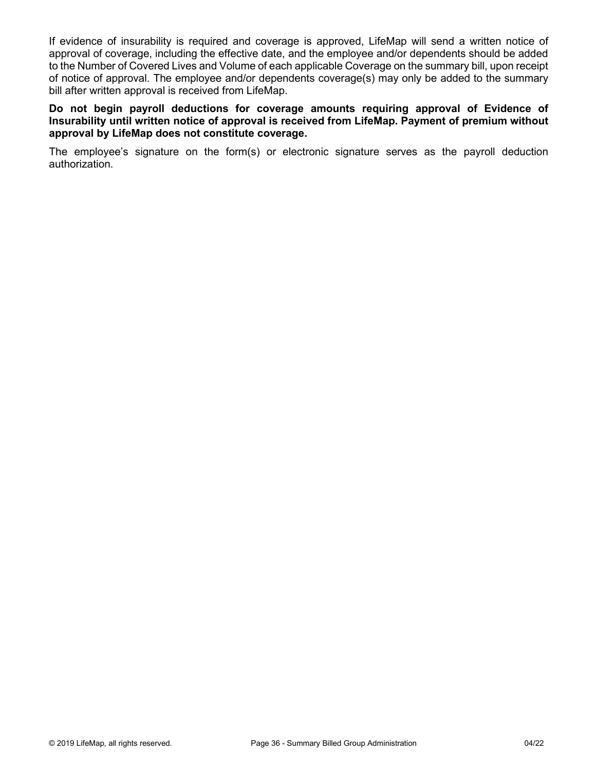If evidence of insurability is required and coverage is approved, LifeMap will send a written notice of approval of coverage, including the effective date, and the employee and/or dependents should be added to the Number of Covered Lives and Volume of each applicable Coverage on the summary bill, upon receipt of notice of approval. The employee and/or dependents coverage(s) may only be added to the summary bill after written approval is received from LifeMap.

**Do not begin payroll deductions for coverage amounts requiring approval of Evidence of Insurability until written notice of approval is received from LifeMap. Payment of premium without approval by LifeMap does not constitute coverage.**

The employee's signature on the form(s) or electronic signature serves as the payroll deduction authorization.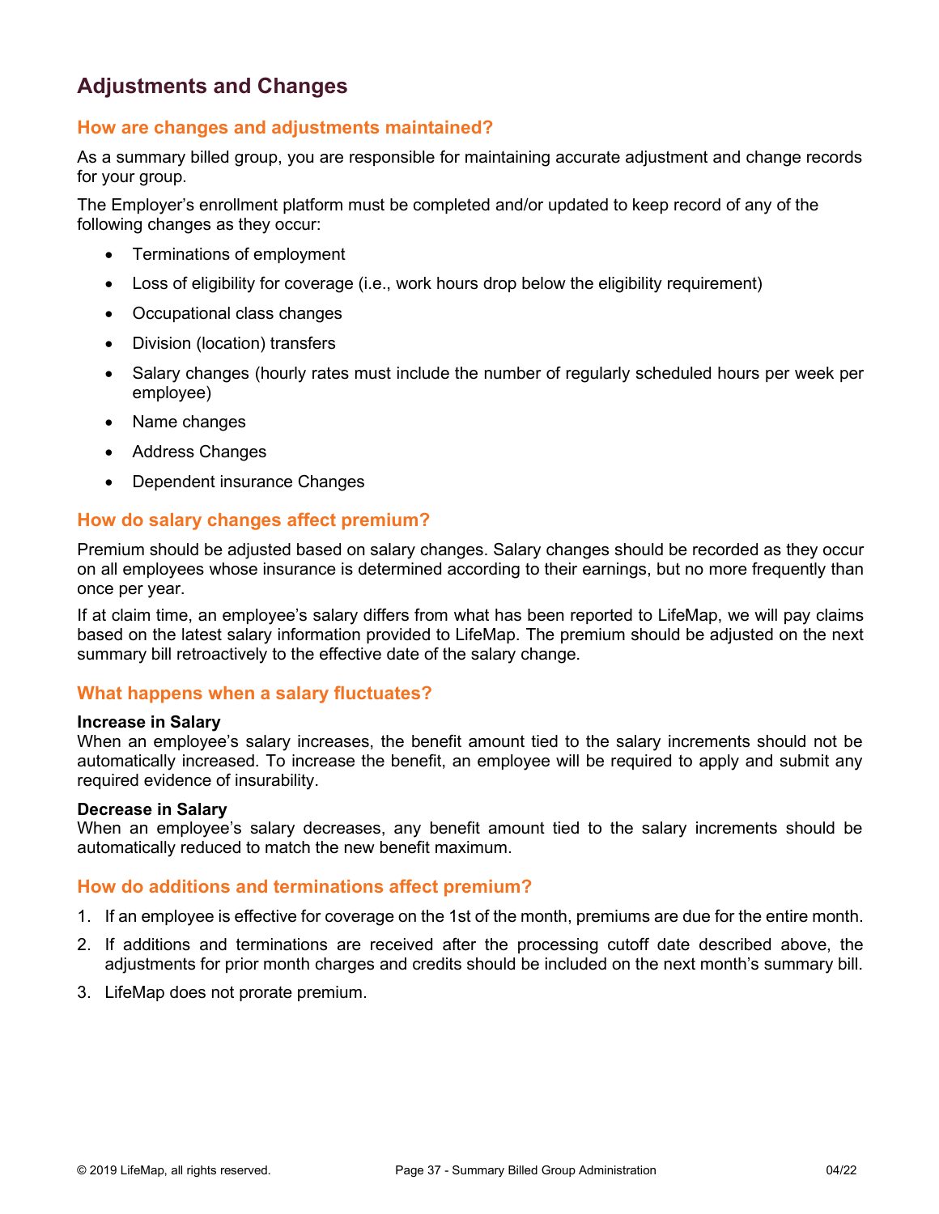# Adjustments and Changes

## How are changes and adjustments maintained?

As a summary billed group, you are responsible for maintaining accurate adjustment and change records for your group.

The Employer's enrollment platform must be completed and/or updated to keep record of any of the following changes as they occur:

- Terminations of employment
- Loss of eligibility for coverage (i.e., work hours drop below the eligibility requirement)
- Occupational class changes
- Division (location) transfers
- Salary changes (hourly rates must include the number of regularly scheduled hours per week per employee)
- Name changes
- Address Changes
- Dependent insurance Changes

## How do salary changes affect premium?

Premium should be adjusted based on salary changes. Salary changes should be recorded as they occur on all employees whose insurance is determined according to their earnings, but no more frequently than once per year.

If at claim time, an employee's salary differs from what has been reported to LifeMap, we will pay claims based on the latest salary information provided to LifeMap. The premium should be adjusted on the next summary bill retroactively to the effective date of the salary change.

## What happens when a salary fluctuates?

**Increase in Salary**
When an employee's salary increases, the benefit amount tied to the salary increments should not be automatically increased. To increase the benefit, an employee will be required to apply and submit any required evidence of insurability.

**Decrease in Salary**
When an employee's salary decreases, any benefit amount tied to the salary increments should be automatically reduced to match the new benefit maximum.

## How do additions and terminations affect premium?

1. If an employee is effective for coverage on the 1st of the month, premiums are due for the entire month.
2. If additions and terminations are received after the processing cutoff date described above, the adjustments for prior month charges and credits should be included on the next month's summary bill.
3. LifeMap does not prorate premium.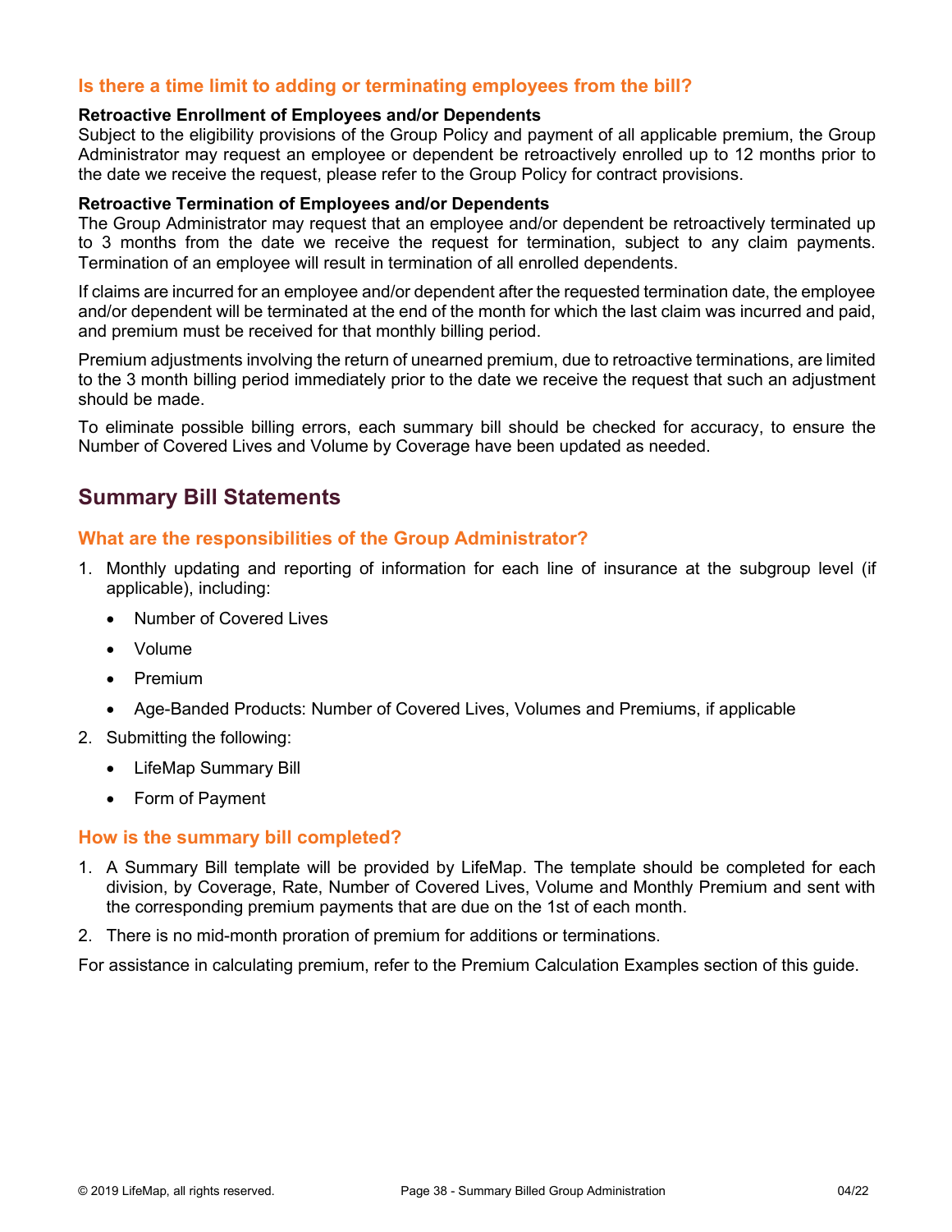### Is there a time limit to adding or terminating employees from the bill?

**Retroactive Enrollment of Employees and/or Dependents**
Subject to the eligibility provisions of the Group Policy and payment of all applicable premium, the Group Administrator may request an employee or dependent be retroactively enrolled up to 12 months prior to the date we receive the request, please refer to the Group Policy for contract provisions.

**Retroactive Termination of Employees and/or Dependents**
The Group Administrator may request that an employee and/or dependent be retroactively terminated up to 3 months from the date we receive the request for termination, subject to any claim payments. Termination of an employee will result in termination of all enrolled dependents.

If claims are incurred for an employee and/or dependent after the requested termination date, the employee and/or dependent will be terminated at the end of the month for which the last claim was incurred and paid, and premium must be received for that monthly billing period.

Premium adjustments involving the return of unearned premium, due to retroactive terminations, are limited to the 3 month billing period immediately prior to the date we receive the request that such an adjustment should be made.

To eliminate possible billing errors, each summary bill should be checked for accuracy, to ensure the Number of Covered Lives and Volume by Coverage have been updated as needed.

## Summary Bill Statements

### What are the responsibilities of the Group Administrator?

1. Monthly updating and reporting of information for each line of insurance at the subgroup level (if applicable), including:
   - Number of Covered Lives
   - Volume
   - Premium
   - Age-Banded Products: Number of Covered Lives, Volumes and Premiums, if applicable
2. Submitting the following:
   - LifeMap Summary Bill
   - Form of Payment

### How is the summary bill completed?

1. A Summary Bill template will be provided by LifeMap. The template should be completed for each division, by Coverage, Rate, Number of Covered Lives, Volume and Monthly Premium and sent with the corresponding premium payments that are due on the 1st of each month.
2. There is no mid-month proration of premium for additions or terminations.

For assistance in calculating premium, refer to the Premium Calculation Examples section of this guide.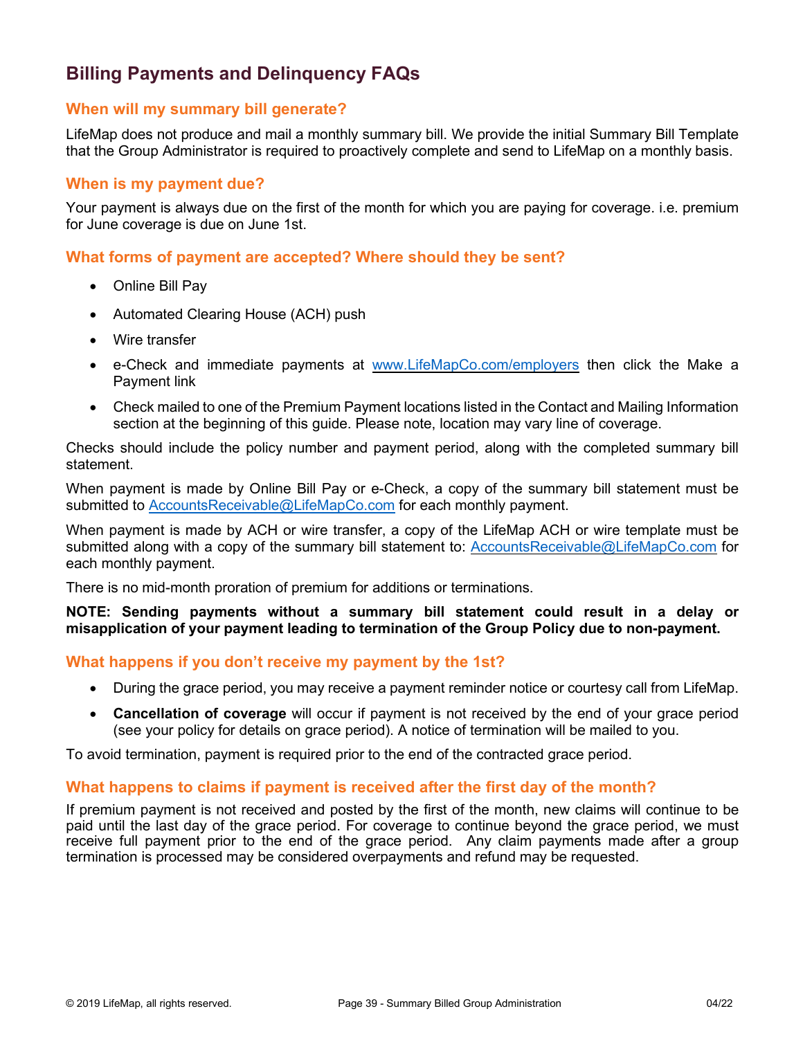## Billing Payments and Delinquency FAQs

### When will my summary bill generate?

LifeMap does not produce and mail a monthly summary bill. We provide the initial Summary Bill Template that the Group Administrator is required to proactively complete and send to LifeMap on a monthly basis.

### When is my payment due?

Your payment is always due on the first of the month for which you are paying for coverage. i.e. premium for June coverage is due on June 1st.

### What forms of payment are accepted? Where should they be sent?

- Online Bill Pay
- Automated Clearing House (ACH) push
- Wire transfer
- e-Check and immediate payments at www.LifeMapCo.com/employers then click the Make a Payment link
- Check mailed to one of the Premium Payment locations listed in the Contact and Mailing Information section at the beginning of this guide. Please note, location may vary line of coverage.

Checks should include the policy number and payment period, along with the completed summary bill statement.

When payment is made by Online Bill Pay or e-Check, a copy of the summary bill statement must be submitted to AccountsReceivable@LifeMapCo.com for each monthly payment.

When payment is made by ACH or wire transfer, a copy of the LifeMap ACH or wire template must be submitted along with a copy of the summary bill statement to: AccountsReceivable@LifeMapCo.com for each monthly payment.

There is no mid-month proration of premium for additions or terminations.

**NOTE: Sending payments without a summary bill statement could result in a delay or misapplication of your payment leading to termination of the Group Policy due to non-payment.**

### What happens if you don't receive my payment by the 1st?

- During the grace period, you may receive a payment reminder notice or courtesy call from LifeMap.
- **Cancellation of coverage** will occur if payment is not received by the end of your grace period (see your policy for details on grace period). A notice of termination will be mailed to you.

To avoid termination, payment is required prior to the end of the contracted grace period.

### What happens to claims if payment is received after the first day of the month?

If premium payment is not received and posted by the first of the month, new claims will continue to be paid until the last day of the grace period. For coverage to continue beyond the grace period, we must receive full payment prior to the end of the grace period. Any claim payments made after a group termination is processed may be considered overpayments and refund may be requested.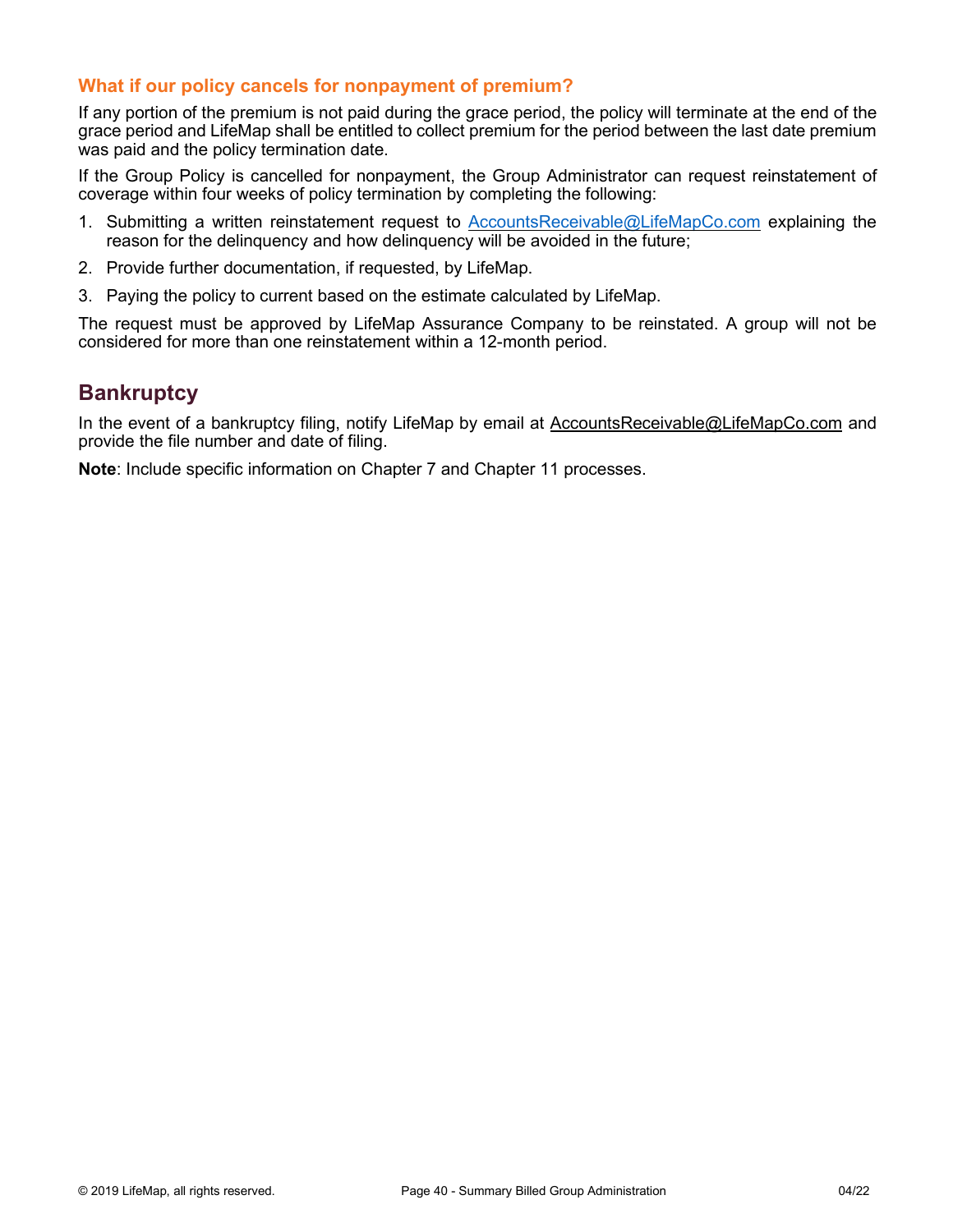### What if our policy cancels for nonpayment of premium?

If any portion of the premium is not paid during the grace period, the policy will terminate at the end of the grace period and LifeMap shall be entitled to collect premium for the period between the last date premium was paid and the policy termination date.

If the Group Policy is cancelled for nonpayment, the Group Administrator can request reinstatement of coverage within four weeks of policy termination by completing the following:

1. Submitting a written reinstatement request to AccountsReceivable@LifeMapCo.com explaining the reason for the delinquency and how delinquency will be avoided in the future;
2. Provide further documentation, if requested, by LifeMap.
3. Paying the policy to current based on the estimate calculated by LifeMap.

The request must be approved by LifeMap Assurance Company to be reinstated. A group will not be considered for more than one reinstatement within a 12-month period.

## Bankruptcy

In the event of a bankruptcy filing, notify LifeMap by email at AccountsReceivable@LifeMapCo.com and provide the file number and date of filing.

**Note**: Include specific information on Chapter 7 and Chapter 11 processes.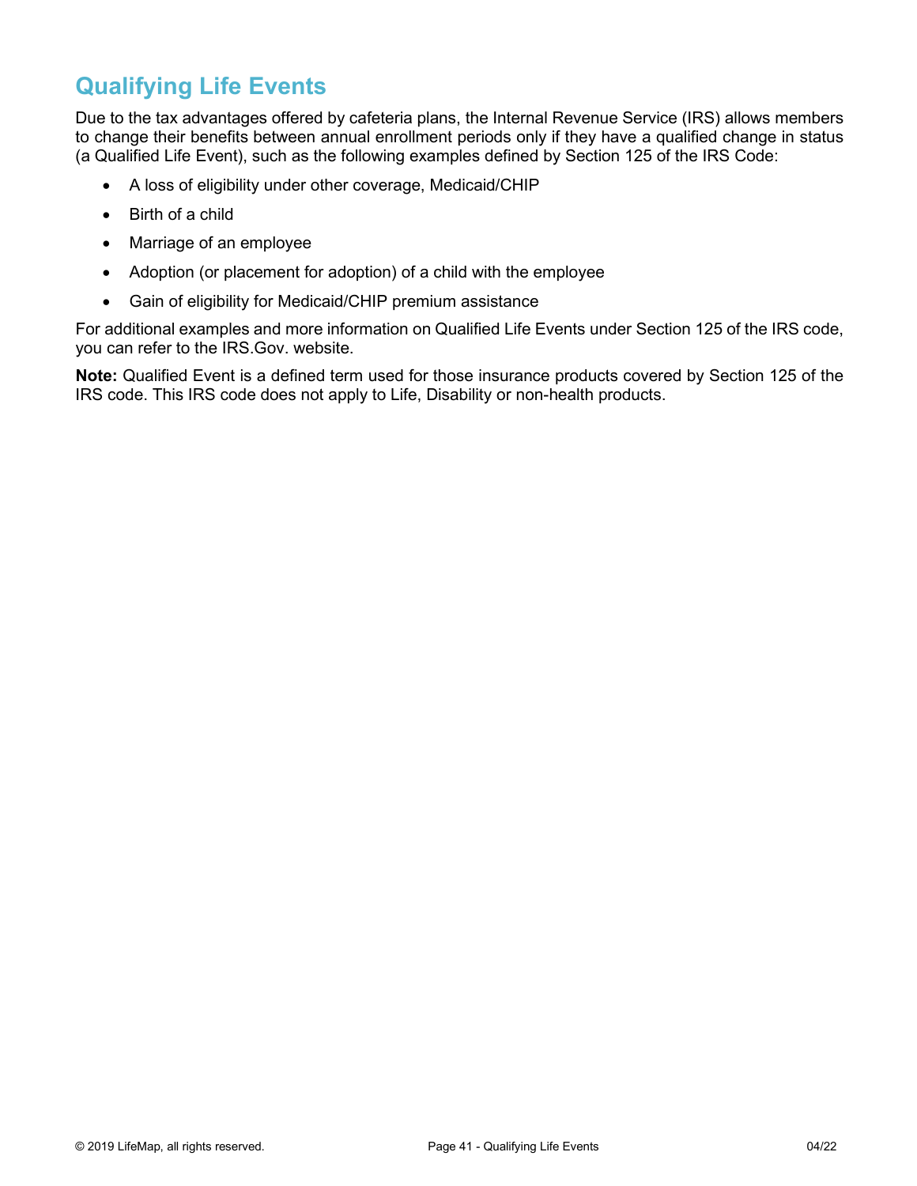# Qualifying Life Events

Due to the tax advantages offered by cafeteria plans, the Internal Revenue Service (IRS) allows members to change their benefits between annual enrollment periods only if they have a qualified change in status (a Qualified Life Event), such as the following examples defined by Section 125 of the IRS Code:

- A loss of eligibility under other coverage, Medicaid/CHIP
- Birth of a child
- Marriage of an employee
- Adoption (or placement for adoption) of a child with the employee
- Gain of eligibility for Medicaid/CHIP premium assistance

For additional examples and more information on Qualified Life Events under Section 125 of the IRS code, you can refer to the IRS.Gov. website.

**Note:** Qualified Event is a defined term used for those insurance products covered by Section 125 of the IRS code. This IRS code does not apply to Life, Disability or non-health products.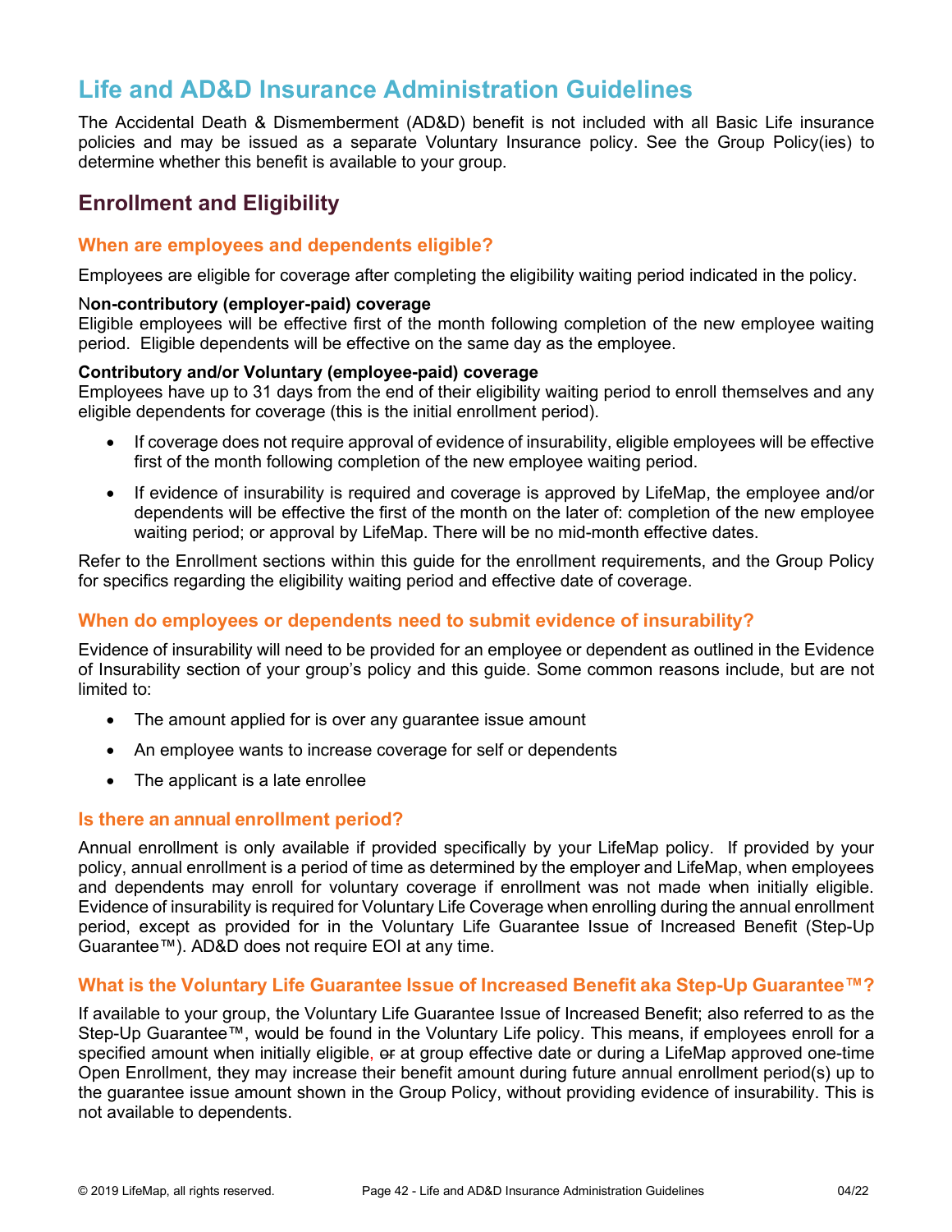# Life and AD&D Insurance Administration Guidelines

The Accidental Death & Dismemberment (AD&D) benefit is not included with all Basic Life insurance policies and may be issued as a separate Voluntary Insurance policy. See the Group Policy(ies) to determine whether this benefit is available to your group.

## Enrollment and Eligibility

### When are employees and dependents eligible?

Employees are eligible for coverage after completing the eligibility waiting period indicated in the policy.

**Non-contributory (employer-paid) coverage**
Eligible employees will be effective first of the month following completion of the new employee waiting period. Eligible dependents will be effective on the same day as the employee.

**Contributory and/or Voluntary (employee-paid) coverage**
Employees have up to 31 days from the end of their eligibility waiting period to enroll themselves and any eligible dependents for coverage (this is the initial enrollment period).

- If coverage does not require approval of evidence of insurability, eligible employees will be effective first of the month following completion of the new employee waiting period.
- If evidence of insurability is required and coverage is approved by LifeMap, the employee and/or dependents will be effective the first of the month on the later of: completion of the new employee waiting period; or approval by LifeMap. There will be no mid-month effective dates.

Refer to the Enrollment sections within this guide for the enrollment requirements, and the Group Policy for specifics regarding the eligibility waiting period and effective date of coverage.

### When do employees or dependents need to submit evidence of insurability?

Evidence of insurability will need to be provided for an employee or dependent as outlined in the Evidence of Insurability section of your group's policy and this guide. Some common reasons include, but are not limited to:

- The amount applied for is over any guarantee issue amount
- An employee wants to increase coverage for self or dependents
- The applicant is a late enrollee

### Is there an annual enrollment period?

Annual enrollment is only available if provided specifically by your LifeMap policy. If provided by your policy, annual enrollment is a period of time as determined by the employer and LifeMap, when employees and dependents may enroll for voluntary coverage if enrollment was not made when initially eligible. Evidence of insurability is required for Voluntary Life Coverage when enrolling during the annual enrollment period, except as provided for in the Voluntary Life Guarantee Issue of Increased Benefit (Step-Up Guarantee™). AD&D does not require EOI at any time.

### What is the Voluntary Life Guarantee Issue of Increased Benefit aka Step-Up Guarantee™?

If available to your group, the Voluntary Life Guarantee Issue of Increased Benefit; also referred to as the Step-Up Guarantee™, would be found in the Voluntary Life policy. This means, if employees enroll for a specified amount when initially eligible, ~~or~~ at group effective date or during a LifeMap approved one-time Open Enrollment, they may increase their benefit amount during future annual enrollment period(s) up to the guarantee issue amount shown in the Group Policy, without providing evidence of insurability. This is not available to dependents.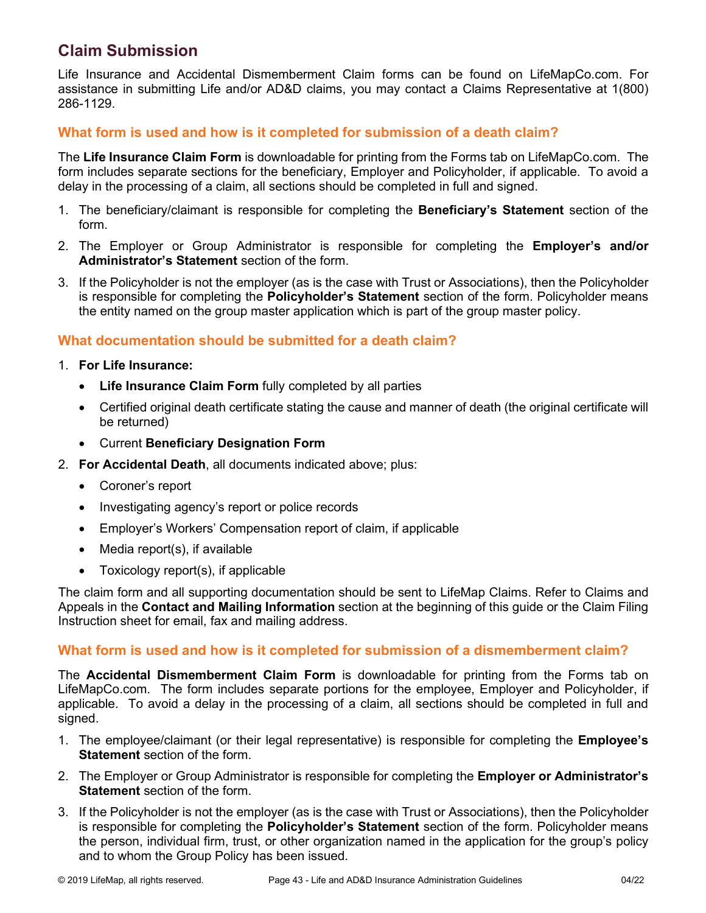## Claim Submission

Life Insurance and Accidental Dismemberment Claim forms can be found on LifeMapCo.com. For assistance in submitting Life and/or AD&D claims, you may contact a Claims Representative at 1(800) 286-1129.

### What form is used and how is it completed for submission of a death claim?

The **Life Insurance Claim Form** is downloadable for printing from the Forms tab on LifeMapCo.com. The form includes separate sections for the beneficiary, Employer and Policyholder, if applicable. To avoid a delay in the processing of a claim, all sections should be completed in full and signed.

1. The beneficiary/claimant is responsible for completing the **Beneficiary's Statement** section of the form.
2. The Employer or Group Administrator is responsible for completing the **Employer's and/or Administrator's Statement** section of the form.
3. If the Policyholder is not the employer (as is the case with Trust or Associations), then the Policyholder is responsible for completing the **Policyholder's Statement** section of the form. Policyholder means the entity named on the group master application which is part of the group master policy.

### What documentation should be submitted for a death claim?

1. **For Life Insurance:**
   - **Life Insurance Claim Form** fully completed by all parties
   - Certified original death certificate stating the cause and manner of death (the original certificate will be returned)
   - Current **Beneficiary Designation Form**
2. **For Accidental Death**, all documents indicated above; plus:
   - Coroner's report
   - Investigating agency's report or police records
   - Employer's Workers' Compensation report of claim, if applicable
   - Media report(s), if available
   - Toxicology report(s), if applicable

The claim form and all supporting documentation should be sent to LifeMap Claims. Refer to Claims and Appeals in the **Contact and Mailing Information** section at the beginning of this guide or the Claim Filing Instruction sheet for email, fax and mailing address.

### What form is used and how is it completed for submission of a dismemberment claim?

The **Accidental Dismemberment Claim Form** is downloadable for printing from the Forms tab on LifeMapCo.com. The form includes separate portions for the employee, Employer and Policyholder, if applicable. To avoid a delay in the processing of a claim, all sections should be completed in full and signed.

1. The employee/claimant (or their legal representative) is responsible for completing the **Employee's Statement** section of the form.
2. The Employer or Group Administrator is responsible for completing the **Employer or Administrator's Statement** section of the form.
3. If the Policyholder is not the employer (as is the case with Trust or Associations), then the Policyholder is responsible for completing the **Policyholder's Statement** section of the form. Policyholder means the person, individual firm, trust, or other organization named in the application for the group's policy and to whom the Group Policy has been issued.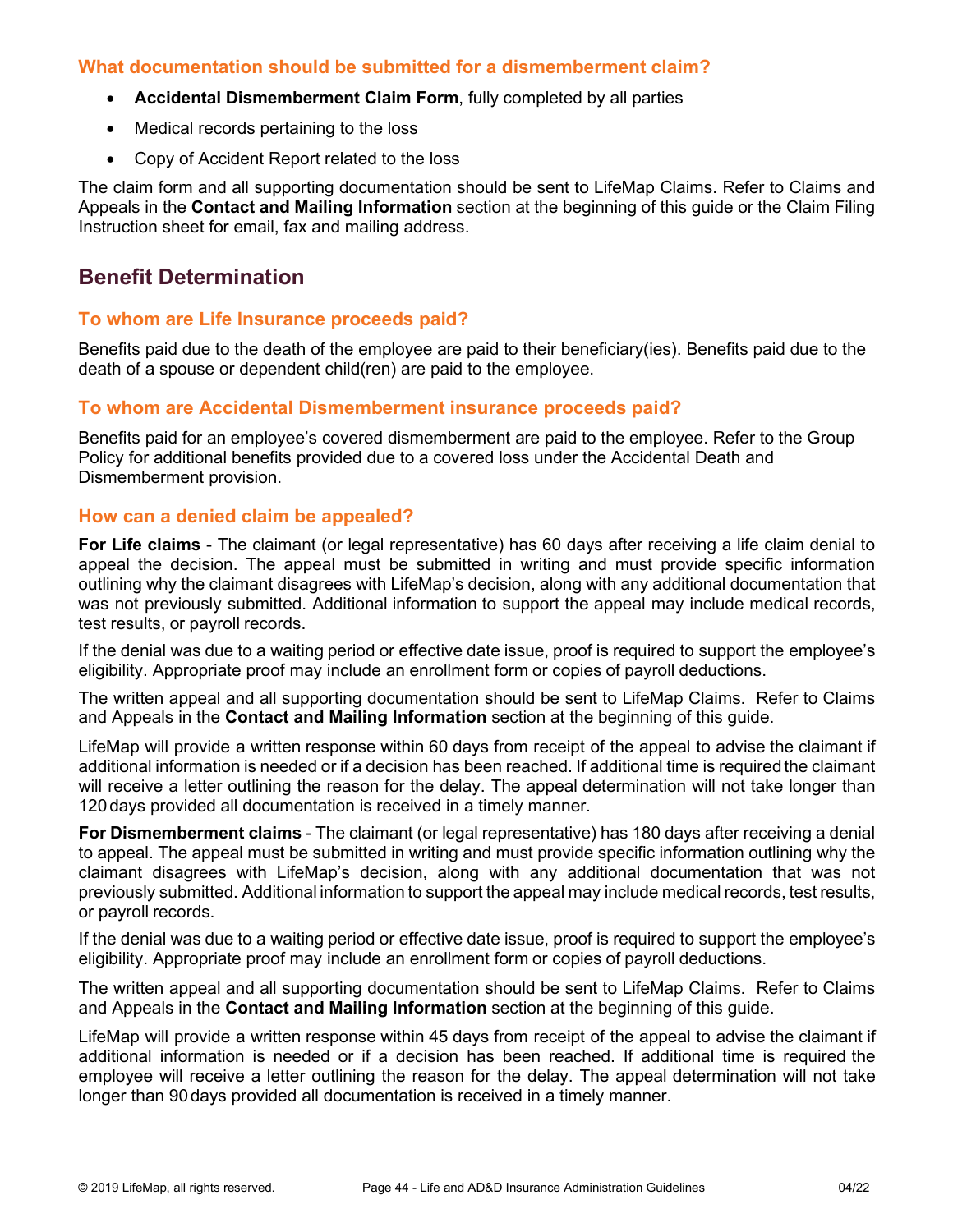### What documentation should be submitted for a dismemberment claim?

- **Accidental Dismemberment Claim Form**, fully completed by all parties
- Medical records pertaining to the loss
- Copy of Accident Report related to the loss

The claim form and all supporting documentation should be sent to LifeMap Claims. Refer to Claims and Appeals in the **Contact and Mailing Information** section at the beginning of this guide or the Claim Filing Instruction sheet for email, fax and mailing address.

## Benefit Determination

### To whom are Life Insurance proceeds paid?

Benefits paid due to the death of the employee are paid to their beneficiary(ies). Benefits paid due to the death of a spouse or dependent child(ren) are paid to the employee.

### To whom are Accidental Dismemberment insurance proceeds paid?

Benefits paid for an employee's covered dismemberment are paid to the employee. Refer to the Group Policy for additional benefits provided due to a covered loss under the Accidental Death and Dismemberment provision.

### How can a denied claim be appealed?

**For Life claims** - The claimant (or legal representative) has 60 days after receiving a life claim denial to appeal the decision. The appeal must be submitted in writing and must provide specific information outlining why the claimant disagrees with LifeMap's decision, along with any additional documentation that was not previously submitted. Additional information to support the appeal may include medical records, test results, or payroll records.

If the denial was due to a waiting period or effective date issue, proof is required to support the employee's eligibility. Appropriate proof may include an enrollment form or copies of payroll deductions.

The written appeal and all supporting documentation should be sent to LifeMap Claims. Refer to Claims and Appeals in the **Contact and Mailing Information** section at the beginning of this guide.

LifeMap will provide a written response within 60 days from receipt of the appeal to advise the claimant if additional information is needed or if a decision has been reached. If additional time is required the claimant will receive a letter outlining the reason for the delay. The appeal determination will not take longer than 120 days provided all documentation is received in a timely manner.

**For Dismemberment claims** - The claimant (or legal representative) has 180 days after receiving a denial to appeal. The appeal must be submitted in writing and must provide specific information outlining why the claimant disagrees with LifeMap's decision, along with any additional documentation that was not previously submitted. Additional information to support the appeal may include medical records, test results, or payroll records.

If the denial was due to a waiting period or effective date issue, proof is required to support the employee's eligibility. Appropriate proof may include an enrollment form or copies of payroll deductions.

The written appeal and all supporting documentation should be sent to LifeMap Claims. Refer to Claims and Appeals in the **Contact and Mailing Information** section at the beginning of this guide.

LifeMap will provide a written response within 45 days from receipt of the appeal to advise the claimant if additional information is needed or if a decision has been reached. If additional time is required the employee will receive a letter outlining the reason for the delay. The appeal determination will not take longer than 90 days provided all documentation is received in a timely manner.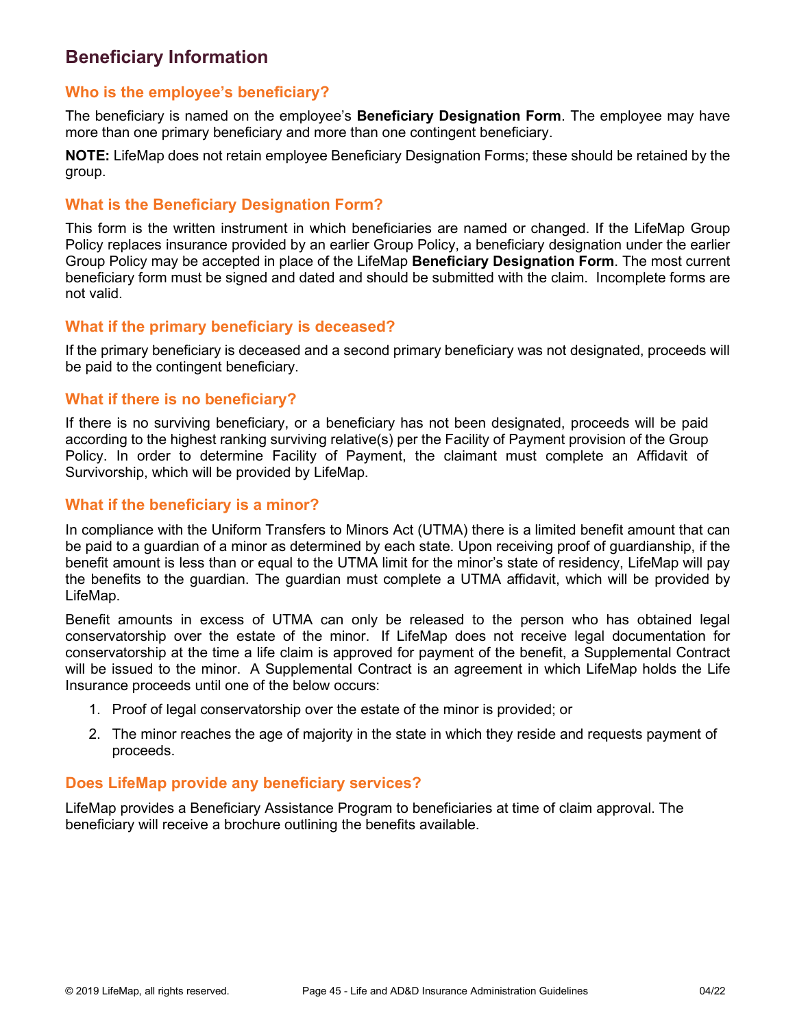## Beneficiary Information

### Who is the employee's beneficiary?

The beneficiary is named on the employee's **Beneficiary Designation Form**. The employee may have more than one primary beneficiary and more than one contingent beneficiary.

**NOTE:** LifeMap does not retain employee Beneficiary Designation Forms; these should be retained by the group.

### What is the Beneficiary Designation Form?

This form is the written instrument in which beneficiaries are named or changed. If the LifeMap Group Policy replaces insurance provided by an earlier Group Policy, a beneficiary designation under the earlier Group Policy may be accepted in place of the LifeMap **Beneficiary Designation Form**. The most current beneficiary form must be signed and dated and should be submitted with the claim. Incomplete forms are not valid.

### What if the primary beneficiary is deceased?

If the primary beneficiary is deceased and a second primary beneficiary was not designated, proceeds will be paid to the contingent beneficiary.

### What if there is no beneficiary?

If there is no surviving beneficiary, or a beneficiary has not been designated, proceeds will be paid according to the highest ranking surviving relative(s) per the Facility of Payment provision of the Group Policy. In order to determine Facility of Payment, the claimant must complete an Affidavit of Survivorship, which will be provided by LifeMap.

### What if the beneficiary is a minor?

In compliance with the Uniform Transfers to Minors Act (UTMA) there is a limited benefit amount that can be paid to a guardian of a minor as determined by each state. Upon receiving proof of guardianship, if the benefit amount is less than or equal to the UTMA limit for the minor's state of residency, LifeMap will pay the benefits to the guardian. The guardian must complete a UTMA affidavit, which will be provided by LifeMap.

Benefit amounts in excess of UTMA can only be released to the person who has obtained legal conservatorship over the estate of the minor. If LifeMap does not receive legal documentation for conservatorship at the time a life claim is approved for payment of the benefit, a Supplemental Contract will be issued to the minor. A Supplemental Contract is an agreement in which LifeMap holds the Life Insurance proceeds until one of the below occurs:

1. Proof of legal conservatorship over the estate of the minor is provided; or
2. The minor reaches the age of majority in the state in which they reside and requests payment of proceeds.

### Does LifeMap provide any beneficiary services?

LifeMap provides a Beneficiary Assistance Program to beneficiaries at time of claim approval. The beneficiary will receive a brochure outlining the benefits available.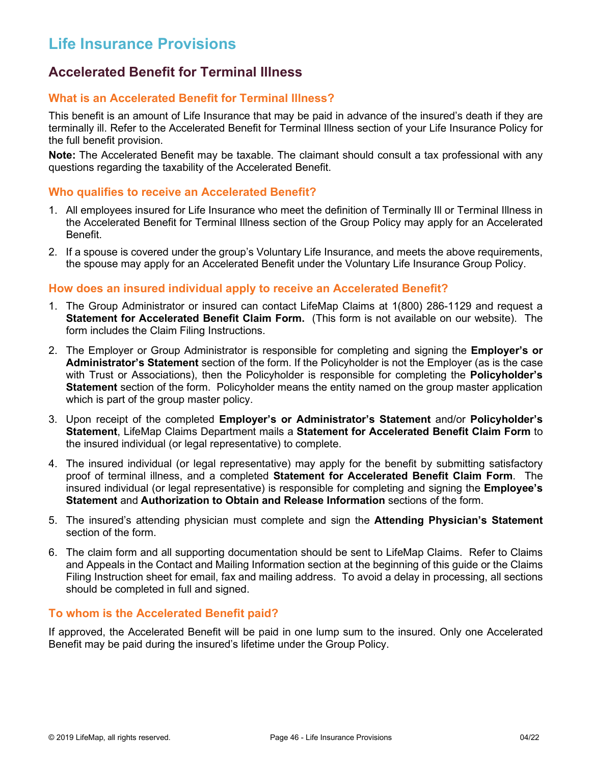# Life Insurance Provisions

## Accelerated Benefit for Terminal Illness

### What is an Accelerated Benefit for Terminal Illness?

This benefit is an amount of Life Insurance that may be paid in advance of the insured's death if they are terminally ill. Refer to the Accelerated Benefit for Terminal Illness section of your Life Insurance Policy for the full benefit provision.

**Note:** The Accelerated Benefit may be taxable. The claimant should consult a tax professional with any questions regarding the taxability of the Accelerated Benefit.

### Who qualifies to receive an Accelerated Benefit?

1. All employees insured for Life Insurance who meet the definition of Terminally Ill or Terminal Illness in the Accelerated Benefit for Terminal Illness section of the Group Policy may apply for an Accelerated Benefit.
2. If a spouse is covered under the group's Voluntary Life Insurance, and meets the above requirements, the spouse may apply for an Accelerated Benefit under the Voluntary Life Insurance Group Policy.

### How does an insured individual apply to receive an Accelerated Benefit?

1. The Group Administrator or insured can contact LifeMap Claims at 1(800) 286-1129 and request a **Statement for Accelerated Benefit Claim Form.** (This form is not available on our website). The form includes the Claim Filing Instructions.
2. The Employer or Group Administrator is responsible for completing and signing the **Employer's or Administrator's Statement** section of the form. If the Policyholder is not the Employer (as is the case with Trust or Associations), then the Policyholder is responsible for completing the **Policyholder's Statement** section of the form. Policyholder means the entity named on the group master application which is part of the group master policy.
3. Upon receipt of the completed **Employer's or Administrator's Statement** and/or **Policyholder's Statement**, LifeMap Claims Department mails a **Statement for Accelerated Benefit Claim Form** to the insured individual (or legal representative) to complete.
4. The insured individual (or legal representative) may apply for the benefit by submitting satisfactory proof of terminal illness, and a completed **Statement for Accelerated Benefit Claim Form**. The insured individual (or legal representative) is responsible for completing and signing the **Employee's Statement** and **Authorization to Obtain and Release Information** sections of the form.
5. The insured's attending physician must complete and sign the **Attending Physician's Statement** section of the form.
6. The claim form and all supporting documentation should be sent to LifeMap Claims. Refer to Claims and Appeals in the Contact and Mailing Information section at the beginning of this guide or the Claims Filing Instruction sheet for email, fax and mailing address. To avoid a delay in processing, all sections should be completed in full and signed.

### To whom is the Accelerated Benefit paid?

If approved, the Accelerated Benefit will be paid in one lump sum to the insured. Only one Accelerated Benefit may be paid during the insured's lifetime under the Group Policy.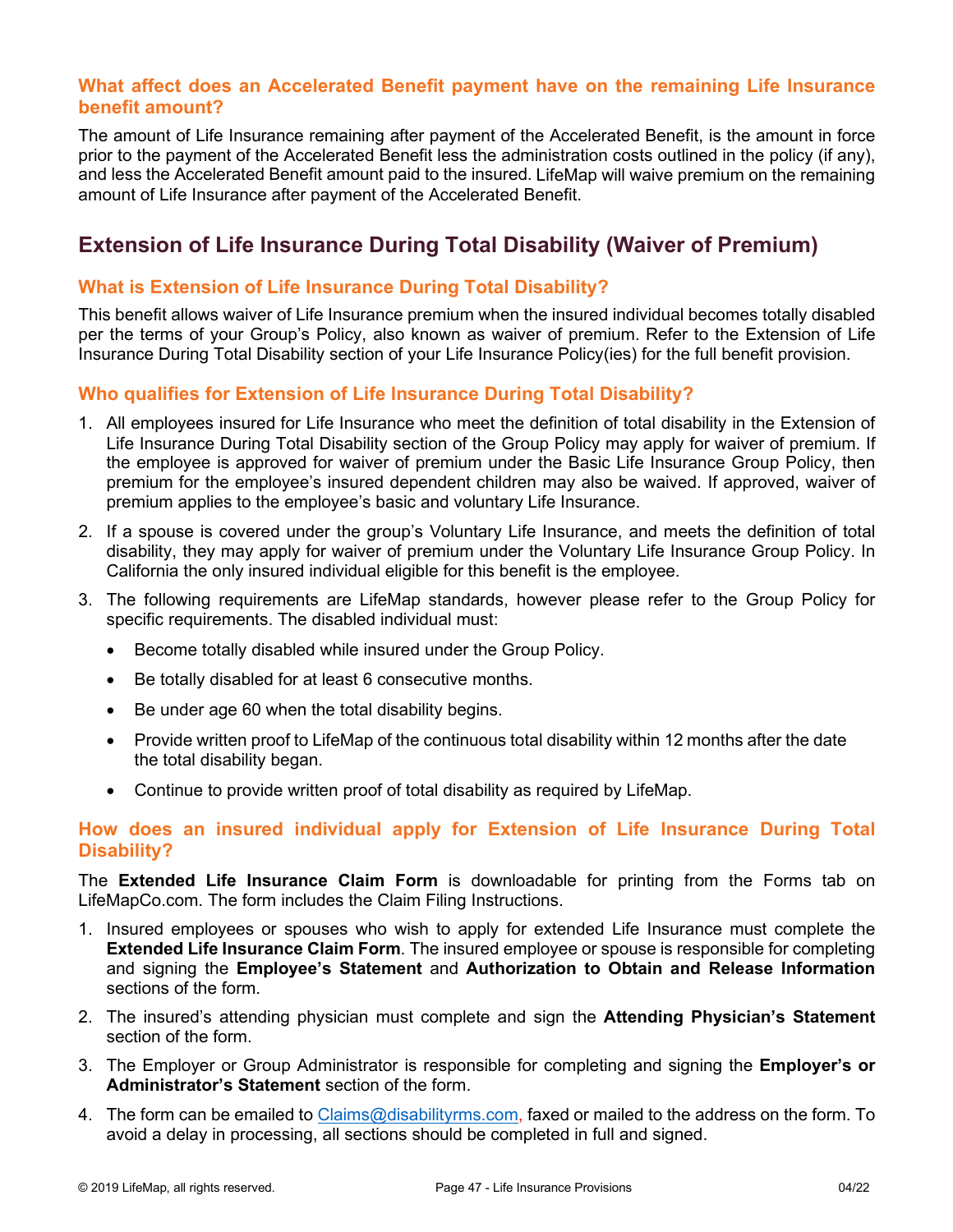### What affect does an Accelerated Benefit payment have on the remaining Life Insurance benefit amount?

The amount of Life Insurance remaining after payment of the Accelerated Benefit, is the amount in force prior to the payment of the Accelerated Benefit less the administration costs outlined in the policy (if any), and less the Accelerated Benefit amount paid to the insured. LifeMap will waive premium on the remaining amount of Life Insurance after payment of the Accelerated Benefit.

## Extension of Life Insurance During Total Disability (Waiver of Premium)

### What is Extension of Life Insurance During Total Disability?

This benefit allows waiver of Life Insurance premium when the insured individual becomes totally disabled per the terms of your Group's Policy, also known as waiver of premium. Refer to the Extension of Life Insurance During Total Disability section of your Life Insurance Policy(ies) for the full benefit provision.

### Who qualifies for Extension of Life Insurance During Total Disability?

1. All employees insured for Life Insurance who meet the definition of total disability in the Extension of Life Insurance During Total Disability section of the Group Policy may apply for waiver of premium. If the employee is approved for waiver of premium under the Basic Life Insurance Group Policy, then premium for the employee's insured dependent children may also be waived. If approved, waiver of premium applies to the employee's basic and voluntary Life Insurance.
2. If a spouse is covered under the group's Voluntary Life Insurance, and meets the definition of total disability, they may apply for waiver of premium under the Voluntary Life Insurance Group Policy. In California the only insured individual eligible for this benefit is the employee.
3. The following requirements are LifeMap standards, however please refer to the Group Policy for specific requirements. The disabled individual must:
   - Become totally disabled while insured under the Group Policy.
   - Be totally disabled for at least 6 consecutive months.
   - Be under age 60 when the total disability begins.
   - Provide written proof to LifeMap of the continuous total disability within 12 months after the date the total disability began.
   - Continue to provide written proof of total disability as required by LifeMap.

### How does an insured individual apply for Extension of Life Insurance During Total Disability?

The **Extended Life Insurance Claim Form** is downloadable for printing from the Forms tab on LifeMapCo.com. The form includes the Claim Filing Instructions.

1. Insured employees or spouses who wish to apply for extended Life Insurance must complete the **Extended Life Insurance Claim Form**. The insured employee or spouse is responsible for completing and signing the **Employee's Statement** and **Authorization to Obtain and Release Information** sections of the form.
2. The insured's attending physician must complete and sign the **Attending Physician's Statement** section of the form.
3. The Employer or Group Administrator is responsible for completing and signing the **Employer's or Administrator's Statement** section of the form.
4. The form can be emailed to Claims@disabilityrms.com, faxed or mailed to the address on the form. To avoid a delay in processing, all sections should be completed in full and signed.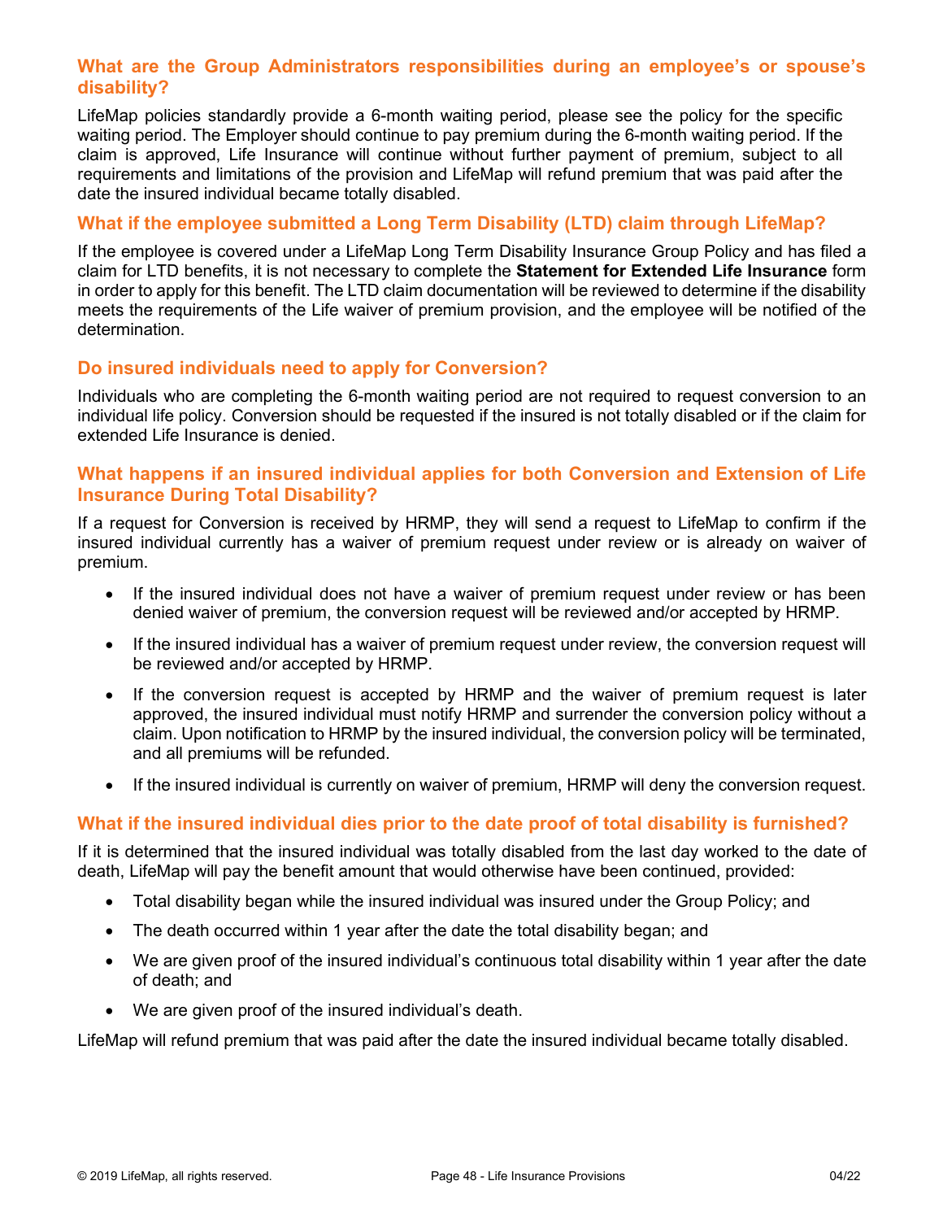### What are the Group Administrators responsibilities during an employee's or spouse's disability?

LifeMap policies standardly provide a 6-month waiting period, please see the policy for the specific waiting period. The Employer should continue to pay premium during the 6-month waiting period. If the claim is approved, Life Insurance will continue without further payment of premium, subject to all requirements and limitations of the provision and LifeMap will refund premium that was paid after the date the insured individual became totally disabled.

### What if the employee submitted a Long Term Disability (LTD) claim through LifeMap?

If the employee is covered under a LifeMap Long Term Disability Insurance Group Policy and has filed a claim for LTD benefits, it is not necessary to complete the **Statement for Extended Life Insurance** form in order to apply for this benefit. The LTD claim documentation will be reviewed to determine if the disability meets the requirements of the Life waiver of premium provision, and the employee will be notified of the determination.

### Do insured individuals need to apply for Conversion?

Individuals who are completing the 6-month waiting period are not required to request conversion to an individual life policy. Conversion should be requested if the insured is not totally disabled or if the claim for extended Life Insurance is denied.

### What happens if an insured individual applies for both Conversion and Extension of Life Insurance During Total Disability?

If a request for Conversion is received by HRMP, they will send a request to LifeMap to confirm if the insured individual currently has a waiver of premium request under review or is already on waiver of premium.

- If the insured individual does not have a waiver of premium request under review or has been denied waiver of premium, the conversion request will be reviewed and/or accepted by HRMP.
- If the insured individual has a waiver of premium request under review, the conversion request will be reviewed and/or accepted by HRMP.
- If the conversion request is accepted by HRMP and the waiver of premium request is later approved, the insured individual must notify HRMP and surrender the conversion policy without a claim. Upon notification to HRMP by the insured individual, the conversion policy will be terminated, and all premiums will be refunded.
- If the insured individual is currently on waiver of premium, HRMP will deny the conversion request.

### What if the insured individual dies prior to the date proof of total disability is furnished?

If it is determined that the insured individual was totally disabled from the last day worked to the date of death, LifeMap will pay the benefit amount that would otherwise have been continued, provided:

- Total disability began while the insured individual was insured under the Group Policy; and
- The death occurred within 1 year after the date the total disability began; and
- We are given proof of the insured individual's continuous total disability within 1 year after the date of death; and
- We are given proof of the insured individual's death.

LifeMap will refund premium that was paid after the date the insured individual became totally disabled.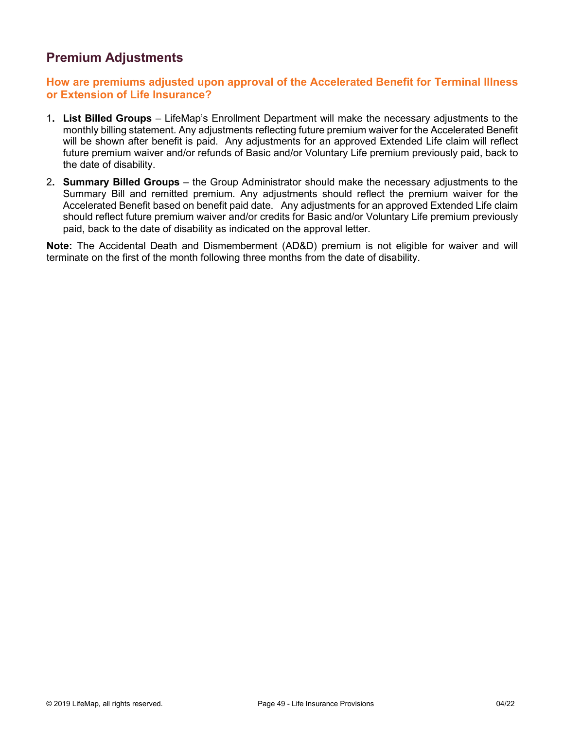## Premium Adjustments

### How are premiums adjusted upon approval of the Accelerated Benefit for Terminal Illness or Extension of Life Insurance?

1. **List Billed Groups** – LifeMap's Enrollment Department will make the necessary adjustments to the monthly billing statement. Any adjustments reflecting future premium waiver for the Accelerated Benefit will be shown after benefit is paid. Any adjustments for an approved Extended Life claim will reflect future premium waiver and/or refunds of Basic and/or Voluntary Life premium previously paid, back to the date of disability.
2. **Summary Billed Groups** – the Group Administrator should make the necessary adjustments to the Summary Bill and remitted premium. Any adjustments should reflect the premium waiver for the Accelerated Benefit based on benefit paid date. Any adjustments for an approved Extended Life claim should reflect future premium waiver and/or credits for Basic and/or Voluntary Life premium previously paid, back to the date of disability as indicated on the approval letter.

**Note:** The Accidental Death and Dismemberment (AD&D) premium is not eligible for waiver and will terminate on the first of the month following three months from the date of disability.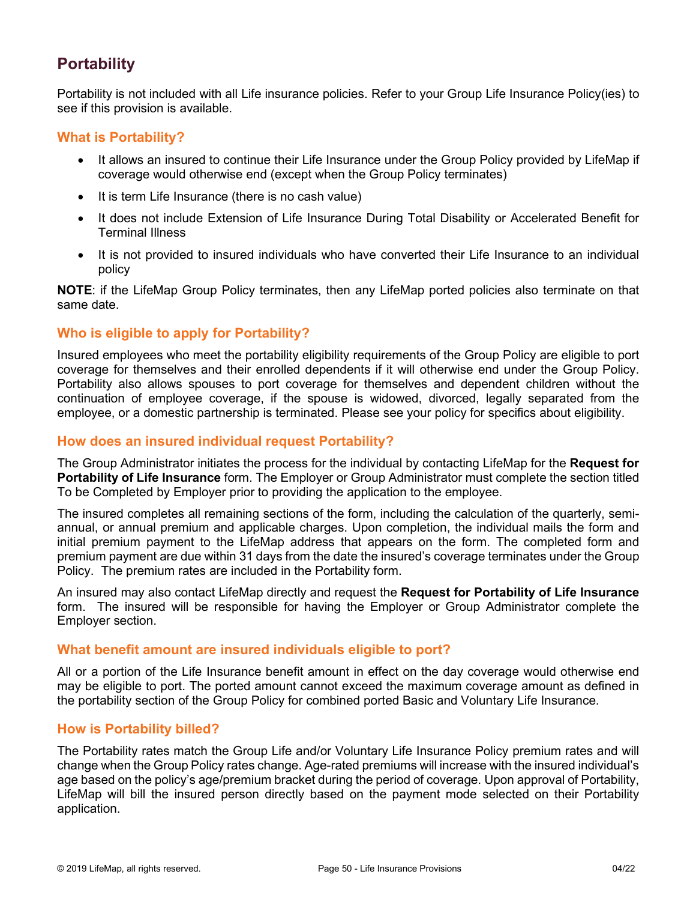## Portability

Portability is not included with all Life insurance policies. Refer to your Group Life Insurance Policy(ies) to see if this provision is available.

### What is Portability?

- It allows an insured to continue their Life Insurance under the Group Policy provided by LifeMap if coverage would otherwise end (except when the Group Policy terminates)
- It is term Life Insurance (there is no cash value)
- It does not include Extension of Life Insurance During Total Disability or Accelerated Benefit for Terminal Illness
- It is not provided to insured individuals who have converted their Life Insurance to an individual policy

**NOTE**: if the LifeMap Group Policy terminates, then any LifeMap ported policies also terminate on that same date.

### Who is eligible to apply for Portability?

Insured employees who meet the portability eligibility requirements of the Group Policy are eligible to port coverage for themselves and their enrolled dependents if it will otherwise end under the Group Policy. Portability also allows spouses to port coverage for themselves and dependent children without the continuation of employee coverage, if the spouse is widowed, divorced, legally separated from the employee, or a domestic partnership is terminated. Please see your policy for specifics about eligibility.

### How does an insured individual request Portability?

The Group Administrator initiates the process for the individual by contacting LifeMap for the **Request for Portability of Life Insurance** form. The Employer or Group Administrator must complete the section titled To be Completed by Employer prior to providing the application to the employee.

The insured completes all remaining sections of the form, including the calculation of the quarterly, semi-annual, or annual premium and applicable charges. Upon completion, the individual mails the form and initial premium payment to the LifeMap address that appears on the form. The completed form and premium payment are due within 31 days from the date the insured's coverage terminates under the Group Policy. The premium rates are included in the Portability form.

An insured may also contact LifeMap directly and request the **Request for Portability of Life Insurance** form. The insured will be responsible for having the Employer or Group Administrator complete the Employer section.

### What benefit amount are insured individuals eligible to port?

All or a portion of the Life Insurance benefit amount in effect on the day coverage would otherwise end may be eligible to port. The ported amount cannot exceed the maximum coverage amount as defined in the portability section of the Group Policy for combined ported Basic and Voluntary Life Insurance.

### How is Portability billed?

The Portability rates match the Group Life and/or Voluntary Life Insurance Policy premium rates and will change when the Group Policy rates change. Age-rated premiums will increase with the insured individual's age based on the policy's age/premium bracket during the period of coverage. Upon approval of Portability, LifeMap will bill the insured person directly based on the payment mode selected on their Portability application.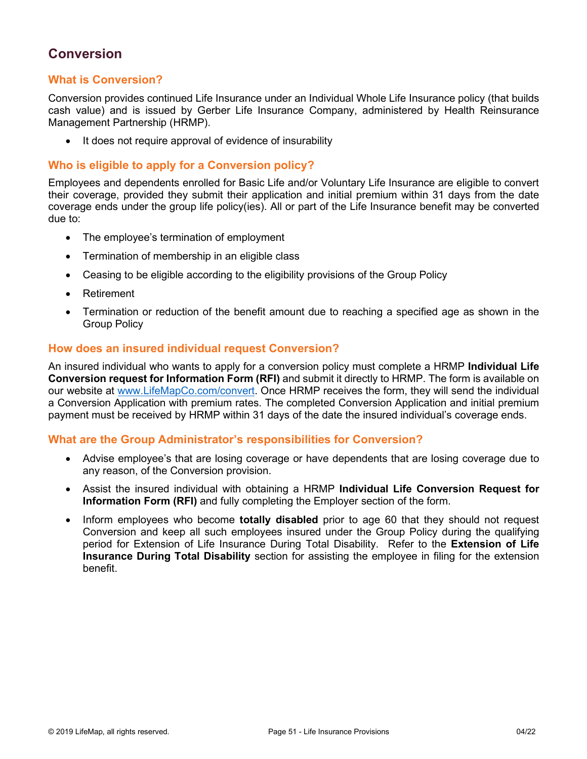## Conversion

### What is Conversion?

Conversion provides continued Life Insurance under an Individual Whole Life Insurance policy (that builds cash value) and is issued by Gerber Life Insurance Company, administered by Health Reinsurance Management Partnership (HRMP).

- It does not require approval of evidence of insurability

### Who is eligible to apply for a Conversion policy?

Employees and dependents enrolled for Basic Life and/or Voluntary Life Insurance are eligible to convert their coverage, provided they submit their application and initial premium within 31 days from the date coverage ends under the group life policy(ies). All or part of the Life Insurance benefit may be converted due to:

- The employee's termination of employment
- Termination of membership in an eligible class
- Ceasing to be eligible according to the eligibility provisions of the Group Policy
- Retirement
- Termination or reduction of the benefit amount due to reaching a specified age as shown in the Group Policy

### How does an insured individual request Conversion?

An insured individual who wants to apply for a conversion policy must complete a HRMP **Individual Life Conversion request for Information Form (RFI)** and submit it directly to HRMP. The form is available on our website at [www.LifeMapCo.com/convert](www.LifeMapCo.com/convert). Once HRMP receives the form, they will send the individual a Conversion Application with premium rates. The completed Conversion Application and initial premium payment must be received by HRMP within 31 days of the date the insured individual's coverage ends.

### What are the Group Administrator's responsibilities for Conversion?

- Advise employee's that are losing coverage or have dependents that are losing coverage due to any reason, of the Conversion provision.
- Assist the insured individual with obtaining a HRMP **Individual Life Conversion Request for Information Form (RFI)** and fully completing the Employer section of the form.
- Inform employees who become **totally disabled** prior to age 60 that they should not request Conversion and keep all such employees insured under the Group Policy during the qualifying period for Extension of Life Insurance During Total Disability. Refer to the **Extension of Life Insurance During Total Disability** section for assisting the employee in filing for the extension benefit.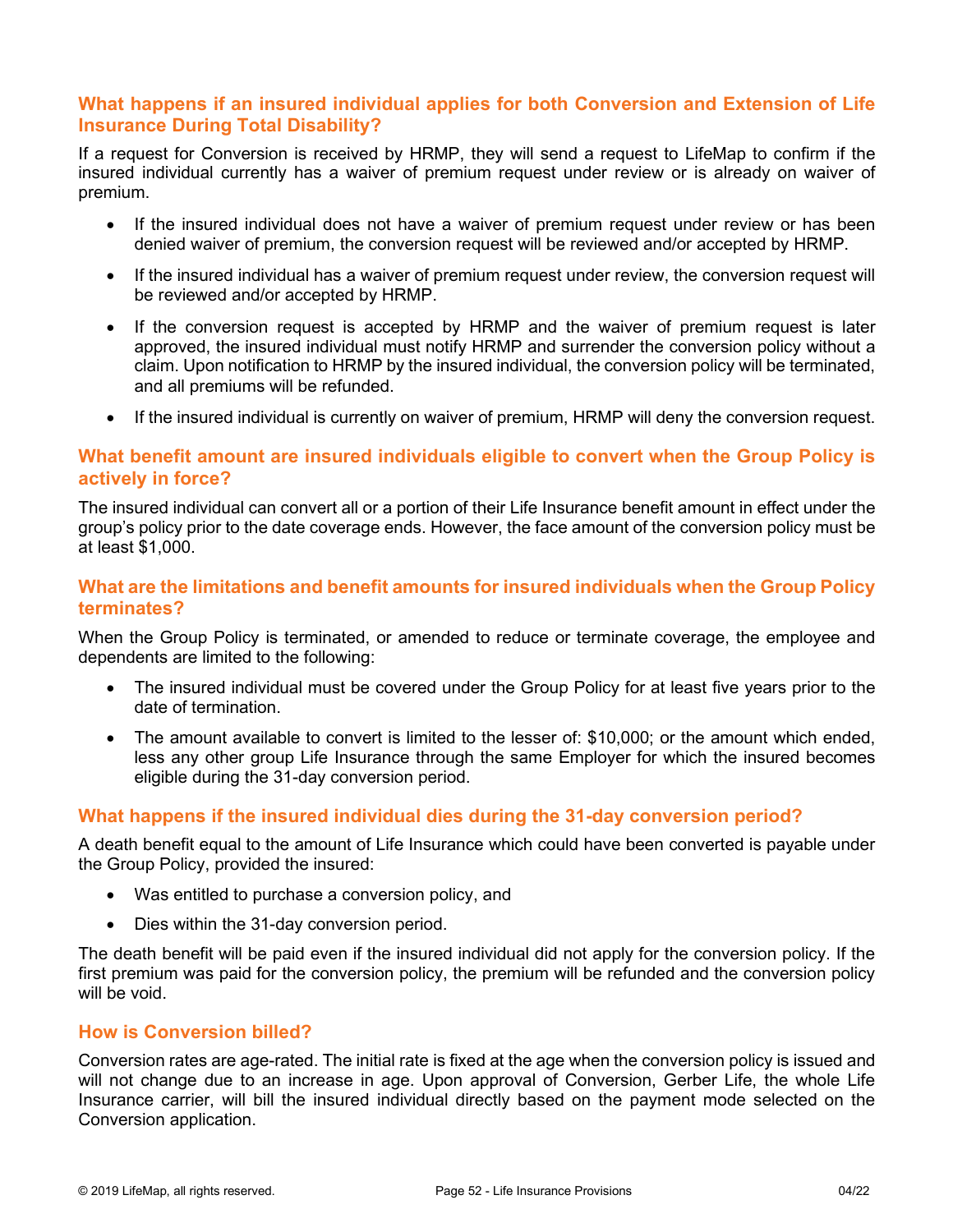### What happens if an insured individual applies for both Conversion and Extension of Life Insurance During Total Disability?

If a request for Conversion is received by HRMP, they will send a request to LifeMap to confirm if the insured individual currently has a waiver of premium request under review or is already on waiver of premium.

- If the insured individual does not have a waiver of premium request under review or has been denied waiver of premium, the conversion request will be reviewed and/or accepted by HRMP.
- If the insured individual has a waiver of premium request under review, the conversion request will be reviewed and/or accepted by HRMP.
- If the conversion request is accepted by HRMP and the waiver of premium request is later approved, the insured individual must notify HRMP and surrender the conversion policy without a claim. Upon notification to HRMP by the insured individual, the conversion policy will be terminated, and all premiums will be refunded.
- If the insured individual is currently on waiver of premium, HRMP will deny the conversion request.

### What benefit amount are insured individuals eligible to convert when the Group Policy is actively in force?

The insured individual can convert all or a portion of their Life Insurance benefit amount in effect under the group's policy prior to the date coverage ends. However, the face amount of the conversion policy must be at least $1,000.

### What are the limitations and benefit amounts for insured individuals when the Group Policy terminates?

When the Group Policy is terminated, or amended to reduce or terminate coverage, the employee and dependents are limited to the following:

- The insured individual must be covered under the Group Policy for at least five years prior to the date of termination.
- The amount available to convert is limited to the lesser of: $10,000; or the amount which ended, less any other group Life Insurance through the same Employer for which the insured becomes eligible during the 31-day conversion period.

### What happens if the insured individual dies during the 31-day conversion period?

A death benefit equal to the amount of Life Insurance which could have been converted is payable under the Group Policy, provided the insured:

- Was entitled to purchase a conversion policy, and
- Dies within the 31-day conversion period.

The death benefit will be paid even if the insured individual did not apply for the conversion policy. If the first premium was paid for the conversion policy, the premium will be refunded and the conversion policy will be void.

### How is Conversion billed?

Conversion rates are age-rated. The initial rate is fixed at the age when the conversion policy is issued and will not change due to an increase in age. Upon approval of Conversion, Gerber Life, the whole Life Insurance carrier, will bill the insured individual directly based on the payment mode selected on the Conversion application.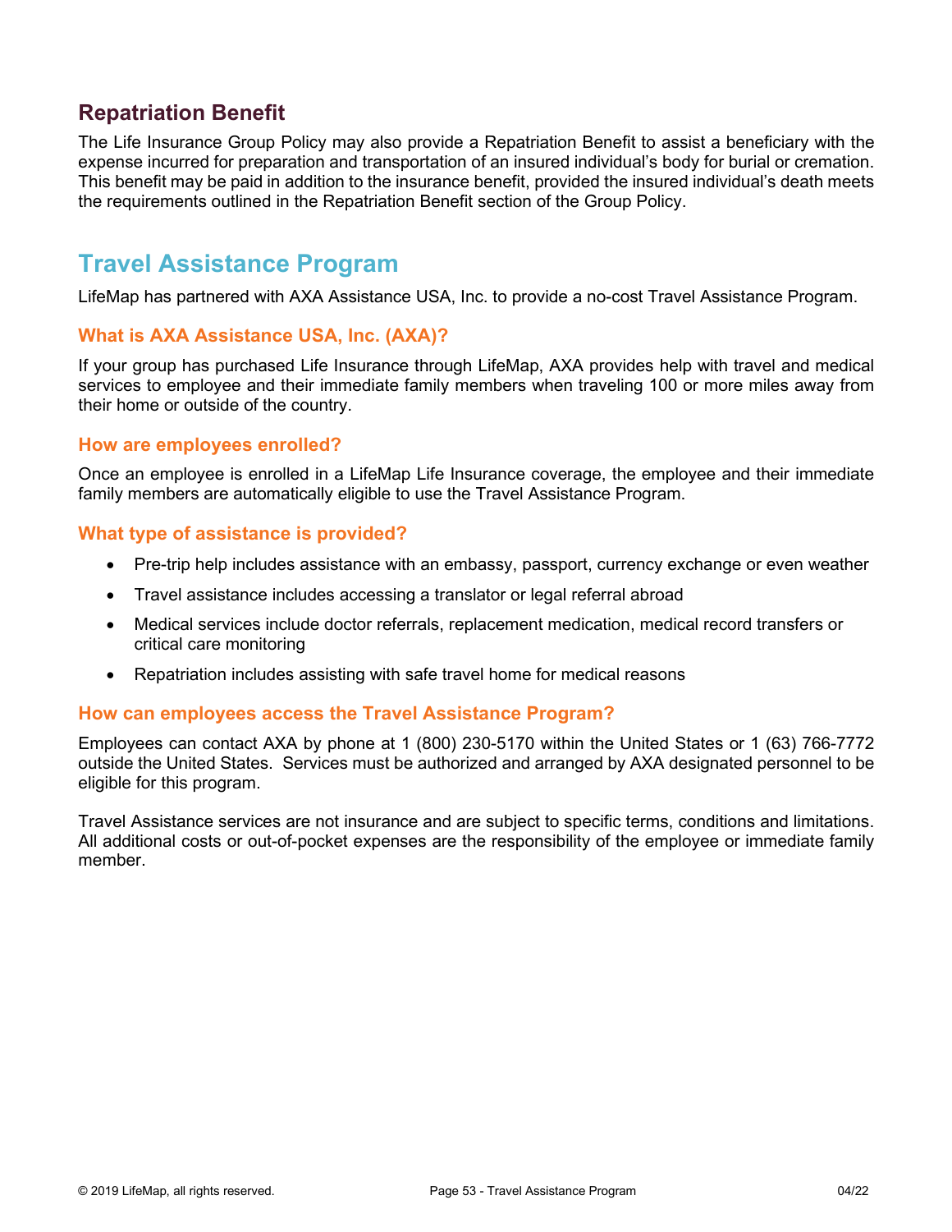## Repatriation Benefit

The Life Insurance Group Policy may also provide a Repatriation Benefit to assist a beneficiary with the expense incurred for preparation and transportation of an insured individual's body for burial or cremation. This benefit may be paid in addition to the insurance benefit, provided the insured individual's death meets the requirements outlined in the Repatriation Benefit section of the Group Policy.

# Travel Assistance Program

LifeMap has partnered with AXA Assistance USA, Inc. to provide a no-cost Travel Assistance Program.

### What is AXA Assistance USA, Inc. (AXA)?

If your group has purchased Life Insurance through LifeMap, AXA provides help with travel and medical services to employee and their immediate family members when traveling 100 or more miles away from their home or outside of the country.

### How are employees enrolled?

Once an employee is enrolled in a LifeMap Life Insurance coverage, the employee and their immediate family members are automatically eligible to use the Travel Assistance Program.

### What type of assistance is provided?

- Pre-trip help includes assistance with an embassy, passport, currency exchange or even weather
- Travel assistance includes accessing a translator or legal referral abroad
- Medical services include doctor referrals, replacement medication, medical record transfers or critical care monitoring
- Repatriation includes assisting with safe travel home for medical reasons

### How can employees access the Travel Assistance Program?

Employees can contact AXA by phone at 1 (800) 230-5170 within the United States or 1 (63) 766-7772 outside the United States. Services must be authorized and arranged by AXA designated personnel to be eligible for this program.

Travel Assistance services are not insurance and are subject to specific terms, conditions and limitations. All additional costs or out-of-pocket expenses are the responsibility of the employee or immediate family member.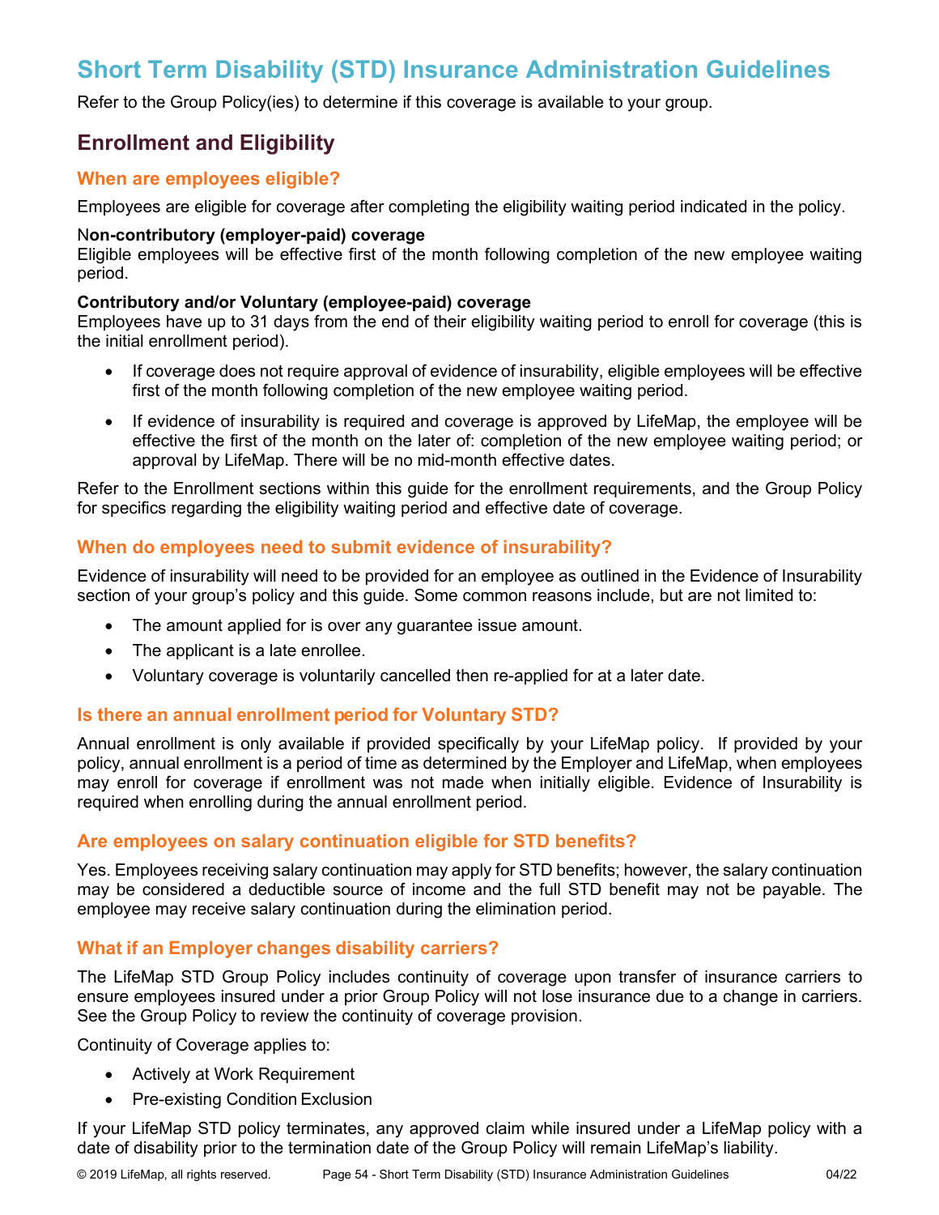# Short Term Disability (STD) Insurance Administration Guidelines

Refer to the Group Policy(ies) to determine if this coverage is available to your group.

## Enrollment and Eligibility

### When are employees eligible?

Employees are eligible for coverage after completing the eligibility waiting period indicated in the policy.

**Non-contributory (employer-paid) coverage**
Eligible employees will be effective first of the month following completion of the new employee waiting period.

**Contributory and/or Voluntary (employee-paid) coverage**
Employees have up to 31 days from the end of their eligibility waiting period to enroll for coverage (this is the initial enrollment period).

- If coverage does not require approval of evidence of insurability, eligible employees will be effective first of the month following completion of the new employee waiting period.
- If evidence of insurability is required and coverage is approved by LifeMap, the employee will be effective the first of the month on the later of: completion of the new employee waiting period; or approval by LifeMap. There will be no mid-month effective dates.

Refer to the Enrollment sections within this guide for the enrollment requirements, and the Group Policy for specifics regarding the eligibility waiting period and effective date of coverage.

### When do employees need to submit evidence of insurability?

Evidence of insurability will need to be provided for an employee as outlined in the Evidence of Insurability section of your group's policy and this guide. Some common reasons include, but are not limited to:

- The amount applied for is over any guarantee issue amount.
- The applicant is a late enrollee.
- Voluntary coverage is voluntarily cancelled then re-applied for at a later date.

### Is there an annual enrollment period for Voluntary STD?

Annual enrollment is only available if provided specifically by your LifeMap policy. If provided by your policy, annual enrollment is a period of time as determined by the Employer and LifeMap, when employees may enroll for coverage if enrollment was not made when initially eligible. Evidence of Insurability is required when enrolling during the annual enrollment period.

### Are employees on salary continuation eligible for STD benefits?

Yes. Employees receiving salary continuation may apply for STD benefits; however, the salary continuation may be considered a deductible source of income and the full STD benefit may not be payable. The employee may receive salary continuation during the elimination period.

### What if an Employer changes disability carriers?

The LifeMap STD Group Policy includes continuity of coverage upon transfer of insurance carriers to ensure employees insured under a prior Group Policy will not lose insurance due to a change in carriers. See the Group Policy to review the continuity of coverage provision.

Continuity of Coverage applies to:

- Actively at Work Requirement
- Pre-existing Condition Exclusion

If your LifeMap STD policy terminates, any approved claim while insured under a LifeMap policy with a date of disability prior to the termination date of the Group Policy will remain LifeMap's liability.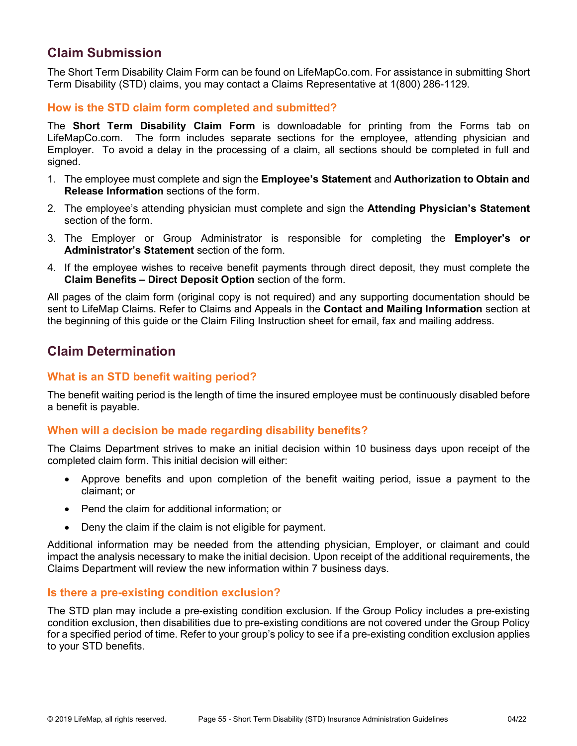## Claim Submission

The Short Term Disability Claim Form can be found on LifeMapCo.com. For assistance in submitting Short Term Disability (STD) claims, you may contact a Claims Representative at 1(800) 286-1129.

### How is the STD claim form completed and submitted?

The **Short Term Disability Claim Form** is downloadable for printing from the Forms tab on LifeMapCo.com. The form includes separate sections for the employee, attending physician and Employer. To avoid a delay in the processing of a claim, all sections should be completed in full and signed.

1. The employee must complete and sign the **Employee's Statement** and **Authorization to Obtain and Release Information** sections of the form.
2. The employee's attending physician must complete and sign the **Attending Physician's Statement** section of the form.
3. The Employer or Group Administrator is responsible for completing the **Employer's or Administrator's Statement** section of the form.
4. If the employee wishes to receive benefit payments through direct deposit, they must complete the **Claim Benefits – Direct Deposit Option** section of the form.

All pages of the claim form (original copy is not required) and any supporting documentation should be sent to LifeMap Claims. Refer to Claims and Appeals in the **Contact and Mailing Information** section at the beginning of this guide or the Claim Filing Instruction sheet for email, fax and mailing address.

## Claim Determination

### What is an STD benefit waiting period?

The benefit waiting period is the length of time the insured employee must be continuously disabled before a benefit is payable.

### When will a decision be made regarding disability benefits?

The Claims Department strives to make an initial decision within 10 business days upon receipt of the completed claim form. This initial decision will either:

- Approve benefits and upon completion of the benefit waiting period, issue a payment to the claimant; or
- Pend the claim for additional information; or
- Deny the claim if the claim is not eligible for payment.

Additional information may be needed from the attending physician, Employer, or claimant and could impact the analysis necessary to make the initial decision. Upon receipt of the additional requirements, the Claims Department will review the new information within 7 business days.

### Is there a pre-existing condition exclusion?

The STD plan may include a pre-existing condition exclusion. If the Group Policy includes a pre-existing condition exclusion, then disabilities due to pre-existing conditions are not covered under the Group Policy for a specified period of time. Refer to your group's policy to see if a pre-existing condition exclusion applies to your STD benefits.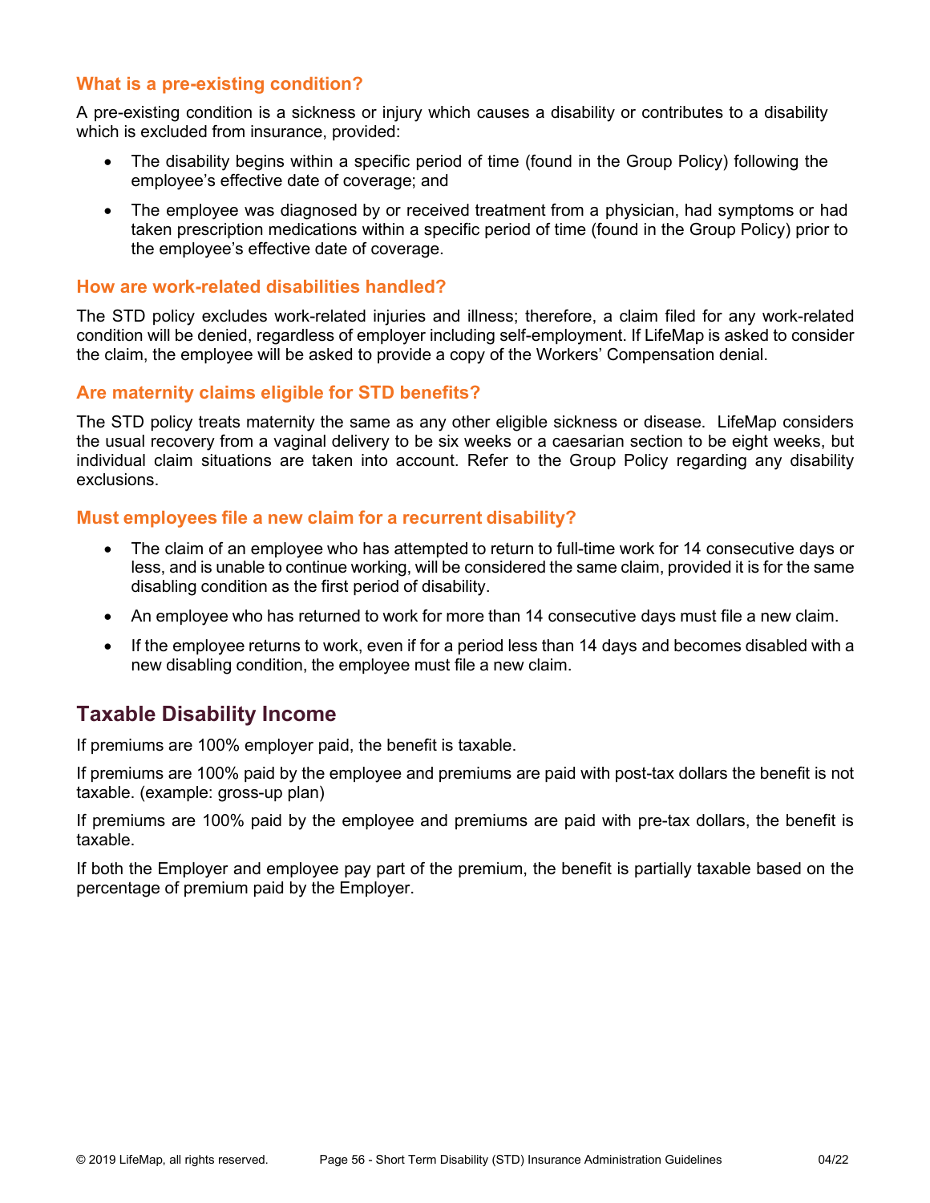### What is a pre-existing condition?

A pre-existing condition is a sickness or injury which causes a disability or contributes to a disability which is excluded from insurance, provided:

- The disability begins within a specific period of time (found in the Group Policy) following the employee's effective date of coverage; and
- The employee was diagnosed by or received treatment from a physician, had symptoms or had taken prescription medications within a specific period of time (found in the Group Policy) prior to the employee's effective date of coverage.

### How are work-related disabilities handled?

The STD policy excludes work-related injuries and illness; therefore, a claim filed for any work-related condition will be denied, regardless of employer including self-employment. If LifeMap is asked to consider the claim, the employee will be asked to provide a copy of the Workers' Compensation denial.

### Are maternity claims eligible for STD benefits?

The STD policy treats maternity the same as any other eligible sickness or disease. LifeMap considers the usual recovery from a vaginal delivery to be six weeks or a caesarian section to be eight weeks, but individual claim situations are taken into account. Refer to the Group Policy regarding any disability exclusions.

### Must employees file a new claim for a recurrent disability?

- The claim of an employee who has attempted to return to full-time work for 14 consecutive days or less, and is unable to continue working, will be considered the same claim, provided it is for the same disabling condition as the first period of disability.
- An employee who has returned to work for more than 14 consecutive days must file a new claim.
- If the employee returns to work, even if for a period less than 14 days and becomes disabled with a new disabling condition, the employee must file a new claim.

## Taxable Disability Income

If premiums are 100% employer paid, the benefit is taxable.

If premiums are 100% paid by the employee and premiums are paid with post-tax dollars the benefit is not taxable. (example: gross-up plan)

If premiums are 100% paid by the employee and premiums are paid with pre-tax dollars, the benefit is taxable.

If both the Employer and employee pay part of the premium, the benefit is partially taxable based on the percentage of premium paid by the Employer.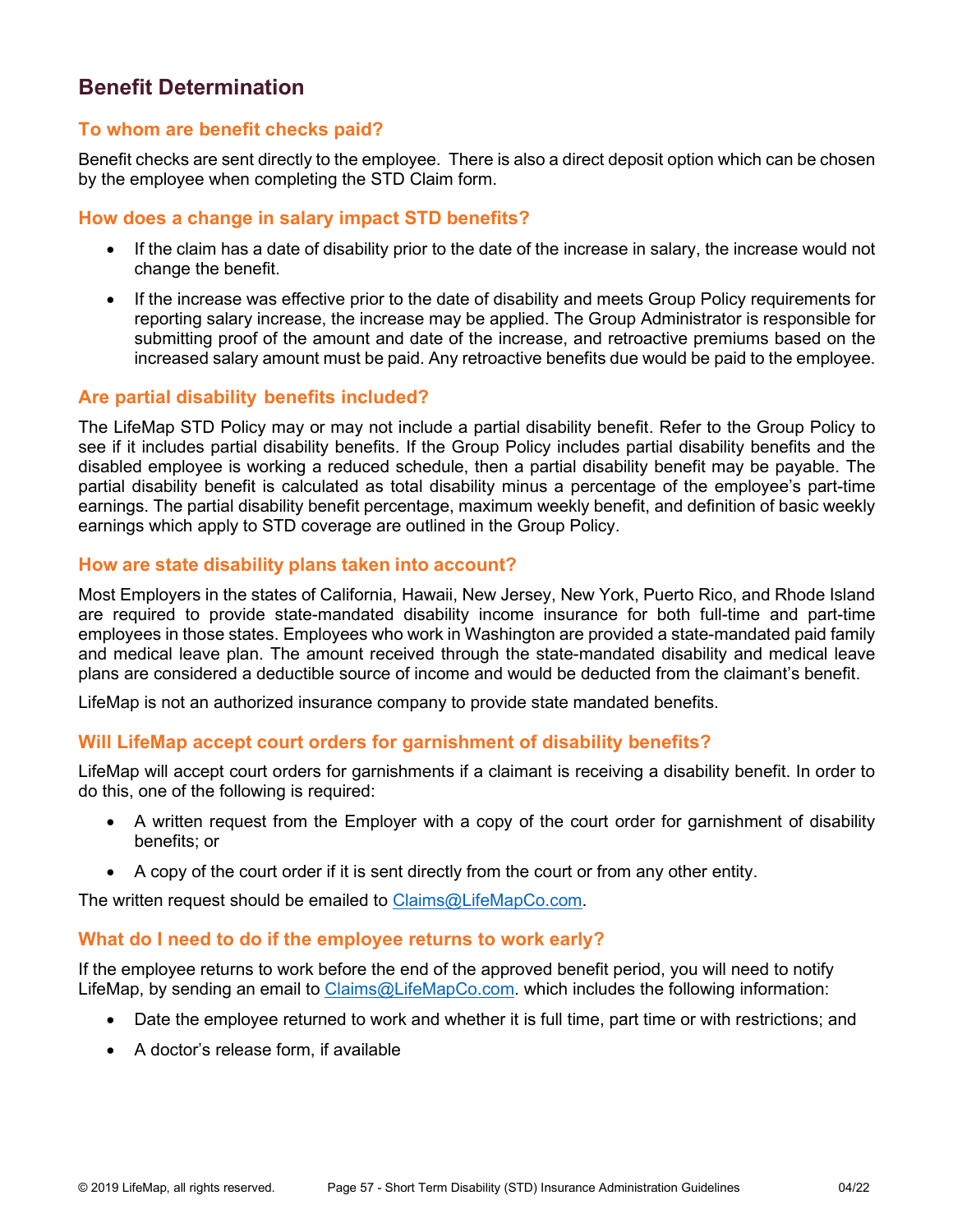## Benefit Determination

### To whom are benefit checks paid?

Benefit checks are sent directly to the employee. There is also a direct deposit option which can be chosen by the employee when completing the STD Claim form.

### How does a change in salary impact STD benefits?

- If the claim has a date of disability prior to the date of the increase in salary, the increase would not change the benefit.
- If the increase was effective prior to the date of disability and meets Group Policy requirements for reporting salary increase, the increase may be applied. The Group Administrator is responsible for submitting proof of the amount and date of the increase, and retroactive premiums based on the increased salary amount must be paid. Any retroactive benefits due would be paid to the employee.

### Are partial disability benefits included?

The LifeMap STD Policy may or may not include a partial disability benefit. Refer to the Group Policy to see if it includes partial disability benefits. If the Group Policy includes partial disability benefits and the disabled employee is working a reduced schedule, then a partial disability benefit may be payable. The partial disability benefit is calculated as total disability minus a percentage of the employee's part-time earnings. The partial disability benefit percentage, maximum weekly benefit, and definition of basic weekly earnings which apply to STD coverage are outlined in the Group Policy.

### How are state disability plans taken into account?

Most Employers in the states of California, Hawaii, New Jersey, New York, Puerto Rico, and Rhode Island are required to provide state-mandated disability income insurance for both full-time and part-time employees in those states. Employees who work in Washington are provided a state-mandated paid family and medical leave plan. The amount received through the state-mandated disability and medical leave plans are considered a deductible source of income and would be deducted from the claimant's benefit.

LifeMap is not an authorized insurance company to provide state mandated benefits.

### Will LifeMap accept court orders for garnishment of disability benefits?

LifeMap will accept court orders for garnishments if a claimant is receiving a disability benefit. In order to do this, one of the following is required:

- A written request from the Employer with a copy of the court order for garnishment of disability benefits; or
- A copy of the court order if it is sent directly from the court or from any other entity.

The written request should be emailed to Claims@LifeMapCo.com.

### What do I need to do if the employee returns to work early?

If the employee returns to work before the end of the approved benefit period, you will need to notify LifeMap, by sending an email to Claims@LifeMapCo.com. which includes the following information:

- Date the employee returned to work and whether it is full time, part time or with restrictions; and
- A doctor's release form, if available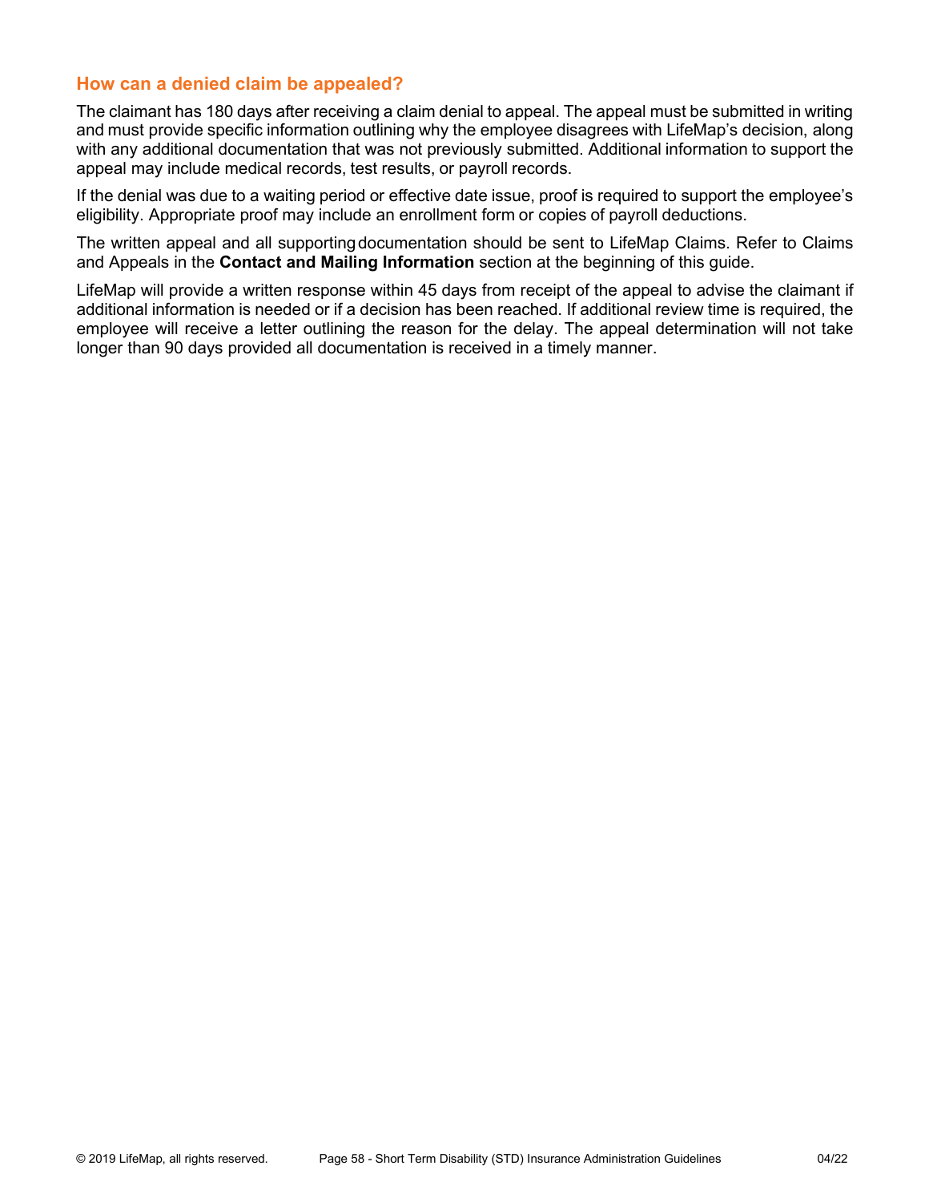### How can a denied claim be appealed?

The claimant has 180 days after receiving a claim denial to appeal. The appeal must be submitted in writing and must provide specific information outlining why the employee disagrees with LifeMap's decision, along with any additional documentation that was not previously submitted. Additional information to support the appeal may include medical records, test results, or payroll records.

If the denial was due to a waiting period or effective date issue, proof is required to support the employee's eligibility. Appropriate proof may include an enrollment form or copies of payroll deductions.

The written appeal and all supporting documentation should be sent to LifeMap Claims. Refer to Claims and Appeals in the **Contact and Mailing Information** section at the beginning of this guide.

LifeMap will provide a written response within 45 days from receipt of the appeal to advise the claimant if additional information is needed or if a decision has been reached. If additional review time is required, the employee will receive a letter outlining the reason for the delay. The appeal determination will not take longer than 90 days provided all documentation is received in a timely manner.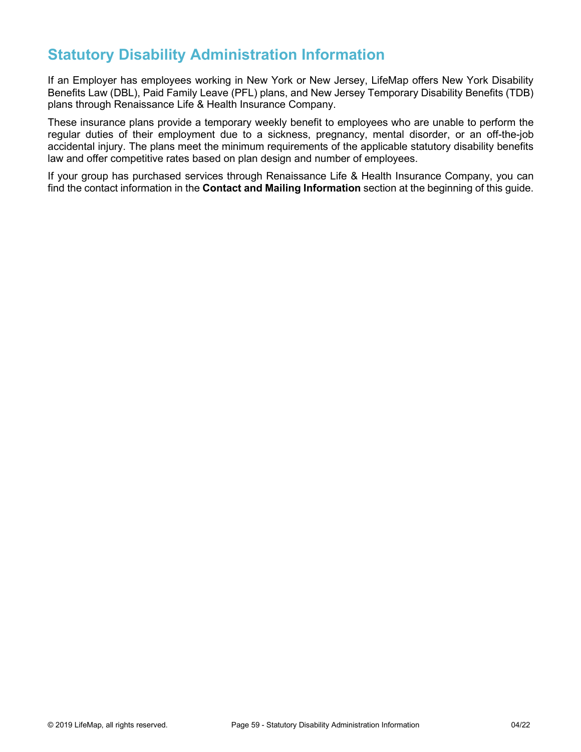# Statutory Disability Administration Information

If an Employer has employees working in New York or New Jersey, LifeMap offers New York Disability Benefits Law (DBL), Paid Family Leave (PFL) plans, and New Jersey Temporary Disability Benefits (TDB) plans through Renaissance Life & Health Insurance Company.

These insurance plans provide a temporary weekly benefit to employees who are unable to perform the regular duties of their employment due to a sickness, pregnancy, mental disorder, or an off-the-job accidental injury. The plans meet the minimum requirements of the applicable statutory disability benefits law and offer competitive rates based on plan design and number of employees.

If your group has purchased services through Renaissance Life & Health Insurance Company, you can find the contact information in the **Contact and Mailing Information** section at the beginning of this guide.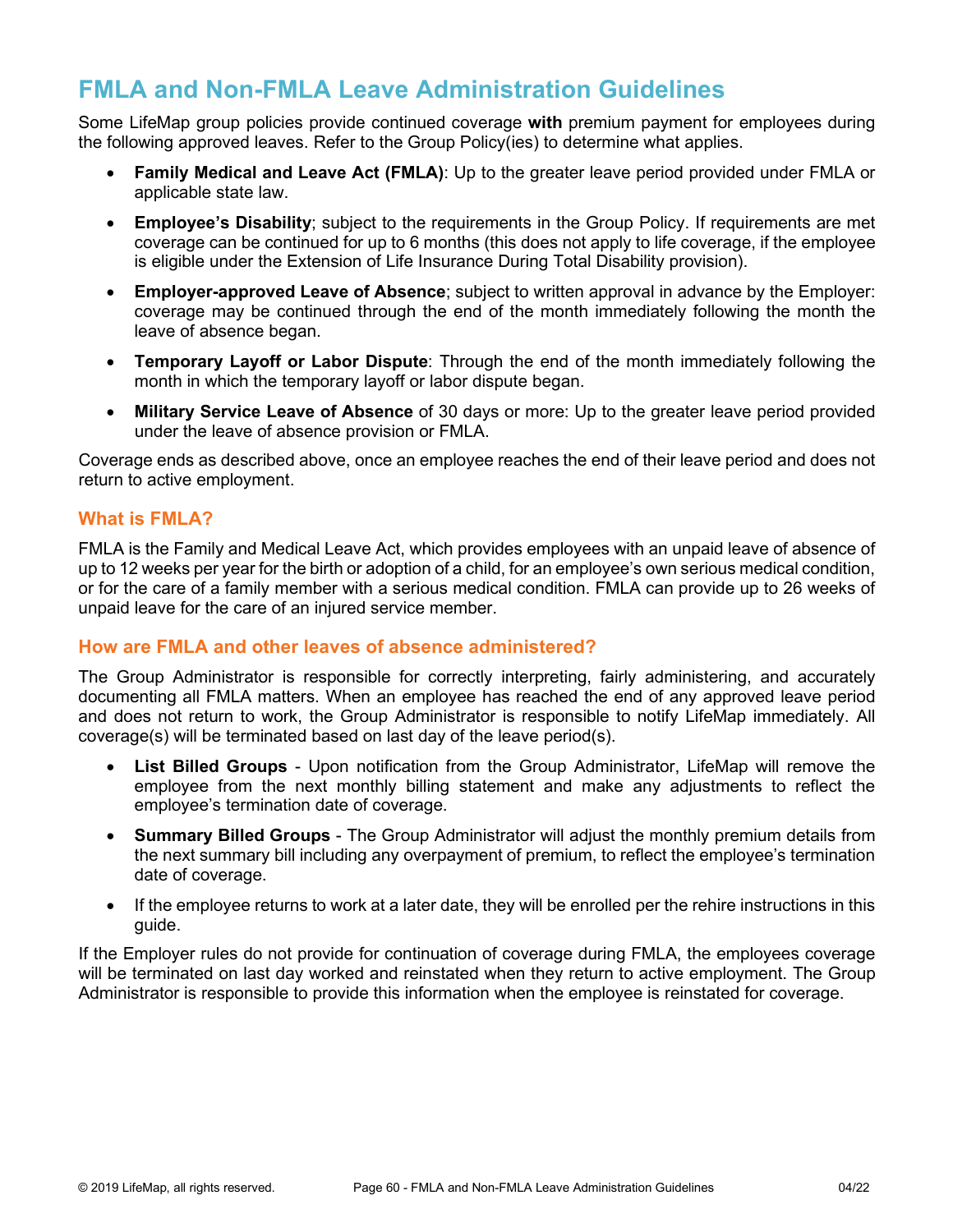## FMLA and Non-FMLA Leave Administration Guidelines

Some LifeMap group policies provide continued coverage **with** premium payment for employees during the following approved leaves. Refer to the Group Policy(ies) to determine what applies.

- **Family Medical and Leave Act (FMLA)**: Up to the greater leave period provided under FMLA or applicable state law.
- **Employee's Disability**; subject to the requirements in the Group Policy. If requirements are met coverage can be continued for up to 6 months (this does not apply to life coverage, if the employee is eligible under the Extension of Life Insurance During Total Disability provision).
- **Employer-approved Leave of Absence**; subject to written approval in advance by the Employer: coverage may be continued through the end of the month immediately following the month the leave of absence began.
- **Temporary Layoff or Labor Dispute**: Through the end of the month immediately following the month in which the temporary layoff or labor dispute began.
- **Military Service Leave of Absence** of 30 days or more: Up to the greater leave period provided under the leave of absence provision or FMLA.

Coverage ends as described above, once an employee reaches the end of their leave period and does not return to active employment.

### What is FMLA?

FMLA is the Family and Medical Leave Act, which provides employees with an unpaid leave of absence of up to 12 weeks per year for the birth or adoption of a child, for an employee's own serious medical condition, or for the care of a family member with a serious medical condition. FMLA can provide up to 26 weeks of unpaid leave for the care of an injured service member.

### How are FMLA and other leaves of absence administered?

The Group Administrator is responsible for correctly interpreting, fairly administering, and accurately documenting all FMLA matters. When an employee has reached the end of any approved leave period and does not return to work, the Group Administrator is responsible to notify LifeMap immediately. All coverage(s) will be terminated based on last day of the leave period(s).

- **List Billed Groups** - Upon notification from the Group Administrator, LifeMap will remove the employee from the next monthly billing statement and make any adjustments to reflect the employee's termination date of coverage.
- **Summary Billed Groups** - The Group Administrator will adjust the monthly premium details from the next summary bill including any overpayment of premium, to reflect the employee's termination date of coverage.
- If the employee returns to work at a later date, they will be enrolled per the rehire instructions in this guide.

If the Employer rules do not provide for continuation of coverage during FMLA, the employees coverage will be terminated on last day worked and reinstated when they return to active employment. The Group Administrator is responsible to provide this information when the employee is reinstated for coverage.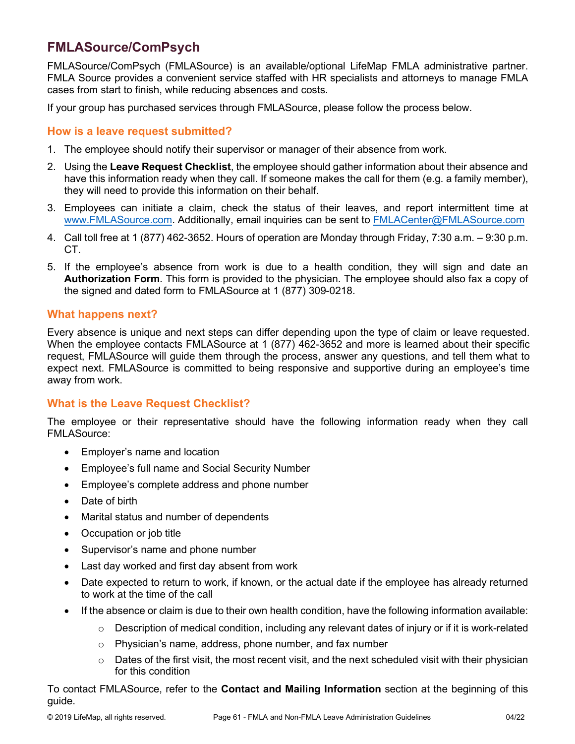## FMLASource/ComPsych

FMLASource/ComPsych (FMLASource) is an available/optional LifeMap FMLA administrative partner. FMLA Source provides a convenient service staffed with HR specialists and attorneys to manage FMLA cases from start to finish, while reducing absences and costs.

If your group has purchased services through FMLASource, please follow the process below.

### How is a leave request submitted?

1. The employee should notify their supervisor or manager of their absence from work.
2. Using the **Leave Request Checklist**, the employee should gather information about their absence and have this information ready when they call. If someone makes the call for them (e.g. a family member), they will need to provide this information on their behalf.
3. Employees can initiate a claim, check the status of their leaves, and report intermittent time at www.FMLASource.com. Additionally, email inquiries can be sent to FMLACenter@FMLASource.com
4. Call toll free at 1 (877) 462-3652. Hours of operation are Monday through Friday, 7:30 a.m. – 9:30 p.m. CT.
5. If the employee's absence from work is due to a health condition, they will sign and date an **Authorization Form**. This form is provided to the physician. The employee should also fax a copy of the signed and dated form to FMLASource at 1 (877) 309-0218.

### What happens next?

Every absence is unique and next steps can differ depending upon the type of claim or leave requested. When the employee contacts FMLASource at 1 (877) 462-3652 and more is learned about their specific request, FMLASource will guide them through the process, answer any questions, and tell them what to expect next. FMLASource is committed to being responsive and supportive during an employee's time away from work.

### What is the Leave Request Checklist?

The employee or their representative should have the following information ready when they call FMLASource:

- Employer's name and location
- Employee's full name and Social Security Number
- Employee's complete address and phone number
- Date of birth
- Marital status and number of dependents
- Occupation or job title
- Supervisor's name and phone number
- Last day worked and first day absent from work
- Date expected to return to work, if known, or the actual date if the employee has already returned to work at the time of the call
- If the absence or claim is due to their own health condition, have the following information available:
  - Description of medical condition, including any relevant dates of injury or if it is work-related
  - Physician's name, address, phone number, and fax number
  - Dates of the first visit, the most recent visit, and the next scheduled visit with their physician for this condition

To contact FMLASource, refer to the **Contact and Mailing Information** section at the beginning of this guide.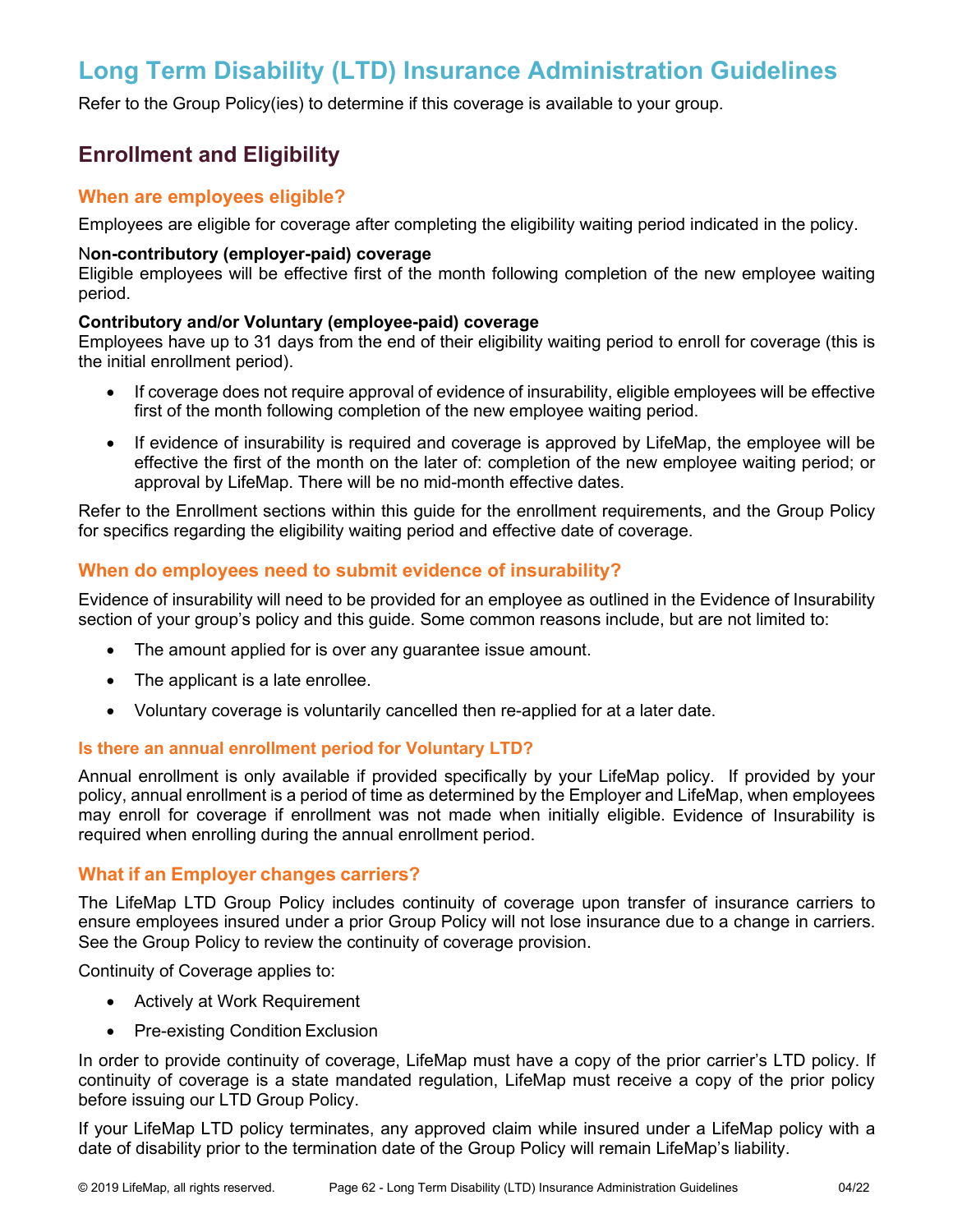# Long Term Disability (LTD) Insurance Administration Guidelines

Refer to the Group Policy(ies) to determine if this coverage is available to your group.

## Enrollment and Eligibility

### When are employees eligible?

Employees are eligible for coverage after completing the eligibility waiting period indicated in the policy.

**Non-contributory (employer-paid) coverage**
Eligible employees will be effective first of the month following completion of the new employee waiting period.

**Contributory and/or Voluntary (employee-paid) coverage**
Employees have up to 31 days from the end of their eligibility waiting period to enroll for coverage (this is the initial enrollment period).

- If coverage does not require approval of evidence of insurability, eligible employees will be effective first of the month following completion of the new employee waiting period.
- If evidence of insurability is required and coverage is approved by LifeMap, the employee will be effective the first of the month on the later of: completion of the new employee waiting period; or approval by LifeMap. There will be no mid-month effective dates.

Refer to the Enrollment sections within this guide for the enrollment requirements, and the Group Policy for specifics regarding the eligibility waiting period and effective date of coverage.

### When do employees need to submit evidence of insurability?

Evidence of insurability will need to be provided for an employee as outlined in the Evidence of Insurability section of your group's policy and this guide. Some common reasons include, but are not limited to:

- The amount applied for is over any guarantee issue amount.
- The applicant is a late enrollee.
- Voluntary coverage is voluntarily cancelled then re-applied for at a later date.

#### Is there an annual enrollment period for Voluntary LTD?

Annual enrollment is only available if provided specifically by your LifeMap policy. If provided by your policy, annual enrollment is a period of time as determined by the Employer and LifeMap, when employees may enroll for coverage if enrollment was not made when initially eligible. Evidence of Insurability is required when enrolling during the annual enrollment period.

### What if an Employer changes carriers?

The LifeMap LTD Group Policy includes continuity of coverage upon transfer of insurance carriers to ensure employees insured under a prior Group Policy will not lose insurance due to a change in carriers. See the Group Policy to review the continuity of coverage provision.

Continuity of Coverage applies to:

- Actively at Work Requirement
- Pre-existing Condition Exclusion

In order to provide continuity of coverage, LifeMap must have a copy of the prior carrier's LTD policy. If continuity of coverage is a state mandated regulation, LifeMap must receive a copy of the prior policy before issuing our LTD Group Policy.

If your LifeMap LTD policy terminates, any approved claim while insured under a LifeMap policy with a date of disability prior to the termination date of the Group Policy will remain LifeMap's liability.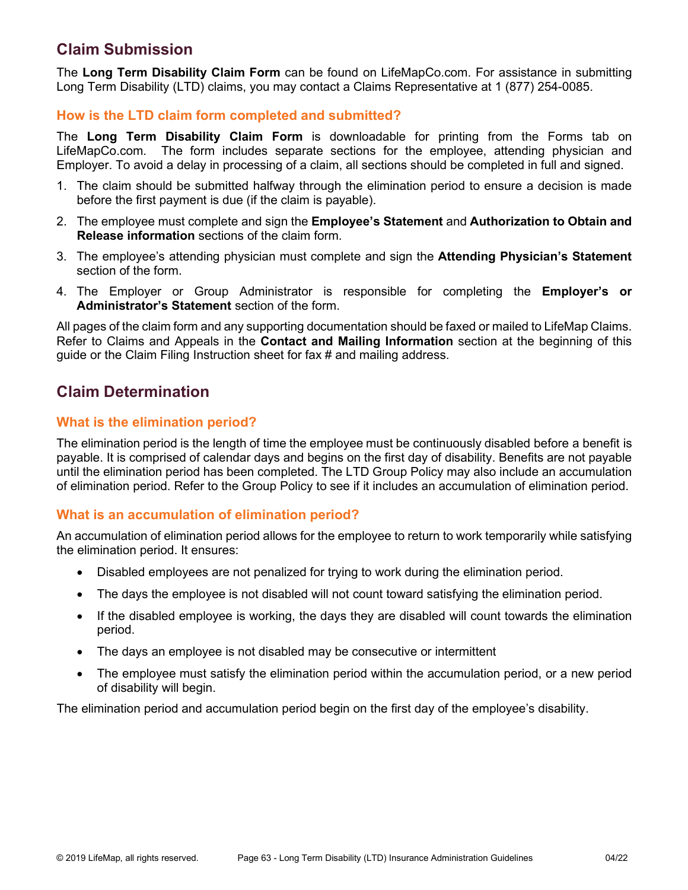## Claim Submission

The **Long Term Disability Claim Form** can be found on LifeMapCo.com. For assistance in submitting Long Term Disability (LTD) claims, you may contact a Claims Representative at 1 (877) 254-0085.

### How is the LTD claim form completed and submitted?

The **Long Term Disability Claim Form** is downloadable for printing from the Forms tab on LifeMapCo.com. The form includes separate sections for the employee, attending physician and Employer. To avoid a delay in processing of a claim, all sections should be completed in full and signed.

1. The claim should be submitted halfway through the elimination period to ensure a decision is made before the first payment is due (if the claim is payable).
2. The employee must complete and sign the **Employee's Statement** and **Authorization to Obtain and Release information** sections of the claim form.
3. The employee's attending physician must complete and sign the **Attending Physician's Statement** section of the form.
4. The Employer or Group Administrator is responsible for completing the **Employer's or Administrator's Statement** section of the form.

All pages of the claim form and any supporting documentation should be faxed or mailed to LifeMap Claims. Refer to Claims and Appeals in the **Contact and Mailing Information** section at the beginning of this guide or the Claim Filing Instruction sheet for fax # and mailing address.

## Claim Determination

### What is the elimination period?

The elimination period is the length of time the employee must be continuously disabled before a benefit is payable. It is comprised of calendar days and begins on the first day of disability. Benefits are not payable until the elimination period has been completed. The LTD Group Policy may also include an accumulation of elimination period. Refer to the Group Policy to see if it includes an accumulation of elimination period.

### What is an accumulation of elimination period?

An accumulation of elimination period allows for the employee to return to work temporarily while satisfying the elimination period. It ensures:

- Disabled employees are not penalized for trying to work during the elimination period.
- The days the employee is not disabled will not count toward satisfying the elimination period.
- If the disabled employee is working, the days they are disabled will count towards the elimination period.
- The days an employee is not disabled may be consecutive or intermittent
- The employee must satisfy the elimination period within the accumulation period, or a new period of disability will begin.

The elimination period and accumulation period begin on the first day of the employee's disability.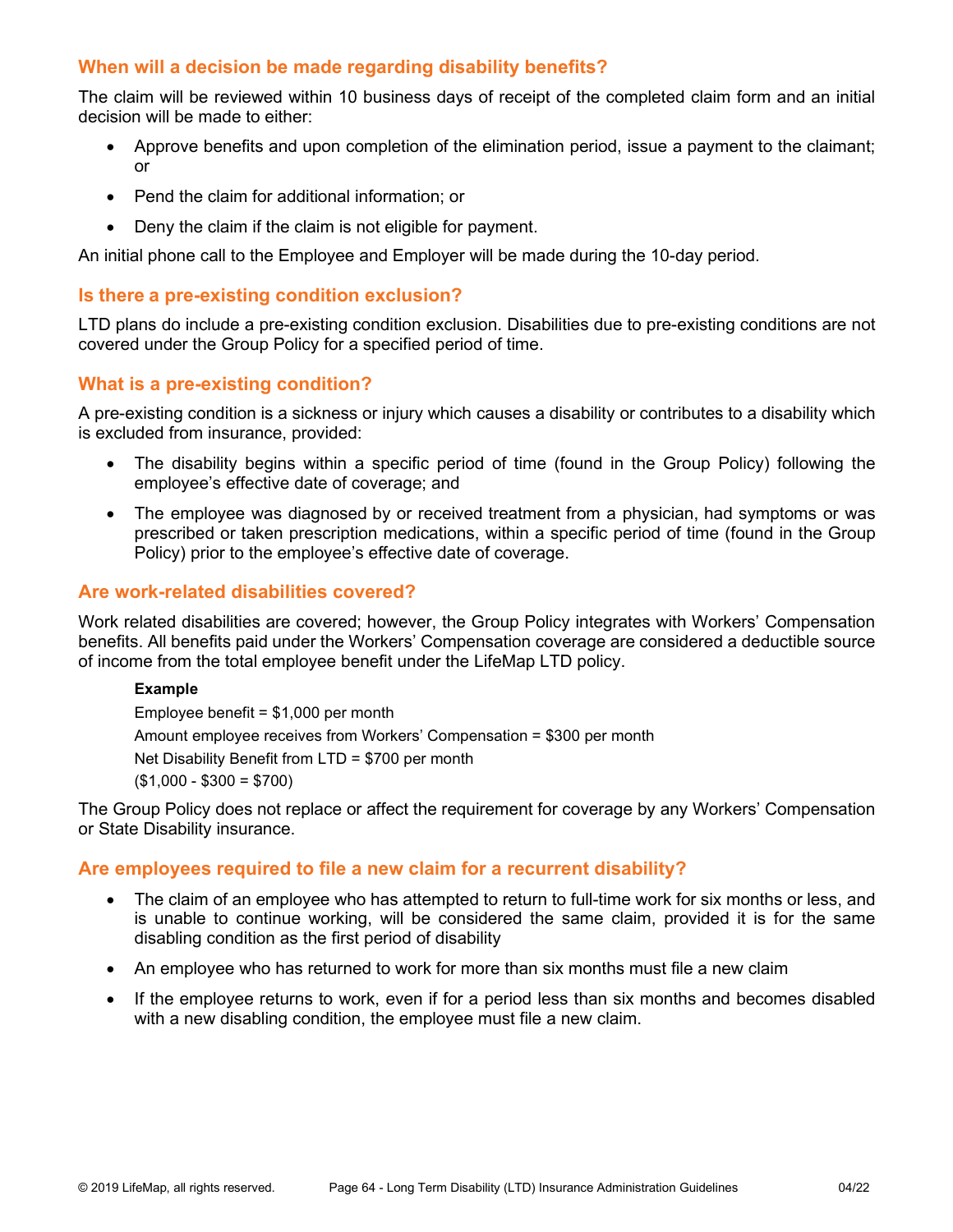### When will a decision be made regarding disability benefits?

The claim will be reviewed within 10 business days of receipt of the completed claim form and an initial decision will be made to either:

- Approve benefits and upon completion of the elimination period, issue a payment to the claimant; or
- Pend the claim for additional information; or
- Deny the claim if the claim is not eligible for payment.

An initial phone call to the Employee and Employer will be made during the 10-day period.

### Is there a pre-existing condition exclusion?

LTD plans do include a pre-existing condition exclusion. Disabilities due to pre-existing conditions are not covered under the Group Policy for a specified period of time.

### What is a pre-existing condition?

A pre-existing condition is a sickness or injury which causes a disability or contributes to a disability which is excluded from insurance, provided:

- The disability begins within a specific period of time (found in the Group Policy) following the employee's effective date of coverage; and
- The employee was diagnosed by or received treatment from a physician, had symptoms or was prescribed or taken prescription medications, within a specific period of time (found in the Group Policy) prior to the employee's effective date of coverage.

### Are work-related disabilities covered?

Work related disabilities are covered; however, the Group Policy integrates with Workers' Compensation benefits. All benefits paid under the Workers' Compensation coverage are considered a deductible source of income from the total employee benefit under the LifeMap LTD policy.

**Example**

Employee benefit = $1,000 per month

Amount employee receives from Workers' Compensation = $300 per month

Net Disability Benefit from LTD = $700 per month

($1,000 - $300 = $700)

The Group Policy does not replace or affect the requirement for coverage by any Workers' Compensation or State Disability insurance.

### Are employees required to file a new claim for a recurrent disability?

- The claim of an employee who has attempted to return to full-time work for six months or less, and is unable to continue working, will be considered the same claim, provided it is for the same disabling condition as the first period of disability
- An employee who has returned to work for more than six months must file a new claim
- If the employee returns to work, even if for a period less than six months and becomes disabled with a new disabling condition, the employee must file a new claim.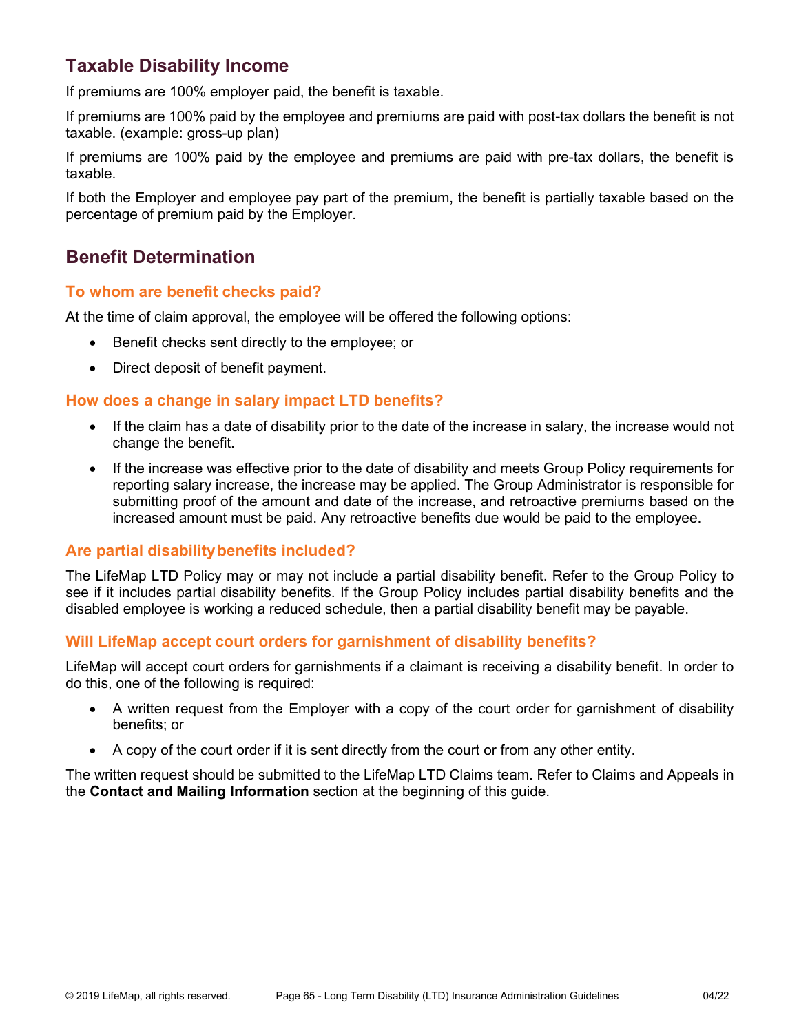## Taxable Disability Income

If premiums are 100% employer paid, the benefit is taxable.

If premiums are 100% paid by the employee and premiums are paid with post-tax dollars the benefit is not taxable. (example: gross-up plan)

If premiums are 100% paid by the employee and premiums are paid with pre-tax dollars, the benefit is taxable.

If both the Employer and employee pay part of the premium, the benefit is partially taxable based on the percentage of premium paid by the Employer.

## Benefit Determination

### To whom are benefit checks paid?

At the time of claim approval, the employee will be offered the following options:

- Benefit checks sent directly to the employee; or
- Direct deposit of benefit payment.

### How does a change in salary impact LTD benefits?

- If the claim has a date of disability prior to the date of the increase in salary, the increase would not change the benefit.
- If the increase was effective prior to the date of disability and meets Group Policy requirements for reporting salary increase, the increase may be applied. The Group Administrator is responsible for submitting proof of the amount and date of the increase, and retroactive premiums based on the increased amount must be paid. Any retroactive benefits due would be paid to the employee.

### Are partial disability benefits included?

The LifeMap LTD Policy may or may not include a partial disability benefit. Refer to the Group Policy to see if it includes partial disability benefits. If the Group Policy includes partial disability benefits and the disabled employee is working a reduced schedule, then a partial disability benefit may be payable.

### Will LifeMap accept court orders for garnishment of disability benefits?

LifeMap will accept court orders for garnishments if a claimant is receiving a disability benefit. In order to do this, one of the following is required:

- A written request from the Employer with a copy of the court order for garnishment of disability benefits; or
- A copy of the court order if it is sent directly from the court or from any other entity.

The written request should be submitted to the LifeMap LTD Claims team. Refer to Claims and Appeals in the **Contact and Mailing Information** section at the beginning of this guide.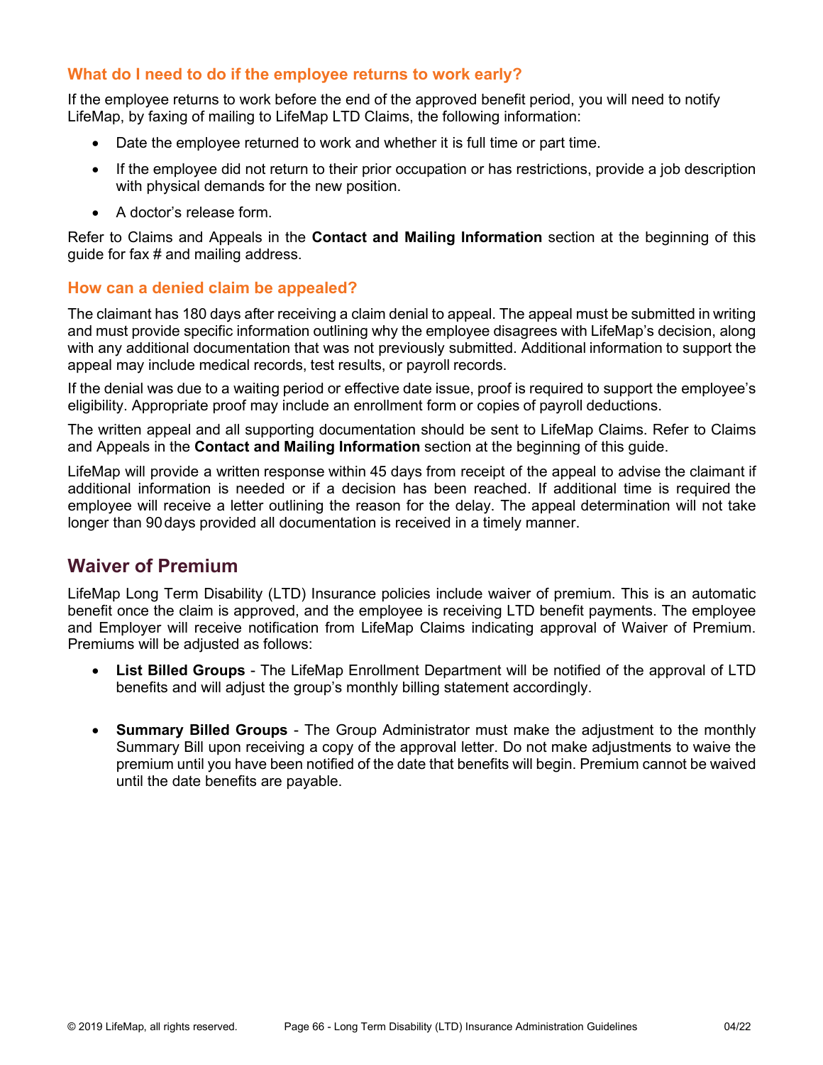### What do I need to do if the employee returns to work early?

If the employee returns to work before the end of the approved benefit period, you will need to notify LifeMap, by faxing of mailing to LifeMap LTD Claims, the following information:

- Date the employee returned to work and whether it is full time or part time.
- If the employee did not return to their prior occupation or has restrictions, provide a job description with physical demands for the new position.
- A doctor's release form.

Refer to Claims and Appeals in the **Contact and Mailing Information** section at the beginning of this guide for fax # and mailing address.

### How can a denied claim be appealed?

The claimant has 180 days after receiving a claim denial to appeal. The appeal must be submitted in writing and must provide specific information outlining why the employee disagrees with LifeMap's decision, along with any additional documentation that was not previously submitted. Additional information to support the appeal may include medical records, test results, or payroll records.

If the denial was due to a waiting period or effective date issue, proof is required to support the employee's eligibility. Appropriate proof may include an enrollment form or copies of payroll deductions.

The written appeal and all supporting documentation should be sent to LifeMap Claims. Refer to Claims and Appeals in the **Contact and Mailing Information** section at the beginning of this guide.

LifeMap will provide a written response within 45 days from receipt of the appeal to advise the claimant if additional information is needed or if a decision has been reached. If additional time is required the employee will receive a letter outlining the reason for the delay. The appeal determination will not take longer than 90 days provided all documentation is received in a timely manner.

## Waiver of Premium

LifeMap Long Term Disability (LTD) Insurance policies include waiver of premium. This is an automatic benefit once the claim is approved, and the employee is receiving LTD benefit payments. The employee and Employer will receive notification from LifeMap Claims indicating approval of Waiver of Premium. Premiums will be adjusted as follows:

- **List Billed Groups** - The LifeMap Enrollment Department will be notified of the approval of LTD benefits and will adjust the group's monthly billing statement accordingly.
- **Summary Billed Groups** - The Group Administrator must make the adjustment to the monthly Summary Bill upon receiving a copy of the approval letter. Do not make adjustments to waive the premium until you have been notified of the date that benefits will begin. Premium cannot be waived until the date benefits are payable.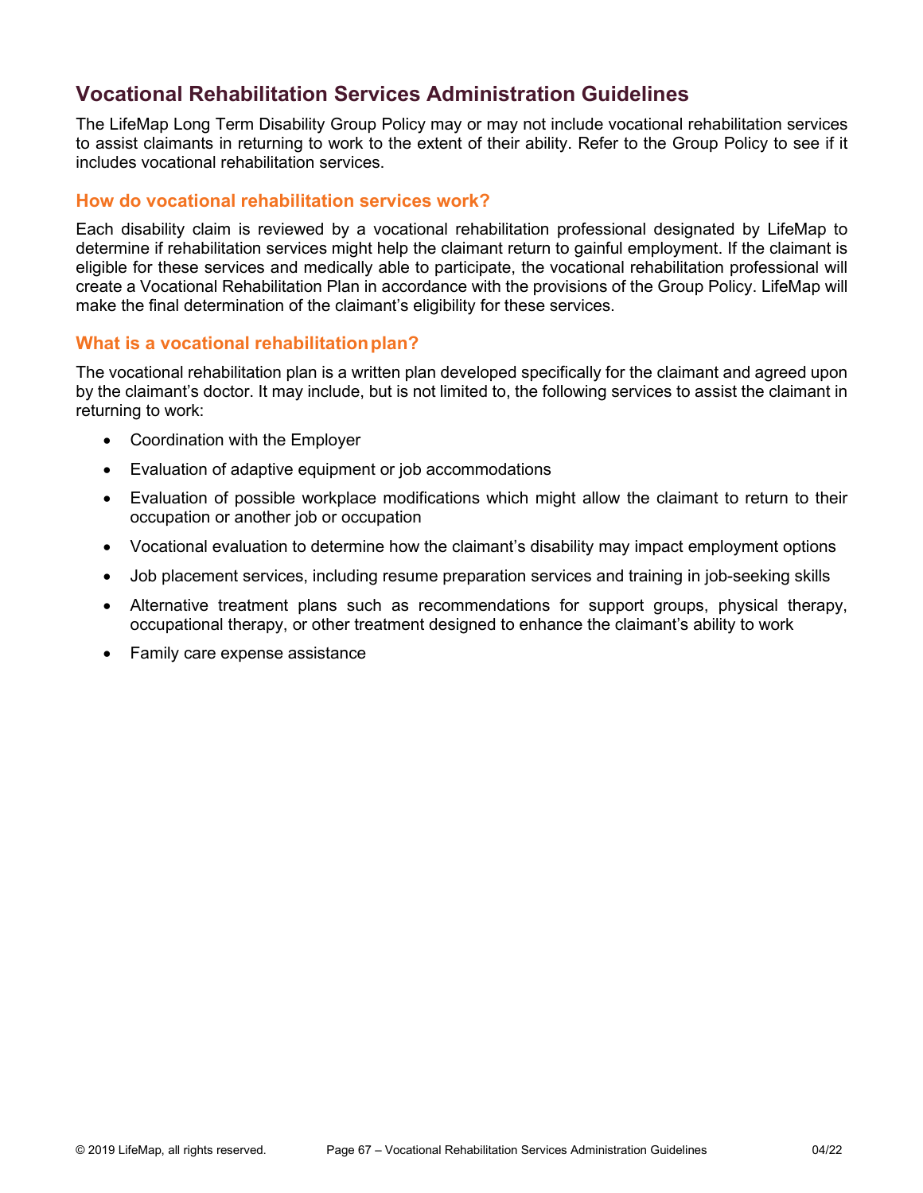## Vocational Rehabilitation Services Administration Guidelines

The LifeMap Long Term Disability Group Policy may or may not include vocational rehabilitation services to assist claimants in returning to work to the extent of their ability. Refer to the Group Policy to see if it includes vocational rehabilitation services.

### How do vocational rehabilitation services work?

Each disability claim is reviewed by a vocational rehabilitation professional designated by LifeMap to determine if rehabilitation services might help the claimant return to gainful employment. If the claimant is eligible for these services and medically able to participate, the vocational rehabilitation professional will create a Vocational Rehabilitation Plan in accordance with the provisions of the Group Policy. LifeMap will make the final determination of the claimant's eligibility for these services.

### What is a vocational rehabilitation plan?

The vocational rehabilitation plan is a written plan developed specifically for the claimant and agreed upon by the claimant's doctor. It may include, but is not limited to, the following services to assist the claimant in returning to work:

- Coordination with the Employer
- Evaluation of adaptive equipment or job accommodations
- Evaluation of possible workplace modifications which might allow the claimant to return to their occupation or another job or occupation
- Vocational evaluation to determine how the claimant's disability may impact employment options
- Job placement services, including resume preparation services and training in job-seeking skills
- Alternative treatment plans such as recommendations for support groups, physical therapy, occupational therapy, or other treatment designed to enhance the claimant's ability to work
- Family care expense assistance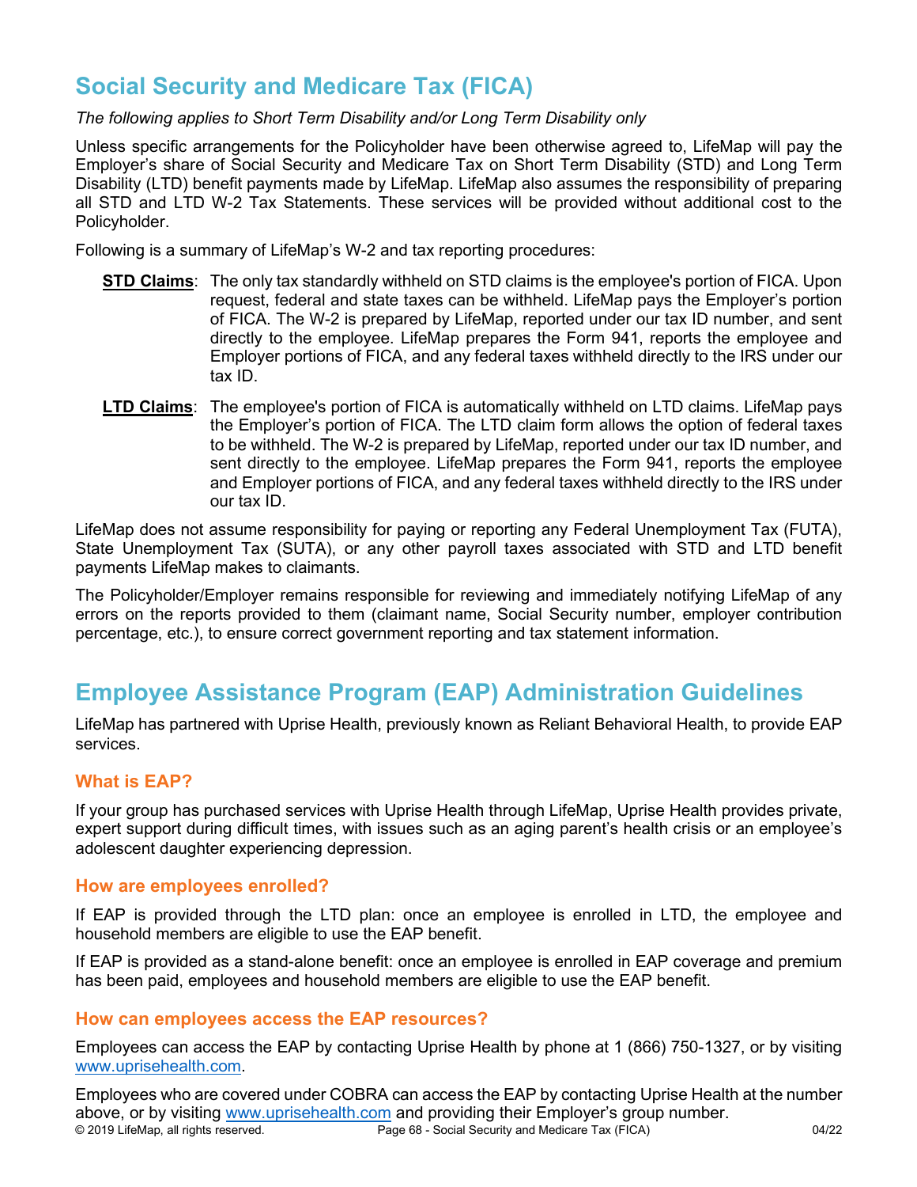## Social Security and Medicare Tax (FICA)

*The following applies to Short Term Disability and/or Long Term Disability only*

Unless specific arrangements for the Policyholder have been otherwise agreed to, LifeMap will pay the Employer's share of Social Security and Medicare Tax on Short Term Disability (STD) and Long Term Disability (LTD) benefit payments made by LifeMap. LifeMap also assumes the responsibility of preparing all STD and LTD W-2 Tax Statements. These services will be provided without additional cost to the Policyholder.

Following is a summary of LifeMap's W-2 and tax reporting procedures:

**STD Claims**: The only tax standardly withheld on STD claims is the employee's portion of FICA. Upon request, federal and state taxes can be withheld. LifeMap pays the Employer's portion of FICA. The W-2 is prepared by LifeMap, reported under our tax ID number, and sent directly to the employee. LifeMap prepares the Form 941, reports the employee and Employer portions of FICA, and any federal taxes withheld directly to the IRS under our tax ID.

**LTD Claims**: The employee's portion of FICA is automatically withheld on LTD claims. LifeMap pays the Employer's portion of FICA. The LTD claim form allows the option of federal taxes to be withheld. The W-2 is prepared by LifeMap, reported under our tax ID number, and sent directly to the employee. LifeMap prepares the Form 941, reports the employee and Employer portions of FICA, and any federal taxes withheld directly to the IRS under our tax ID.

LifeMap does not assume responsibility for paying or reporting any Federal Unemployment Tax (FUTA), State Unemployment Tax (SUTA), or any other payroll taxes associated with STD and LTD benefit payments LifeMap makes to claimants.

The Policyholder/Employer remains responsible for reviewing and immediately notifying LifeMap of any errors on the reports provided to them (claimant name, Social Security number, employer contribution percentage, etc.), to ensure correct government reporting and tax statement information.

## Employee Assistance Program (EAP) Administration Guidelines

LifeMap has partnered with Uprise Health, previously known as Reliant Behavioral Health, to provide EAP services.

### What is EAP?

If your group has purchased services with Uprise Health through LifeMap, Uprise Health provides private, expert support during difficult times, with issues such as an aging parent's health crisis or an employee's adolescent daughter experiencing depression.

### How are employees enrolled?

If EAP is provided through the LTD plan: once an employee is enrolled in LTD, the employee and household members are eligible to use the EAP benefit.

If EAP is provided as a stand-alone benefit: once an employee is enrolled in EAP coverage and premium has been paid, employees and household members are eligible to use the EAP benefit.

### How can employees access the EAP resources?

Employees can access the EAP by contacting Uprise Health by phone at 1 (866) 750-1327, or by visiting www.uprisehealth.com.

Employees who are covered under COBRA can access the EAP by contacting Uprise Health at the number above, or by visiting www.uprisehealth.com and providing their Employer's group number.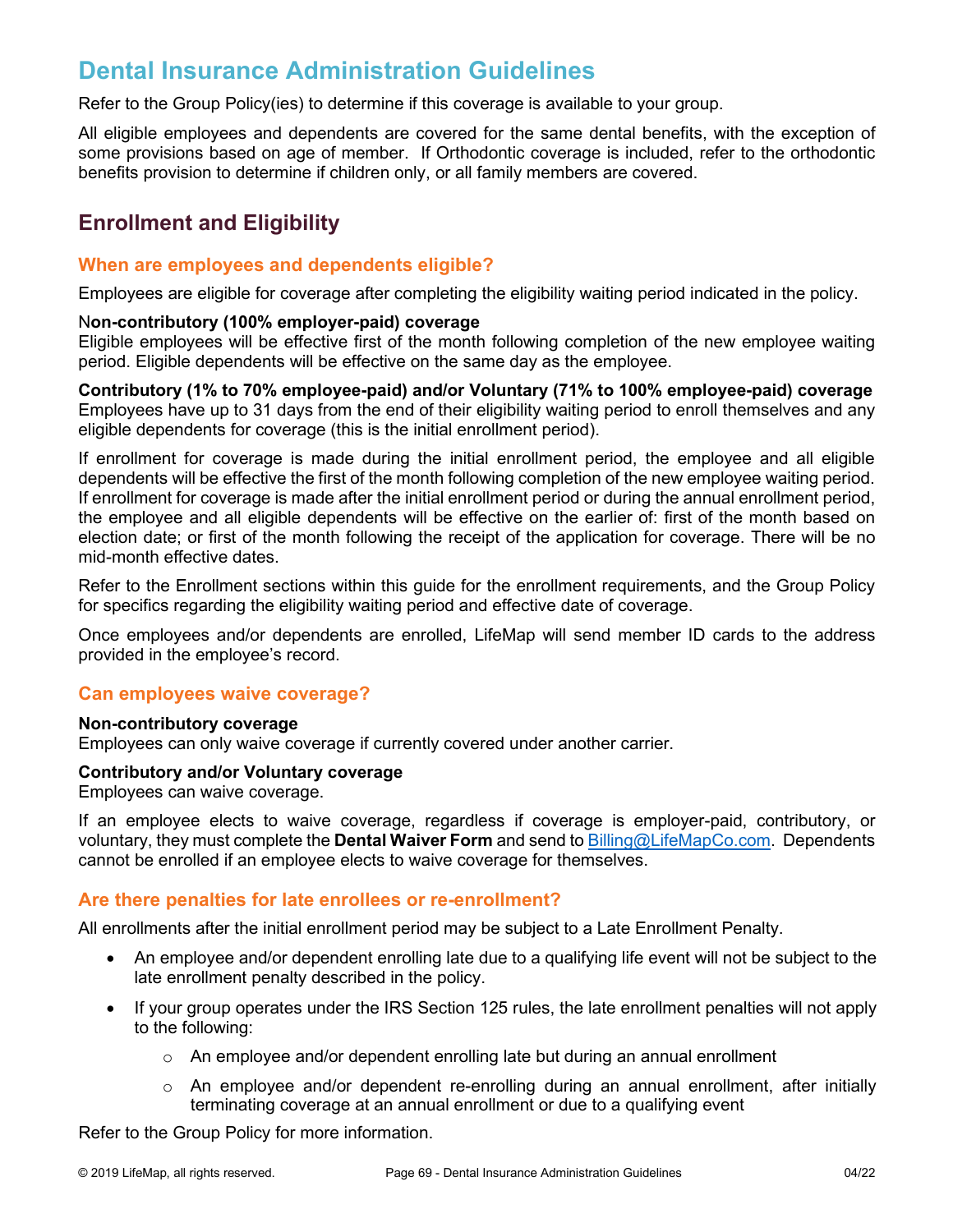# Dental Insurance Administration Guidelines

Refer to the Group Policy(ies) to determine if this coverage is available to your group.

All eligible employees and dependents are covered for the same dental benefits, with the exception of some provisions based on age of member. If Orthodontic coverage is included, refer to the orthodontic benefits provision to determine if children only, or all family members are covered.

## Enrollment and Eligibility

### When are employees and dependents eligible?

Employees are eligible for coverage after completing the eligibility waiting period indicated in the policy.

**Non-contributory (100% employer-paid) coverage**
Eligible employees will be effective first of the month following completion of the new employee waiting period. Eligible dependents will be effective on the same day as the employee.

**Contributory (1% to 70% employee-paid) and/or Voluntary (71% to 100% employee-paid) coverage**
Employees have up to 31 days from the end of their eligibility waiting period to enroll themselves and any eligible dependents for coverage (this is the initial enrollment period).

If enrollment for coverage is made during the initial enrollment period, the employee and all eligible dependents will be effective the first of the month following completion of the new employee waiting period. If enrollment for coverage is made after the initial enrollment period or during the annual enrollment period, the employee and all eligible dependents will be effective on the earlier of: first of the month based on election date; or first of the month following the receipt of the application for coverage. There will be no mid-month effective dates.

Refer to the Enrollment sections within this guide for the enrollment requirements, and the Group Policy for specifics regarding the eligibility waiting period and effective date of coverage.

Once employees and/or dependents are enrolled, LifeMap will send member ID cards to the address provided in the employee's record.

### Can employees waive coverage?

**Non-contributory coverage**
Employees can only waive coverage if currently covered under another carrier.

**Contributory and/or Voluntary coverage**
Employees can waive coverage.

If an employee elects to waive coverage, regardless if coverage is employer-paid, contributory, or voluntary, they must complete the **Dental Waiver Form** and send to Billing@LifeMapCo.com. Dependents cannot be enrolled if an employee elects to waive coverage for themselves.

### Are there penalties for late enrollees or re-enrollment?

All enrollments after the initial enrollment period may be subject to a Late Enrollment Penalty.

- An employee and/or dependent enrolling late due to a qualifying life event will not be subject to the late enrollment penalty described in the policy.
- If your group operates under the IRS Section 125 rules, the late enrollment penalties will not apply to the following:
  - An employee and/or dependent enrolling late but during an annual enrollment
  - An employee and/or dependent re-enrolling during an annual enrollment, after initially terminating coverage at an annual enrollment or due to a qualifying event

Refer to the Group Policy for more information.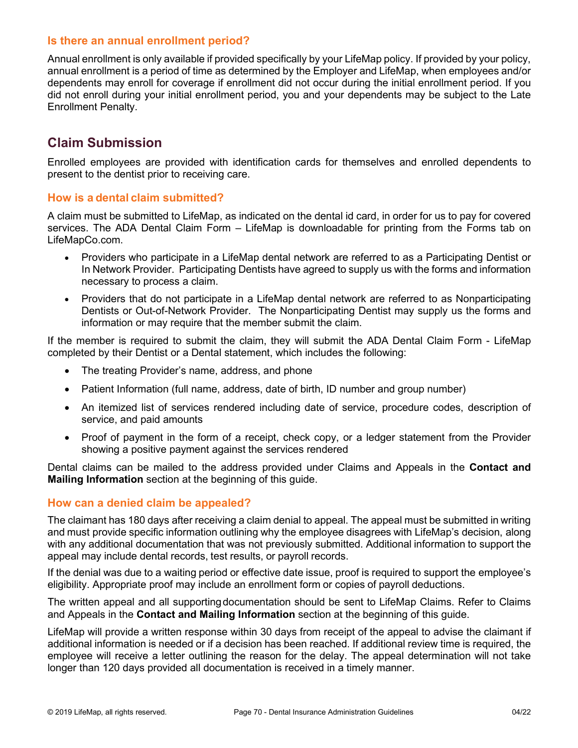### Is there an annual enrollment period?

Annual enrollment is only available if provided specifically by your LifeMap policy. If provided by your policy, annual enrollment is a period of time as determined by the Employer and LifeMap, when employees and/or dependents may enroll for coverage if enrollment did not occur during the initial enrollment period. If you did not enroll during your initial enrollment period, you and your dependents may be subject to the Late Enrollment Penalty.

## Claim Submission

Enrolled employees are provided with identification cards for themselves and enrolled dependents to present to the dentist prior to receiving care.

### How is a dental claim submitted?

A claim must be submitted to LifeMap, as indicated on the dental id card, in order for us to pay for covered services. The ADA Dental Claim Form – LifeMap is downloadable for printing from the Forms tab on LifeMapCo.com.

- Providers who participate in a LifeMap dental network are referred to as a Participating Dentist or In Network Provider. Participating Dentists have agreed to supply us with the forms and information necessary to process a claim.
- Providers that do not participate in a LifeMap dental network are referred to as Nonparticipating Dentists or Out-of-Network Provider. The Nonparticipating Dentist may supply us the forms and information or may require that the member submit the claim.

If the member is required to submit the claim, they will submit the ADA Dental Claim Form - LifeMap completed by their Dentist or a Dental statement, which includes the following:

- The treating Provider's name, address, and phone
- Patient Information (full name, address, date of birth, ID number and group number)
- An itemized list of services rendered including date of service, procedure codes, description of service, and paid amounts
- Proof of payment in the form of a receipt, check copy, or a ledger statement from the Provider showing a positive payment against the services rendered

Dental claims can be mailed to the address provided under Claims and Appeals in the **Contact and Mailing Information** section at the beginning of this guide.

### How can a denied claim be appealed?

The claimant has 180 days after receiving a claim denial to appeal. The appeal must be submitted in writing and must provide specific information outlining why the employee disagrees with LifeMap's decision, along with any additional documentation that was not previously submitted. Additional information to support the appeal may include dental records, test results, or payroll records.

If the denial was due to a waiting period or effective date issue, proof is required to support the employee's eligibility. Appropriate proof may include an enrollment form or copies of payroll deductions.

The written appeal and all supporting documentation should be sent to LifeMap Claims. Refer to Claims and Appeals in the **Contact and Mailing Information** section at the beginning of this guide.

LifeMap will provide a written response within 30 days from receipt of the appeal to advise the claimant if additional information is needed or if a decision has been reached. If additional review time is required, the employee will receive a letter outlining the reason for the delay. The appeal determination will not take longer than 120 days provided all documentation is received in a timely manner.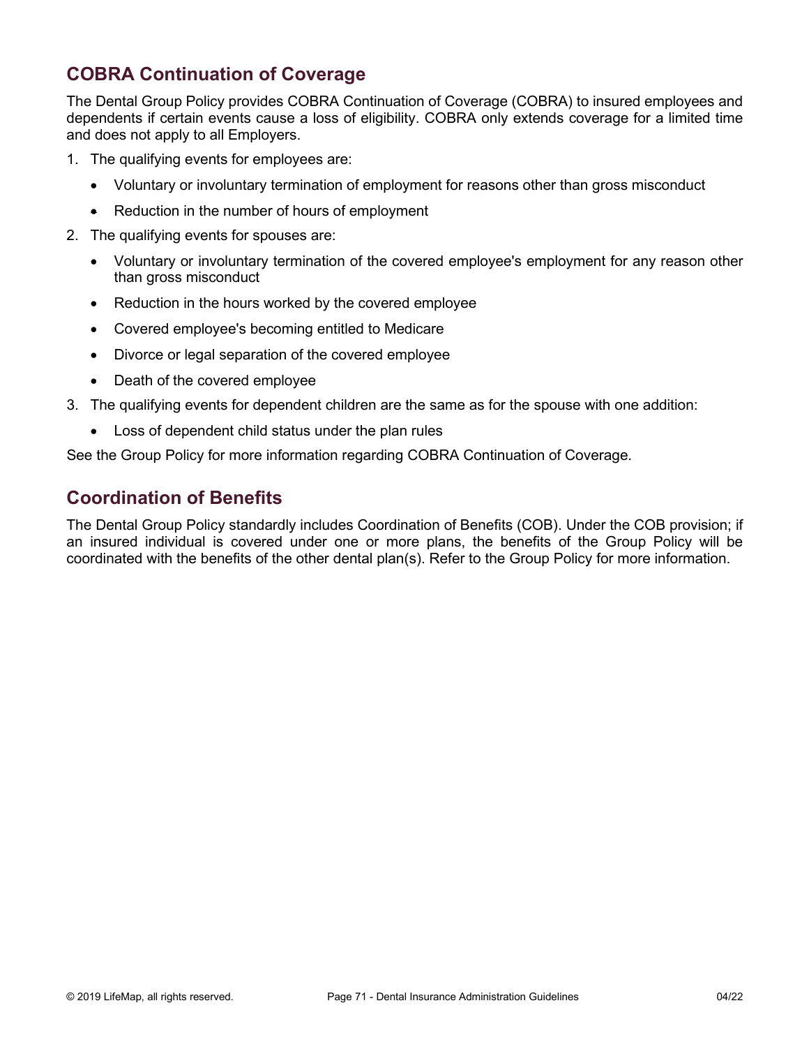## COBRA Continuation of Coverage

The Dental Group Policy provides COBRA Continuation of Coverage (COBRA) to insured employees and dependents if certain events cause a loss of eligibility. COBRA only extends coverage for a limited time and does not apply to all Employers.

1. The qualifying events for employees are:
   - Voluntary or involuntary termination of employment for reasons other than gross misconduct
   - Reduction in the number of hours of employment
2. The qualifying events for spouses are:
   - Voluntary or involuntary termination of the covered employee's employment for any reason other than gross misconduct
   - Reduction in the hours worked by the covered employee
   - Covered employee's becoming entitled to Medicare
   - Divorce or legal separation of the covered employee
   - Death of the covered employee
3. The qualifying events for dependent children are the same as for the spouse with one addition:
   - Loss of dependent child status under the plan rules

See the Group Policy for more information regarding COBRA Continuation of Coverage.

## Coordination of Benefits

The Dental Group Policy standardly includes Coordination of Benefits (COB). Under the COB provision; if an insured individual is covered under one or more plans, the benefits of the Group Policy will be coordinated with the benefits of the other dental plan(s). Refer to the Group Policy for more information.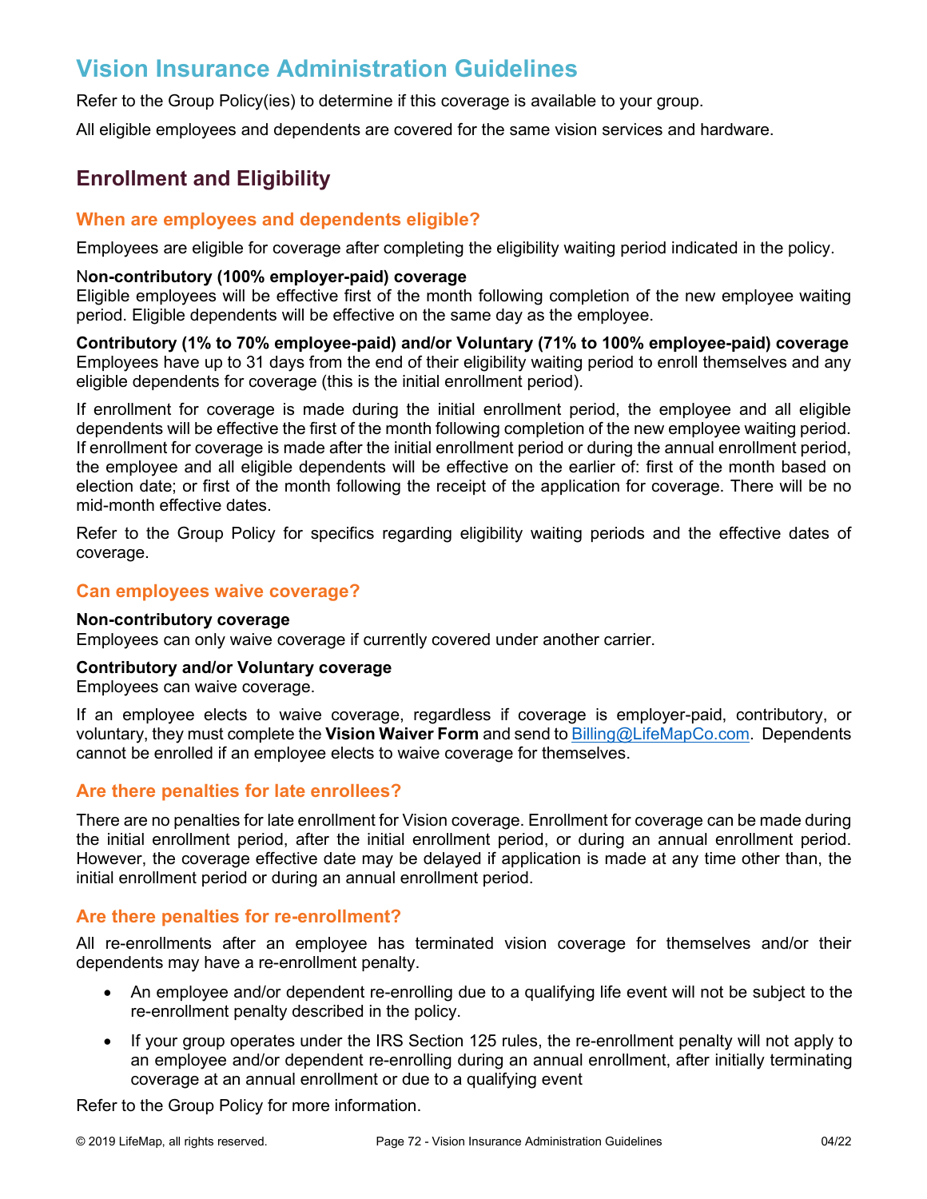# Vision Insurance Administration Guidelines

Refer to the Group Policy(ies) to determine if this coverage is available to your group.

All eligible employees and dependents are covered for the same vision services and hardware.

## Enrollment and Eligibility

### When are employees and dependents eligible?

Employees are eligible for coverage after completing the eligibility waiting period indicated in the policy.

**Non-contributory (100% employer-paid) coverage**
Eligible employees will be effective first of the month following completion of the new employee waiting period. Eligible dependents will be effective on the same day as the employee.

**Contributory (1% to 70% employee-paid) and/or Voluntary (71% to 100% employee-paid) coverage**
Employees have up to 31 days from the end of their eligibility waiting period to enroll themselves and any eligible dependents for coverage (this is the initial enrollment period).

If enrollment for coverage is made during the initial enrollment period, the employee and all eligible dependents will be effective the first of the month following completion of the new employee waiting period. If enrollment for coverage is made after the initial enrollment period or during the annual enrollment period, the employee and all eligible dependents will be effective on the earlier of: first of the month based on election date; or first of the month following the receipt of the application for coverage. There will be no mid-month effective dates.

Refer to the Group Policy for specifics regarding eligibility waiting periods and the effective dates of coverage.

### Can employees waive coverage?

**Non-contributory coverage**
Employees can only waive coverage if currently covered under another carrier.

**Contributory and/or Voluntary coverage**
Employees can waive coverage.

If an employee elects to waive coverage, regardless if coverage is employer-paid, contributory, or voluntary, they must complete the **Vision Waiver Form** and send to Billing@LifeMapCo.com. Dependents cannot be enrolled if an employee elects to waive coverage for themselves.

### Are there penalties for late enrollees?

There are no penalties for late enrollment for Vision coverage. Enrollment for coverage can be made during the initial enrollment period, after the initial enrollment period, or during an annual enrollment period. However, the coverage effective date may be delayed if application is made at any time other than, the initial enrollment period or during an annual enrollment period.

### Are there penalties for re-enrollment?

All re-enrollments after an employee has terminated vision coverage for themselves and/or their dependents may have a re-enrollment penalty.

- An employee and/or dependent re-enrolling due to a qualifying life event will not be subject to the re-enrollment penalty described in the policy.
- If your group operates under the IRS Section 125 rules, the re-enrollment penalty will not apply to an employee and/or dependent re-enrolling during an annual enrollment, after initially terminating coverage at an annual enrollment or due to a qualifying event

Refer to the Group Policy for more information.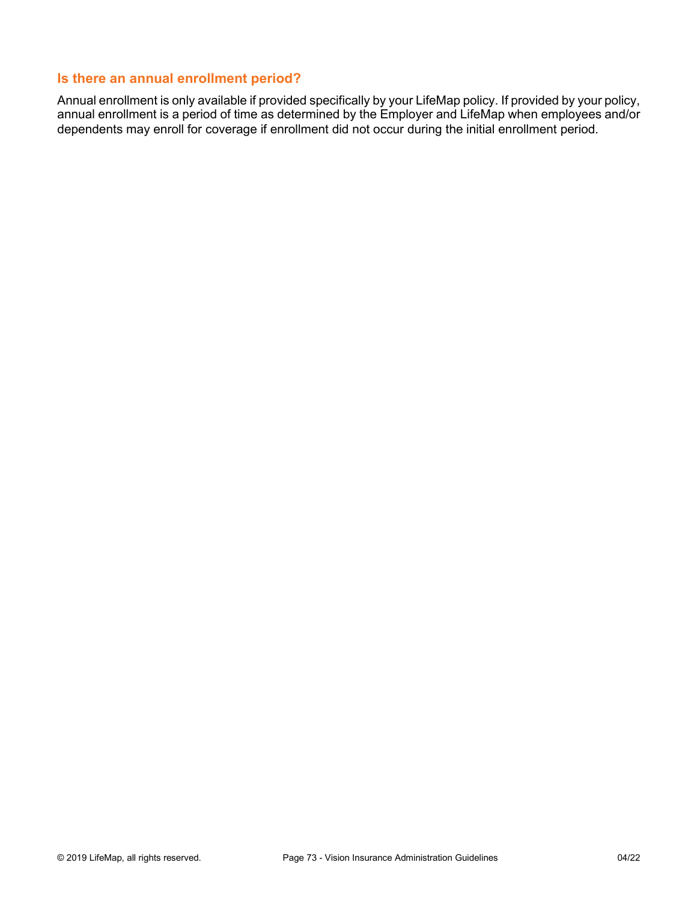### Is there an annual enrollment period?

Annual enrollment is only available if provided specifically by your LifeMap policy. If provided by your policy, annual enrollment is a period of time as determined by the Employer and LifeMap when employees and/or dependents may enroll for coverage if enrollment did not occur during the initial enrollment period.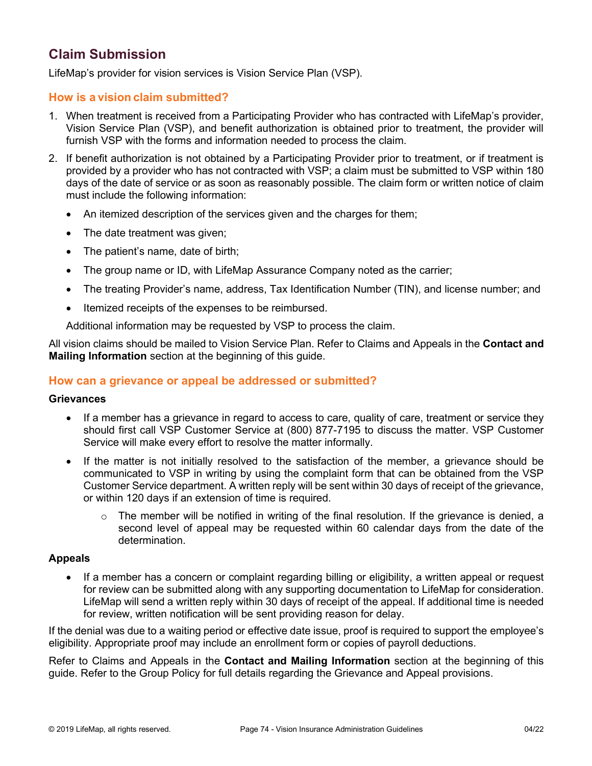## Claim Submission

LifeMap's provider for vision services is Vision Service Plan (VSP).

### How is a vision claim submitted?

1. When treatment is received from a Participating Provider who has contracted with LifeMap's provider, Vision Service Plan (VSP), and benefit authorization is obtained prior to treatment, the provider will furnish VSP with the forms and information needed to process the claim.
2. If benefit authorization is not obtained by a Participating Provider prior to treatment, or if treatment is provided by a provider who has not contracted with VSP; a claim must be submitted to VSP within 180 days of the date of service or as soon as reasonably possible. The claim form or written notice of claim must include the following information:
   - An itemized description of the services given and the charges for them;
   - The date treatment was given;
   - The patient's name, date of birth;
   - The group name or ID, with LifeMap Assurance Company noted as the carrier;
   - The treating Provider's name, address, Tax Identification Number (TIN), and license number; and
   - Itemized receipts of the expenses to be reimbursed.

   Additional information may be requested by VSP to process the claim.

All vision claims should be mailed to Vision Service Plan. Refer to Claims and Appeals in the **Contact and Mailing Information** section at the beginning of this guide.

### How can a grievance or appeal be addressed or submitted?

**Grievances**

- If a member has a grievance in regard to access to care, quality of care, treatment or service they should first call VSP Customer Service at (800) 877-7195 to discuss the matter. VSP Customer Service will make every effort to resolve the matter informally.
- If the matter is not initially resolved to the satisfaction of the member, a grievance should be communicated to VSP in writing by using the complaint form that can be obtained from the VSP Customer Service department. A written reply will be sent within 30 days of receipt of the grievance, or within 120 days if an extension of time is required.
  - The member will be notified in writing of the final resolution. If the grievance is denied, a second level of appeal may be requested within 60 calendar days from the date of the determination.

**Appeals**

- If a member has a concern or complaint regarding billing or eligibility, a written appeal or request for review can be submitted along with any supporting documentation to LifeMap for consideration. LifeMap will send a written reply within 30 days of receipt of the appeal. If additional time is needed for review, written notification will be sent providing reason for delay.

If the denial was due to a waiting period or effective date issue, proof is required to support the employee's eligibility. Appropriate proof may include an enrollment form or copies of payroll deductions.

Refer to Claims and Appeals in the **Contact and Mailing Information** section at the beginning of this guide. Refer to the Group Policy for full details regarding the Grievance and Appeal provisions.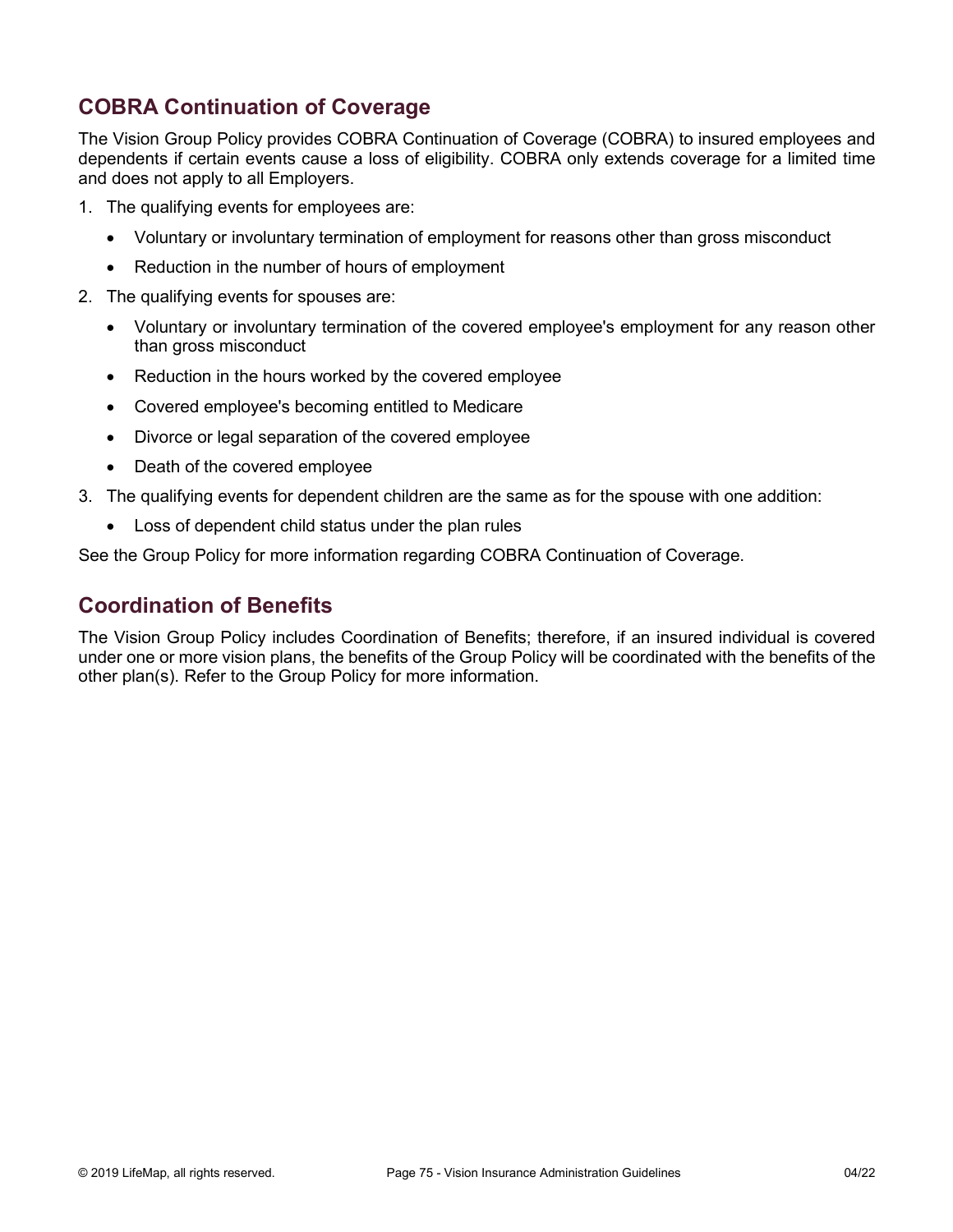## COBRA Continuation of Coverage

The Vision Group Policy provides COBRA Continuation of Coverage (COBRA) to insured employees and dependents if certain events cause a loss of eligibility. COBRA only extends coverage for a limited time and does not apply to all Employers.

1. The qualifying events for employees are:
   - Voluntary or involuntary termination of employment for reasons other than gross misconduct
   - Reduction in the number of hours of employment
2. The qualifying events for spouses are:
   - Voluntary or involuntary termination of the covered employee's employment for any reason other than gross misconduct
   - Reduction in the hours worked by the covered employee
   - Covered employee's becoming entitled to Medicare
   - Divorce or legal separation of the covered employee
   - Death of the covered employee
3. The qualifying events for dependent children are the same as for the spouse with one addition:
   - Loss of dependent child status under the plan rules

See the Group Policy for more information regarding COBRA Continuation of Coverage.

## Coordination of Benefits

The Vision Group Policy includes Coordination of Benefits; therefore, if an insured individual is covered under one or more vision plans, the benefits of the Group Policy will be coordinated with the benefits of the other plan(s). Refer to the Group Policy for more information.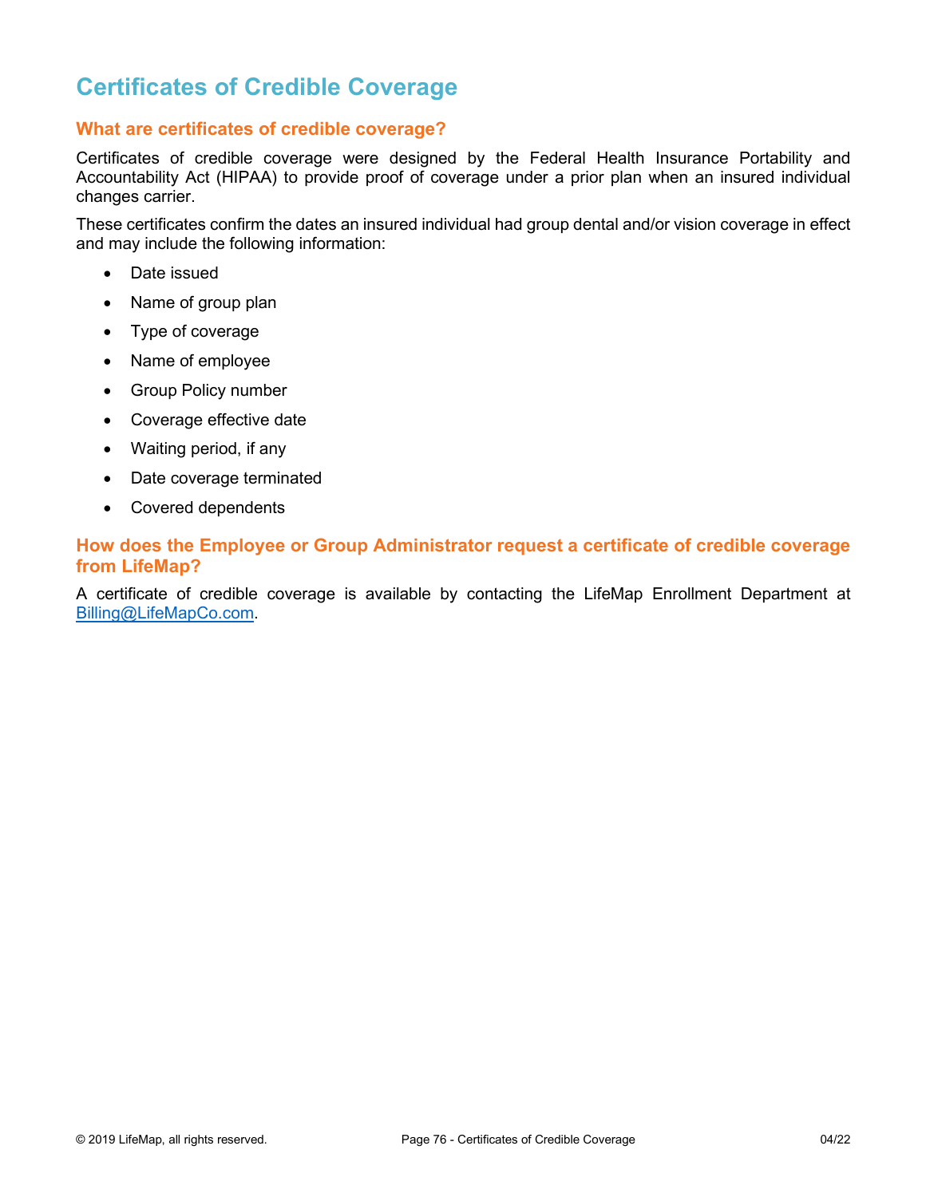# Certificates of Credible Coverage

## What are certificates of credible coverage?

Certificates of credible coverage were designed by the Federal Health Insurance Portability and Accountability Act (HIPAA) to provide proof of coverage under a prior plan when an insured individual changes carrier.

These certificates confirm the dates an insured individual had group dental and/or vision coverage in effect and may include the following information:

- Date issued
- Name of group plan
- Type of coverage
- Name of employee
- Group Policy number
- Coverage effective date
- Waiting period, if any
- Date coverage terminated
- Covered dependents

## How does the Employee or Group Administrator request a certificate of credible coverage from LifeMap?

A certificate of credible coverage is available by contacting the LifeMap Enrollment Department at Billing@LifeMapCo.com.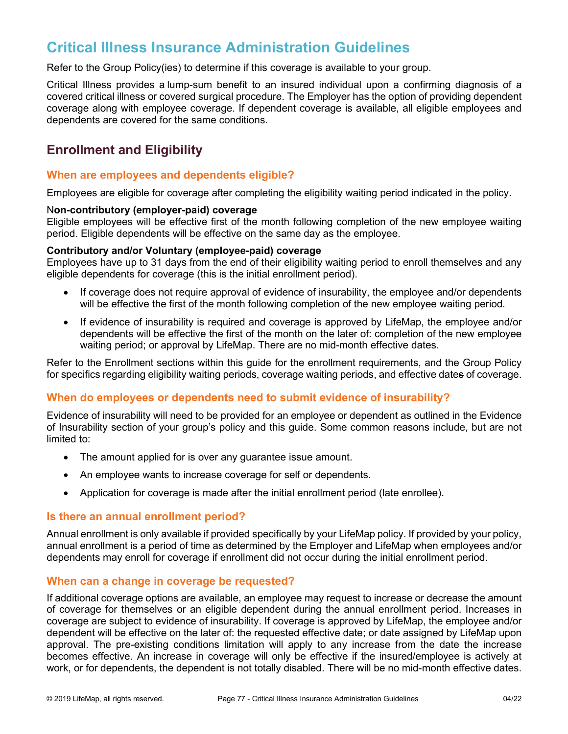# Critical Illness Insurance Administration Guidelines

Refer to the Group Policy(ies) to determine if this coverage is available to your group.

Critical Illness provides a lump-sum benefit to an insured individual upon a confirming diagnosis of a covered critical illness or covered surgical procedure. The Employer has the option of providing dependent coverage along with employee coverage. If dependent coverage is available, all eligible employees and dependents are covered for the same conditions.

## Enrollment and Eligibility

### When are employees and dependents eligible?

Employees are eligible for coverage after completing the eligibility waiting period indicated in the policy.

**Non-contributory (employer-paid) coverage**
Eligible employees will be effective first of the month following completion of the new employee waiting period. Eligible dependents will be effective on the same day as the employee.

**Contributory and/or Voluntary (employee-paid) coverage**
Employees have up to 31 days from the end of their eligibility waiting period to enroll themselves and any eligible dependents for coverage (this is the initial enrollment period).

- If coverage does not require approval of evidence of insurability, the employee and/or dependents will be effective the first of the month following completion of the new employee waiting period.
- If evidence of insurability is required and coverage is approved by LifeMap, the employee and/or dependents will be effective the first of the month on the later of: completion of the new employee waiting period; or approval by LifeMap. There are no mid-month effective dates.

Refer to the Enrollment sections within this guide for the enrollment requirements, and the Group Policy for specifics regarding eligibility waiting periods, coverage waiting periods, and effective dates of coverage.

### When do employees or dependents need to submit evidence of insurability?

Evidence of insurability will need to be provided for an employee or dependent as outlined in the Evidence of Insurability section of your group's policy and this guide. Some common reasons include, but are not limited to:

- The amount applied for is over any guarantee issue amount.
- An employee wants to increase coverage for self or dependents.
- Application for coverage is made after the initial enrollment period (late enrollee).

### Is there an annual enrollment period?

Annual enrollment is only available if provided specifically by your LifeMap policy. If provided by your policy, annual enrollment is a period of time as determined by the Employer and LifeMap when employees and/or dependents may enroll for coverage if enrollment did not occur during the initial enrollment period.

### When can a change in coverage be requested?

If additional coverage options are available, an employee may request to increase or decrease the amount of coverage for themselves or an eligible dependent during the annual enrollment period. Increases in coverage are subject to evidence of insurability. If coverage is approved by LifeMap, the employee and/or dependent will be effective on the later of: the requested effective date; or date assigned by LifeMap upon approval. The pre-existing conditions limitation will apply to any increase from the date the increase becomes effective. An increase in coverage will only be effective if the insured/employee is actively at work, or for dependents, the dependent is not totally disabled. There will be no mid-month effective dates.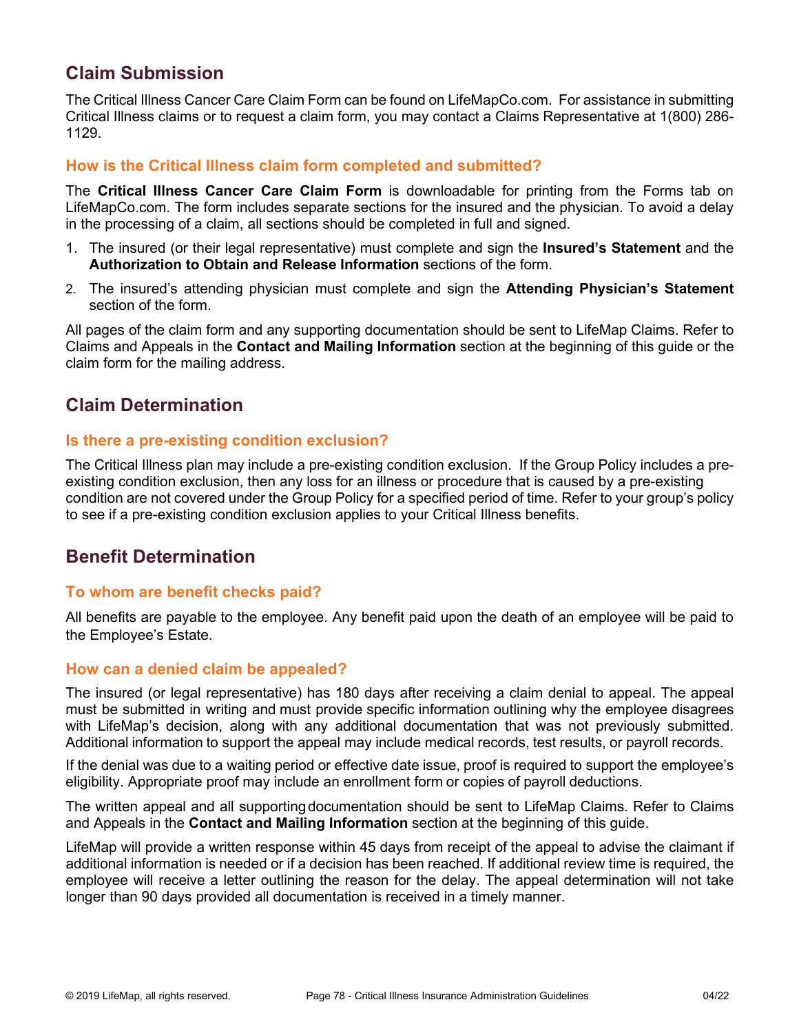## Claim Submission

The Critical Illness Cancer Care Claim Form can be found on LifeMapCo.com. For assistance in submitting Critical Illness claims or to request a claim form, you may contact a Claims Representative at 1(800) 286-1129.

### How is the Critical Illness claim form completed and submitted?

The **Critical Illness Cancer Care Claim Form** is downloadable for printing from the Forms tab on LifeMapCo.com. The form includes separate sections for the insured and the physician. To avoid a delay in the processing of a claim, all sections should be completed in full and signed.

1. The insured (or their legal representative) must complete and sign the **Insured's Statement** and the **Authorization to Obtain and Release Information** sections of the form.
2. The insured's attending physician must complete and sign the **Attending Physician's Statement** section of the form.

All pages of the claim form and any supporting documentation should be sent to LifeMap Claims. Refer to Claims and Appeals in the **Contact and Mailing Information** section at the beginning of this guide or the claim form for the mailing address.

## Claim Determination

### Is there a pre-existing condition exclusion?

The Critical Illness plan may include a pre-existing condition exclusion. If the Group Policy includes a pre-existing condition exclusion, then any loss for an illness or procedure that is caused by a pre-existing condition are not covered under the Group Policy for a specified period of time. Refer to your group's policy to see if a pre-existing condition exclusion applies to your Critical Illness benefits.

## Benefit Determination

### To whom are benefit checks paid?

All benefits are payable to the employee. Any benefit paid upon the death of an employee will be paid to the Employee's Estate.

### How can a denied claim be appealed?

The insured (or legal representative) has 180 days after receiving a claim denial to appeal. The appeal must be submitted in writing and must provide specific information outlining why the employee disagrees with LifeMap's decision, along with any additional documentation that was not previously submitted. Additional information to support the appeal may include medical records, test results, or payroll records.

If the denial was due to a waiting period or effective date issue, proof is required to support the employee's eligibility. Appropriate proof may include an enrollment form or copies of payroll deductions.

The written appeal and all supporting documentation should be sent to LifeMap Claims. Refer to Claims and Appeals in the **Contact and Mailing Information** section at the beginning of this guide.

LifeMap will provide a written response within 45 days from receipt of the appeal to advise the claimant if additional information is needed or if a decision has been reached. If additional review time is required, the employee will receive a letter outlining the reason for the delay. The appeal determination will not take longer than 90 days provided all documentation is received in a timely manner.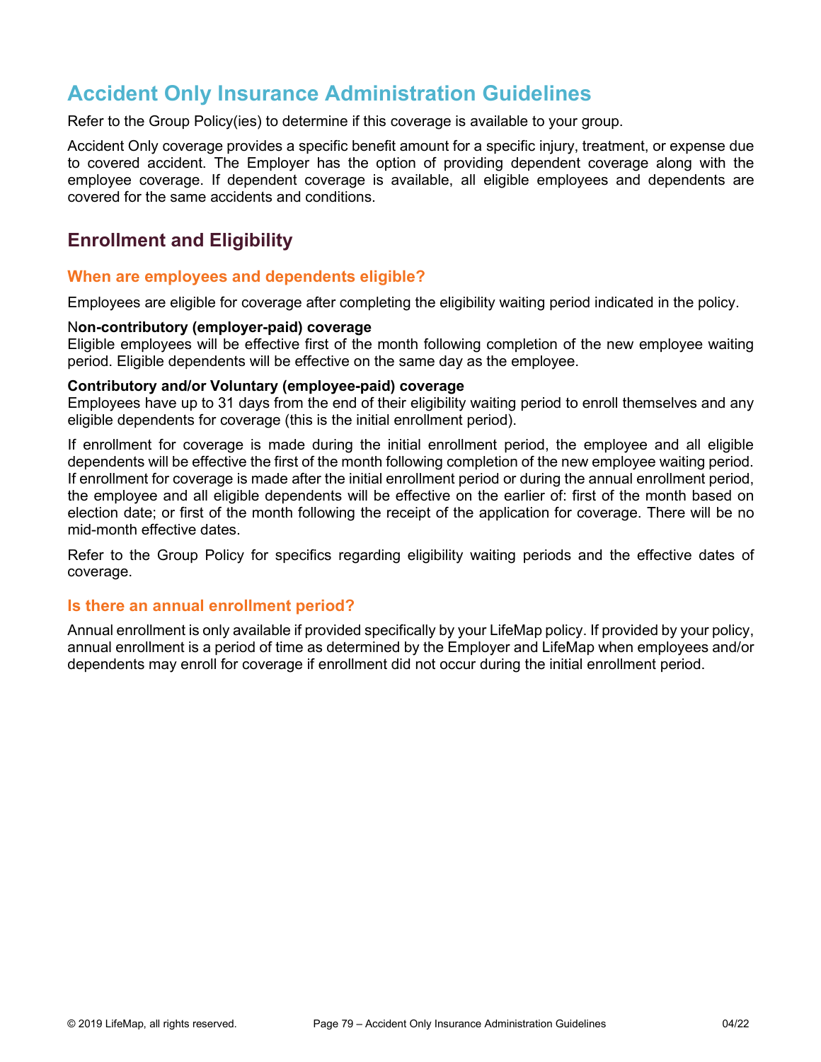# Accident Only Insurance Administration Guidelines

Refer to the Group Policy(ies) to determine if this coverage is available to your group.

Accident Only coverage provides a specific benefit amount for a specific injury, treatment, or expense due to covered accident. The Employer has the option of providing dependent coverage along with the employee coverage. If dependent coverage is available, all eligible employees and dependents are covered for the same accidents and conditions.

## Enrollment and Eligibility

### When are employees and dependents eligible?

Employees are eligible for coverage after completing the eligibility waiting period indicated in the policy.

**Non-contributory (employer-paid) coverage**
Eligible employees will be effective first of the month following completion of the new employee waiting period. Eligible dependents will be effective on the same day as the employee.

**Contributory and/or Voluntary (employee-paid) coverage**
Employees have up to 31 days from the end of their eligibility waiting period to enroll themselves and any eligible dependents for coverage (this is the initial enrollment period).

If enrollment for coverage is made during the initial enrollment period, the employee and all eligible dependents will be effective the first of the month following completion of the new employee waiting period. If enrollment for coverage is made after the initial enrollment period or during the annual enrollment period, the employee and all eligible dependents will be effective on the earlier of: first of the month based on election date; or first of the month following the receipt of the application for coverage. There will be no mid-month effective dates.

Refer to the Group Policy for specifics regarding eligibility waiting periods and the effective dates of coverage.

### Is there an annual enrollment period?

Annual enrollment is only available if provided specifically by your LifeMap policy. If provided by your policy, annual enrollment is a period of time as determined by the Employer and LifeMap when employees and/or dependents may enroll for coverage if enrollment did not occur during the initial enrollment period.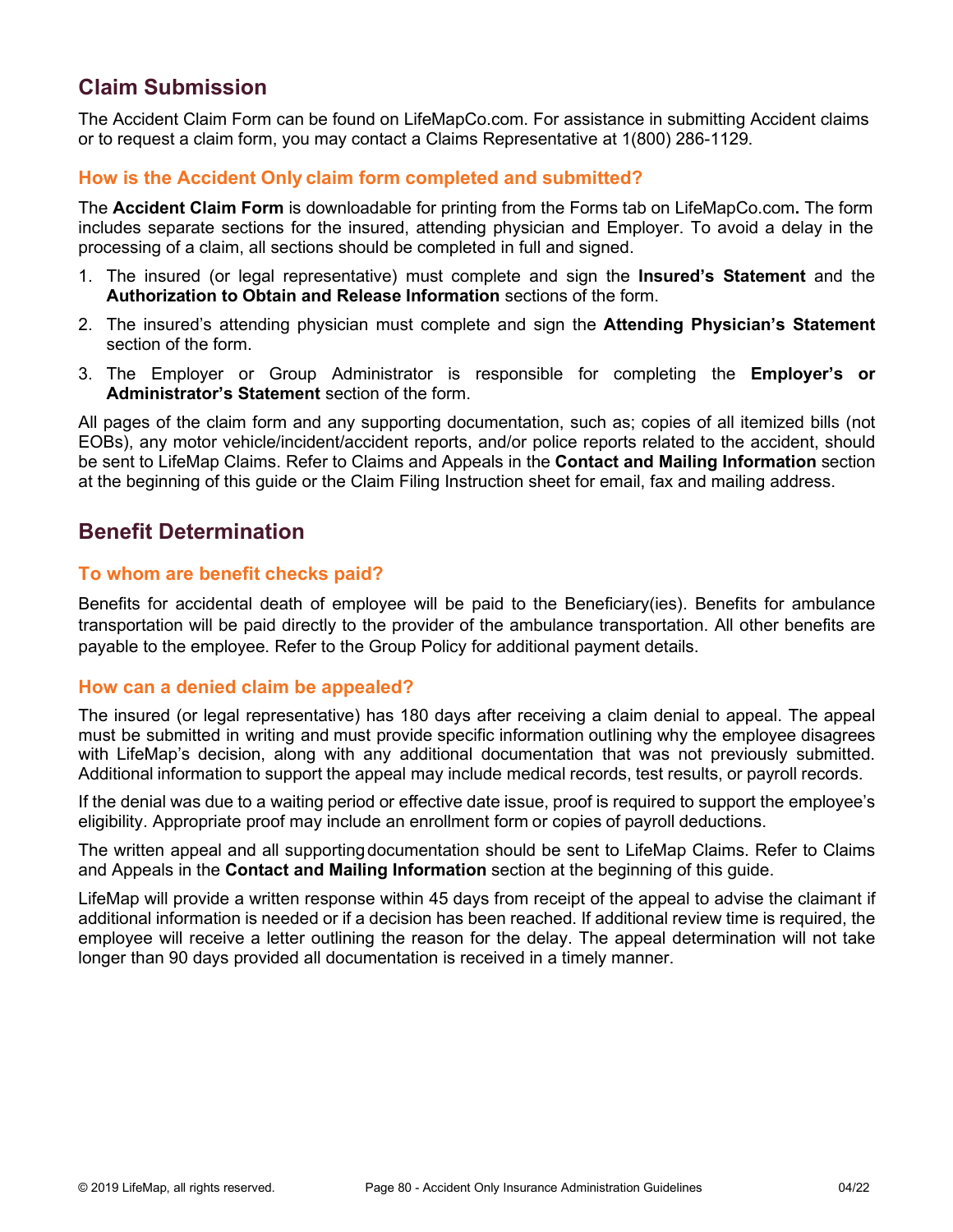## Claim Submission

The Accident Claim Form can be found on LifeMapCo.com. For assistance in submitting Accident claims or to request a claim form, you may contact a Claims Representative at 1(800) 286-1129.

### How is the Accident Only claim form completed and submitted?

The **Accident Claim Form** is downloadable for printing from the Forms tab on LifeMapCo.com**.** The form includes separate sections for the insured, attending physician and Employer. To avoid a delay in the processing of a claim, all sections should be completed in full and signed.

1. The insured (or legal representative) must complete and sign the **Insured's Statement** and the **Authorization to Obtain and Release Information** sections of the form.
2. The insured's attending physician must complete and sign the **Attending Physician's Statement** section of the form.
3. The Employer or Group Administrator is responsible for completing the **Employer's or Administrator's Statement** section of the form.

All pages of the claim form and any supporting documentation, such as; copies of all itemized bills (not EOBs), any motor vehicle/incident/accident reports, and/or police reports related to the accident, should be sent to LifeMap Claims. Refer to Claims and Appeals in the **Contact and Mailing Information** section at the beginning of this guide or the Claim Filing Instruction sheet for email, fax and mailing address.

## Benefit Determination

### To whom are benefit checks paid?

Benefits for accidental death of employee will be paid to the Beneficiary(ies). Benefits for ambulance transportation will be paid directly to the provider of the ambulance transportation. All other benefits are payable to the employee. Refer to the Group Policy for additional payment details.

### How can a denied claim be appealed?

The insured (or legal representative) has 180 days after receiving a claim denial to appeal. The appeal must be submitted in writing and must provide specific information outlining why the employee disagrees with LifeMap's decision, along with any additional documentation that was not previously submitted. Additional information to support the appeal may include medical records, test results, or payroll records.

If the denial was due to a waiting period or effective date issue, proof is required to support the employee's eligibility. Appropriate proof may include an enrollment form or copies of payroll deductions.

The written appeal and all supporting documentation should be sent to LifeMap Claims. Refer to Claims and Appeals in the **Contact and Mailing Information** section at the beginning of this guide.

LifeMap will provide a written response within 45 days from receipt of the appeal to advise the claimant if additional information is needed or if a decision has been reached. If additional review time is required, the employee will receive a letter outlining the reason for the delay. The appeal determination will not take longer than 90 days provided all documentation is received in a timely manner.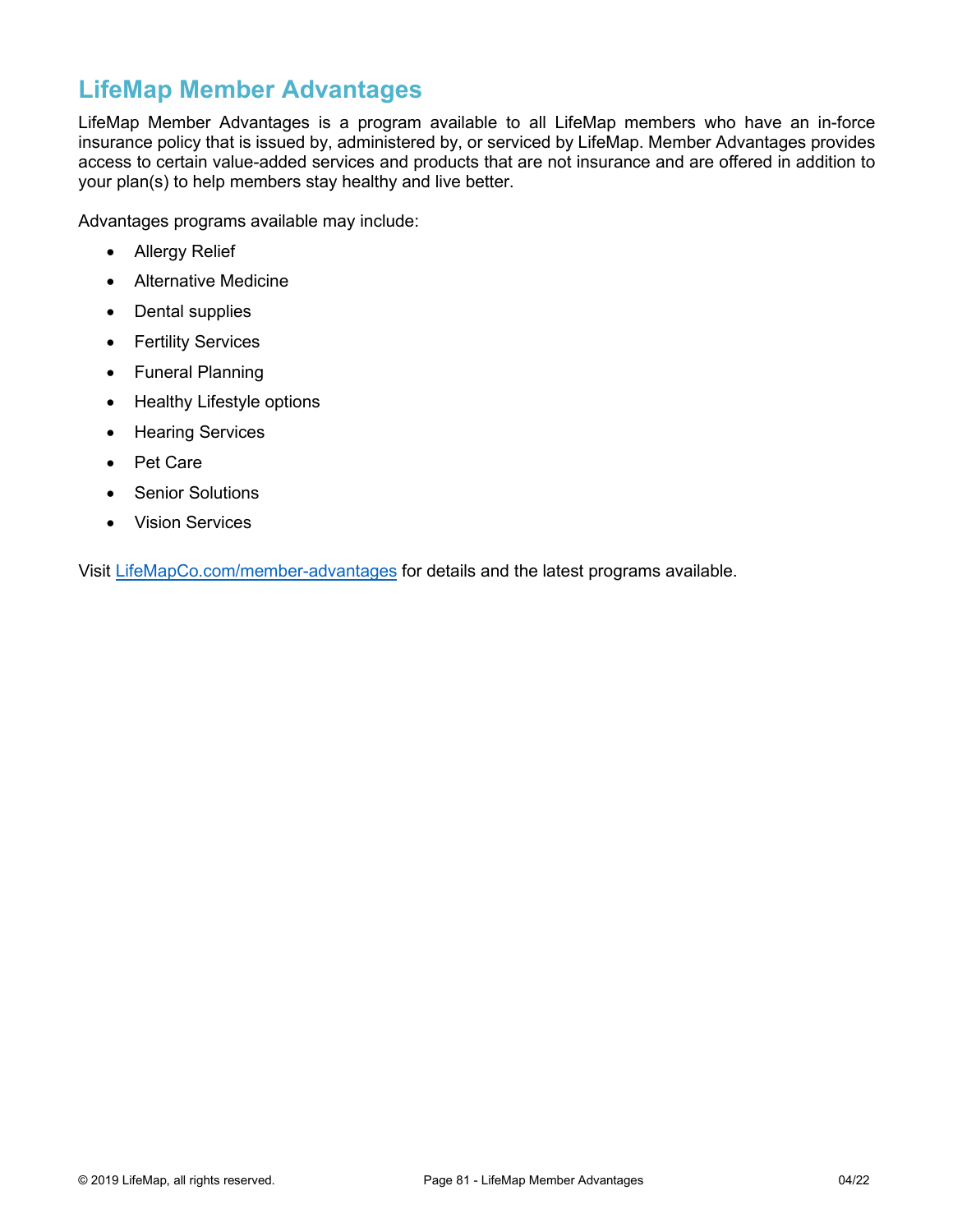# LifeMap Member Advantages

LifeMap Member Advantages is a program available to all LifeMap members who have an in-force insurance policy that is issued by, administered by, or serviced by LifeMap. Member Advantages provides access to certain value-added services and products that are not insurance and are offered in addition to your plan(s) to help members stay healthy and live better.

Advantages programs available may include:

- Allergy Relief
- Alternative Medicine
- Dental supplies
- Fertility Services
- Funeral Planning
- Healthy Lifestyle options
- Hearing Services
- Pet Care
- Senior Solutions
- Vision Services

Visit LifeMapCo.com/member-advantages for details and the latest programs available.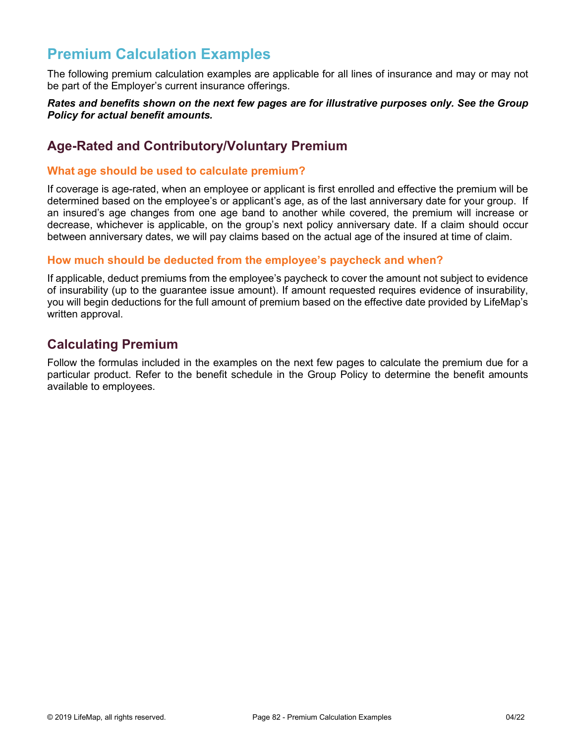# Premium Calculation Examples

The following premium calculation examples are applicable for all lines of insurance and may or may not be part of the Employer's current insurance offerings.

***Rates and benefits shown on the next few pages are for illustrative purposes only. See the Group Policy for actual benefit amounts.***

## Age-Rated and Contributory/Voluntary Premium

### What age should be used to calculate premium?

If coverage is age-rated, when an employee or applicant is first enrolled and effective the premium will be determined based on the employee's or applicant's age, as of the last anniversary date for your group. If an insured's age changes from one age band to another while covered, the premium will increase or decrease, whichever is applicable, on the group's next policy anniversary date. If a claim should occur between anniversary dates, we will pay claims based on the actual age of the insured at time of claim.

### How much should be deducted from the employee's paycheck and when?

If applicable, deduct premiums from the employee's paycheck to cover the amount not subject to evidence of insurability (up to the guarantee issue amount). If amount requested requires evidence of insurability, you will begin deductions for the full amount of premium based on the effective date provided by LifeMap's written approval.

## Calculating Premium

Follow the formulas included in the examples on the next few pages to calculate the premium due for a particular product. Refer to the benefit schedule in the Group Policy to determine the benefit amounts available to employees.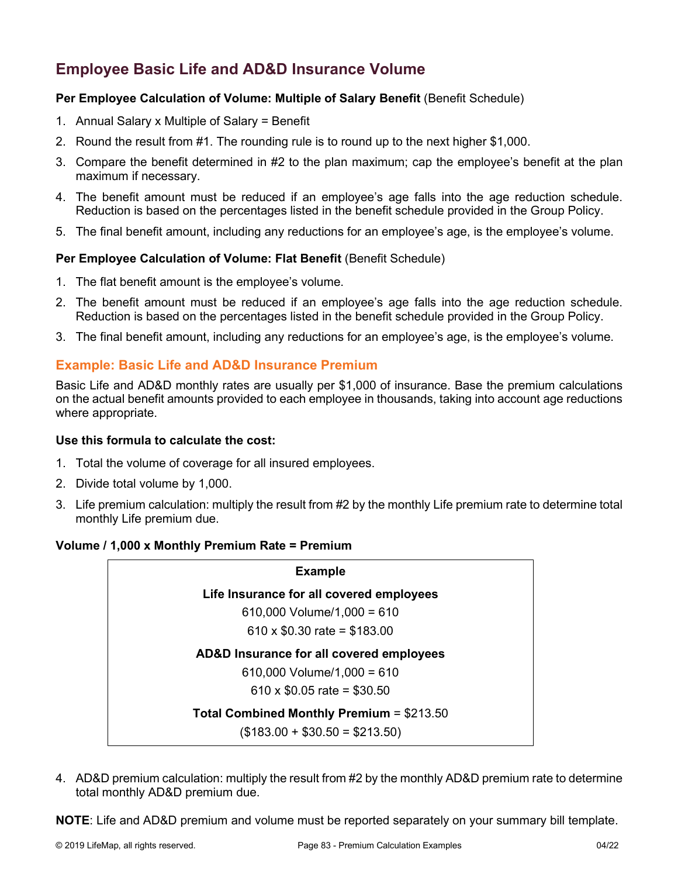## Employee Basic Life and AD&D Insurance Volume

**Per Employee Calculation of Volume: Multiple of Salary Benefit** (Benefit Schedule)

1. Annual Salary x Multiple of Salary = Benefit
2. Round the result from #1. The rounding rule is to round up to the next higher $1,000.
3. Compare the benefit determined in #2 to the plan maximum; cap the employee's benefit at the plan maximum if necessary.
4. The benefit amount must be reduced if an employee's age falls into the age reduction schedule. Reduction is based on the percentages listed in the benefit schedule provided in the Group Policy.
5. The final benefit amount, including any reductions for an employee's age, is the employee's volume.

**Per Employee Calculation of Volume: Flat Benefit** (Benefit Schedule)

1. The flat benefit amount is the employee's volume.
2. The benefit amount must be reduced if an employee's age falls into the age reduction schedule. Reduction is based on the percentages listed in the benefit schedule provided in the Group Policy.
3. The final benefit amount, including any reductions for an employee's age, is the employee's volume.

### Example: Basic Life and AD&D Insurance Premium

Basic Life and AD&D monthly rates are usually per $1,000 of insurance. Base the premium calculations on the actual benefit amounts provided to each employee in thousands, taking into account age reductions where appropriate.

**Use this formula to calculate the cost:**

1. Total the volume of coverage for all insured employees.
2. Divide total volume by 1,000.
3. Life premium calculation: multiply the result from #2 by the monthly Life premium rate to determine total monthly Life premium due.

**Volume / 1,000 x Monthly Premium Rate = Premium**

| **Example** |
|---|
| **Life Insurance for all covered employees** |
| 610,000 Volume/1,000 = 610 |
| 610 x $0.30 rate = $183.00 |
| **AD&D Insurance for all covered employees** |
| 610,000 Volume/1,000 = 610 |
| 610 x $0.05 rate = $30.50 |
| **Total Combined Monthly Premium** = $213.50 |
| ($183.00 + $30.50 = $213.50) |

4. AD&D premium calculation: multiply the result from #2 by the monthly AD&D premium rate to determine total monthly AD&D premium due.

**NOTE**: Life and AD&D premium and volume must be reported separately on your summary bill template.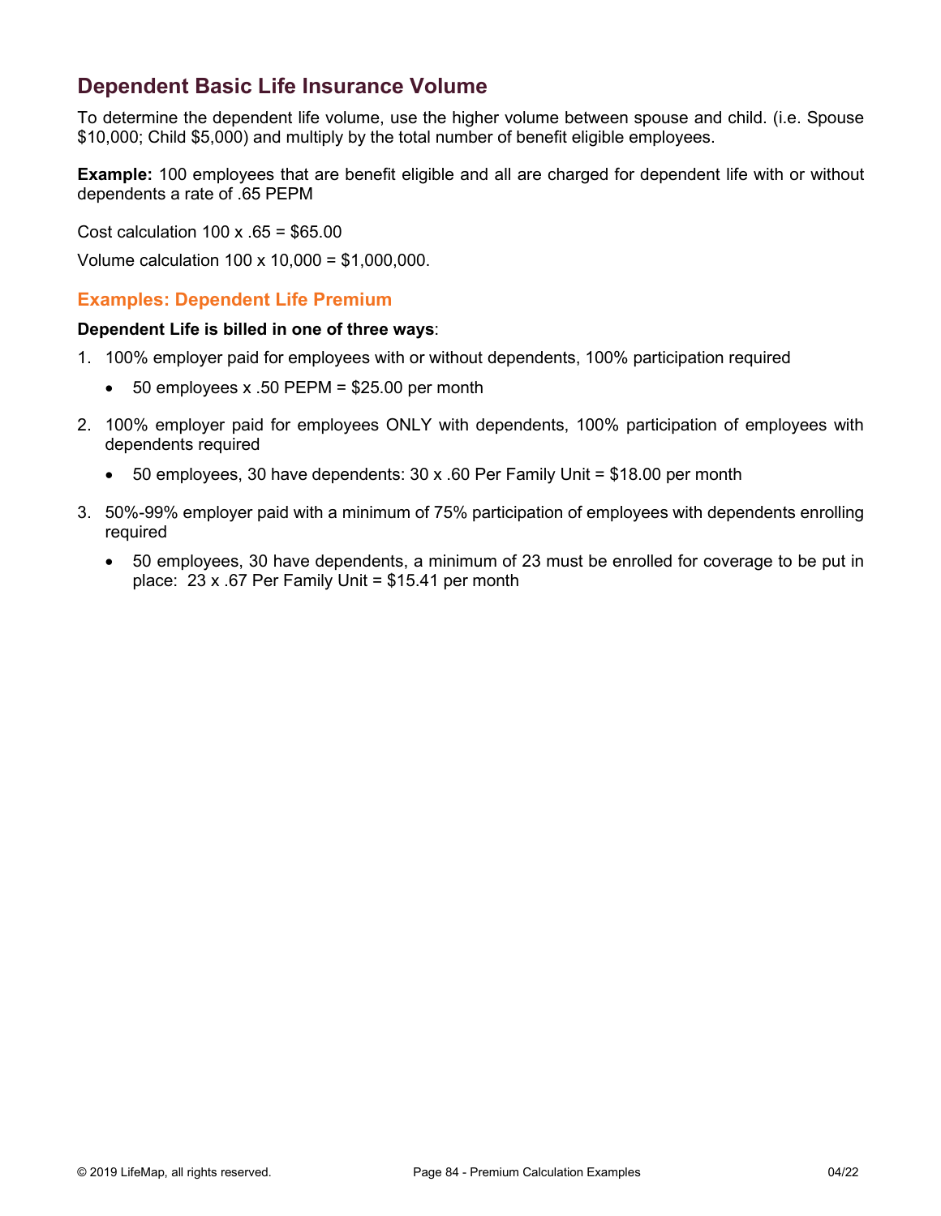## Dependent Basic Life Insurance Volume

To determine the dependent life volume, use the higher volume between spouse and child. (i.e. Spouse $10,000; Child $5,000) and multiply by the total number of benefit eligible employees.

**Example:** 100 employees that are benefit eligible and all are charged for dependent life with or without dependents a rate of .65 PEPM

Cost calculation 100 x .65 = $65.00

Volume calculation 100 x 10,000 = $1,000,000.

### Examples: Dependent Life Premium

**Dependent Life is billed in one of three ways**:

1. 100% employer paid for employees with or without dependents, 100% participation required
   - 50 employees x .50 PEPM = $25.00 per month
2. 100% employer paid for employees ONLY with dependents, 100% participation of employees with dependents required
   - 50 employees, 30 have dependents: 30 x .60 Per Family Unit = $18.00 per month
3. 50%-99% employer paid with a minimum of 75% participation of employees with dependents enrolling required
   - 50 employees, 30 have dependents, a minimum of 23 must be enrolled for coverage to be put in place: 23 x .67 Per Family Unit = $15.41 per month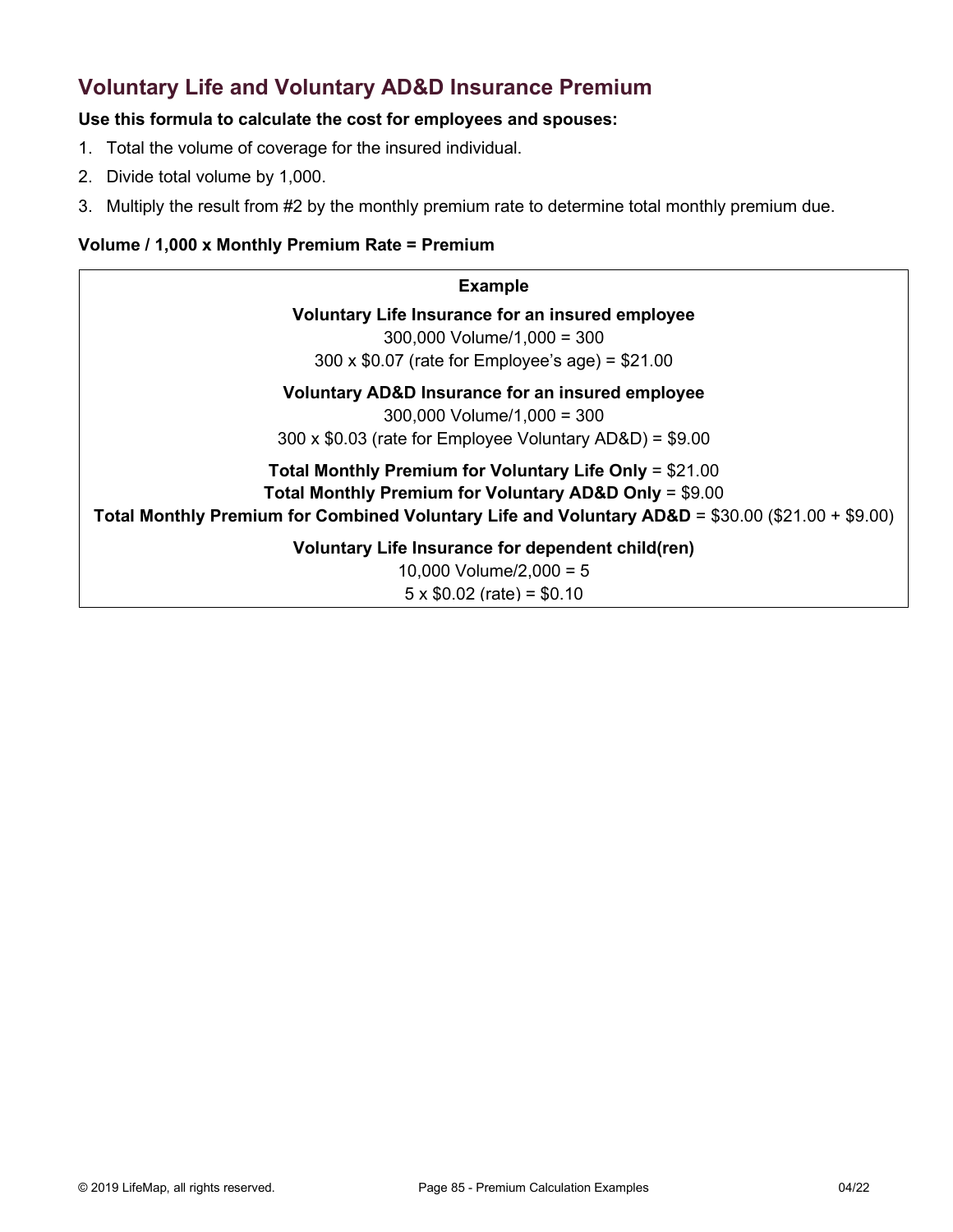## Voluntary Life and Voluntary AD&D Insurance Premium

**Use this formula to calculate the cost for employees and spouses:**

1. Total the volume of coverage for the insured individual.
2. Divide total volume by 1,000.
3. Multiply the result from #2 by the monthly premium rate to determine total monthly premium due.

**Volume / 1,000 x Monthly Premium Rate = Premium**

**Example**

**Voluntary Life Insurance for an insured employee**

300,000 Volume/1,000 = 300

300 x $0.07 (rate for Employee's age) = $21.00

**Voluntary AD&D Insurance for an insured employee**

300,000 Volume/1,000 = 300

300 x $0.03 (rate for Employee Voluntary AD&D) = $9.00

**Total Monthly Premium for Voluntary Life Only** = $21.00

**Total Monthly Premium for Voluntary AD&D Only** = $9.00

**Total Monthly Premium for Combined Voluntary Life and Voluntary AD&D** = $30.00 ($21.00 + $9.00)

**Voluntary Life Insurance for dependent child(ren)**

10,000 Volume/2,000 = 5

5 x $0.02 (rate) = $0.10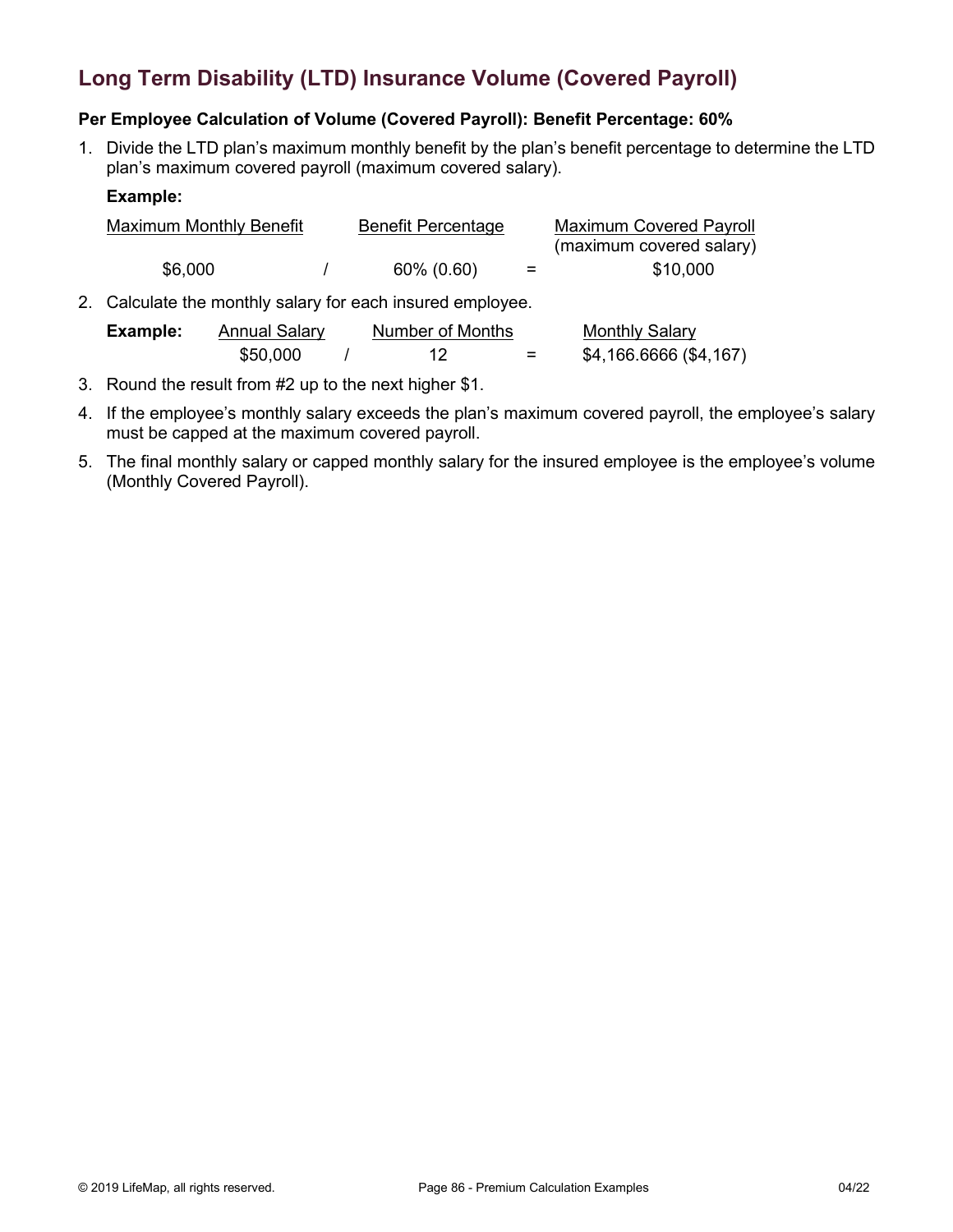## Long Term Disability (LTD) Insurance Volume (Covered Payroll)

**Per Employee Calculation of Volume (Covered Payroll): Benefit Percentage: 60%**

1. Divide the LTD plan's maximum monthly benefit by the plan's benefit percentage to determine the LTD plan's maximum covered payroll (maximum covered salary).

   **Example:**

   | Maximum Monthly Benefit | | Benefit Percentage | | Maximum Covered Payroll (maximum covered salary) |
   |---|---|---|---|---|
   | $6,000 | / | 60% (0.60) | = | $10,000 |

2. Calculate the monthly salary for each insured employee.

   | **Example:** | Annual Salary | | Number of Months | | Monthly Salary |
   |---|---|---|---|---|---|
   | | $50,000 | / | 12 | = | $4,166.6666 ($4,167) |

3. Round the result from #2 up to the next higher $1.
4. If the employee's monthly salary exceeds the plan's maximum covered payroll, the employee's salary must be capped at the maximum covered payroll.
5. The final monthly salary or capped monthly salary for the insured employee is the employee's volume (Monthly Covered Payroll).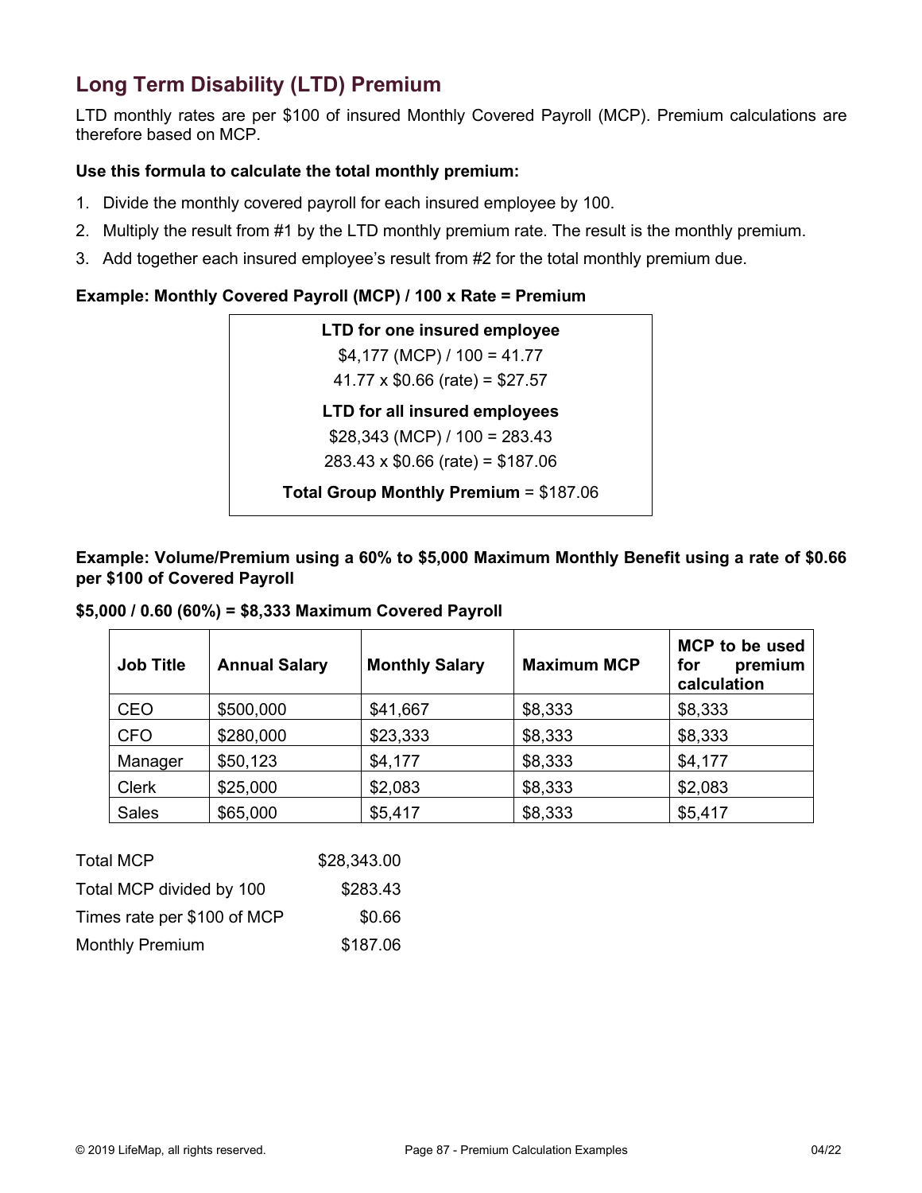## Long Term Disability (LTD) Premium

LTD monthly rates are per $100 of insured Monthly Covered Payroll (MCP). Premium calculations are therefore based on MCP.

**Use this formula to calculate the total monthly premium:**

1. Divide the monthly covered payroll for each insured employee by 100.
2. Multiply the result from #1 by the LTD monthly premium rate. The result is the monthly premium.
3. Add together each insured employee's result from #2 for the total monthly premium due.

**Example: Monthly Covered Payroll (MCP) / 100 x Rate = Premium**

**LTD for one insured employee**

$4,177 (MCP) / 100 = 41.77

41.77 x $0.66 (rate) = $27.57

**LTD for all insured employees**

$28,343 (MCP) / 100 = 283.43

283.43 x $0.66 (rate) = $187.06

**Total Group Monthly Premium** = $187.06

**Example: Volume/Premium using a 60% to $5,000 Maximum Monthly Benefit using a rate of $0.66 per $100 of Covered Payroll**

**$5,000 / 0.60 (60%) = $8,333 Maximum Covered Payroll**

| Job Title | Annual Salary | Monthly Salary | Maximum MCP | MCP to be used for premium calculation |
|---|---|---|---|---|
| CEO | $500,000 | $41,667 | $8,333 | $8,333 |
| CFO | $280,000 | $23,333 | $8,333 | $8,333 |
| Manager | $50,123 | $4,177 | $8,333 | $4,177 |
| Clerk | $25,000 | $2,083 | $8,333 | $2,083 |
| Sales | $65,000 | $5,417 | $8,333 | $5,417 |

| | |
|---|---|
| Total MCP | $28,343.00 |
| Total MCP divided by 100 | $283.43 |
| Times rate per $100 of MCP | $0.66 |
| Monthly Premium | $187.06 |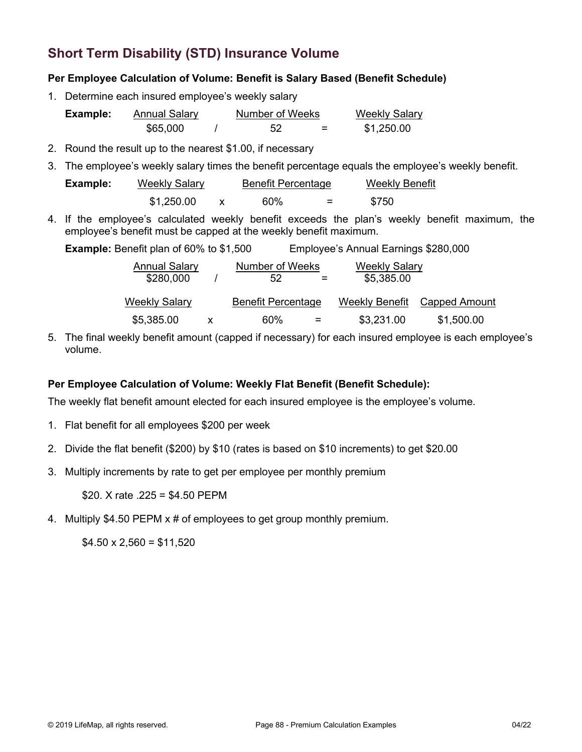## Short Term Disability (STD) Insurance Volume

**Per Employee Calculation of Volume: Benefit is Salary Based (Benefit Schedule)**

1. Determine each insured employee's weekly salary

| **Example:** | Annual Salary | | Number of Weeks | | Weekly Salary |
|---|---|---|---|---|---|
| | $65,000 | / | 52 | = | $1,250.00 |

2. Round the result up to the nearest $1.00, if necessary
3. The employee's weekly salary times the benefit percentage equals the employee's weekly benefit.

| **Example:** | Weekly Salary | | Benefit Percentage | | Weekly Benefit |
|---|---|---|---|---|---|
| | $1,250.00 | x | 60% | = | $750 |

4. If the employee's calculated weekly benefit exceeds the plan's weekly benefit maximum, the employee's benefit must be capped at the weekly benefit maximum.

**Example:** Benefit plan of 60% to $1,500 Employee's Annual Earnings $280,000

| Annual Salary | | Number of Weeks | | Weekly Salary |
|---|---|---|---|---|
| $280,000 | / | 52 | = | $5,385.00 |

| Weekly Salary | | Benefit Percentage | | Weekly Benefit | Capped Amount |
|---|---|---|---|---|---|
| $5,385.00 | x | 60% | = | $3,231.00 | $1,500.00 |

5. The final weekly benefit amount (capped if necessary) for each insured employee is each employee's volume.

**Per Employee Calculation of Volume: Weekly Flat Benefit (Benefit Schedule):**

The weekly flat benefit amount elected for each insured employee is the employee's volume.

1. Flat benefit for all employees $200 per week
2. Divide the flat benefit ($200) by $10 (rates is based on $10 increments) to get $20.00
3. Multiply increments by rate to get per employee per monthly premium

   $20. X rate .225 = $4.50 PEPM

4. Multiply $4.50 PEPM x # of employees to get group monthly premium.

   $4.50 x 2,560 = $11,520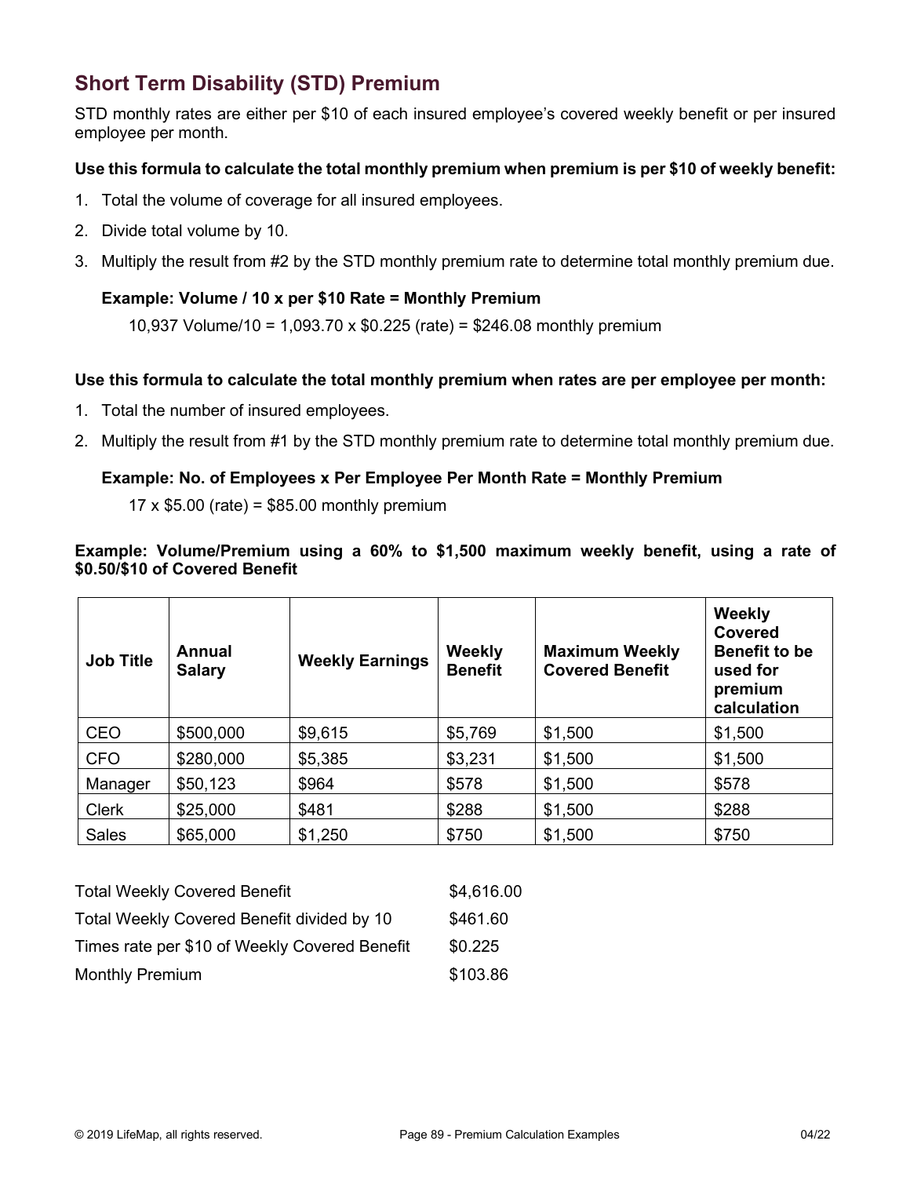## Short Term Disability (STD) Premium

STD monthly rates are either per $10 of each insured employee's covered weekly benefit or per insured employee per month.

**Use this formula to calculate the total monthly premium when premium is per $10 of weekly benefit:**

1. Total the volume of coverage for all insured employees.
2. Divide total volume by 10.
3. Multiply the result from #2 by the STD monthly premium rate to determine total monthly premium due.

**Example: Volume / 10 x per $10 Rate = Monthly Premium**

10,937 Volume/10 = 1,093.70 x $0.225 (rate) = $246.08 monthly premium

**Use this formula to calculate the total monthly premium when rates are per employee per month:**

1. Total the number of insured employees.
2. Multiply the result from #1 by the STD monthly premium rate to determine total monthly premium due.

**Example: No. of Employees x Per Employee Per Month Rate = Monthly Premium**

17 x $5.00 (rate) = $85.00 monthly premium

**Example: Volume/Premium using a 60% to $1,500 maximum weekly benefit, using a rate of $0.50/$10 of Covered Benefit**

| Job Title | Annual Salary | Weekly Earnings | Weekly Benefit | Maximum Weekly Covered Benefit | Weekly Covered Benefit to be used for premium calculation |
|---|---|---|---|---|---|
| CEO | $500,000 | $9,615 | $5,769 | $1,500 | $1,500 |
| CFO | $280,000 | $5,385 | $3,231 | $1,500 | $1,500 |
| Manager | $50,123 | $964 | $578 | $1,500 | $578 |
| Clerk | $25,000 | $481 | $288 | $1,500 | $288 |
| Sales | $65,000 | $1,250 | $750 | $1,500 | $750 |

| | |
|---|---|
| Total Weekly Covered Benefit | $4,616.00 |
| Total Weekly Covered Benefit divided by 10 | $461.60 |
| Times rate per $10 of Weekly Covered Benefit | $0.225 |
| Monthly Premium | $103.86 |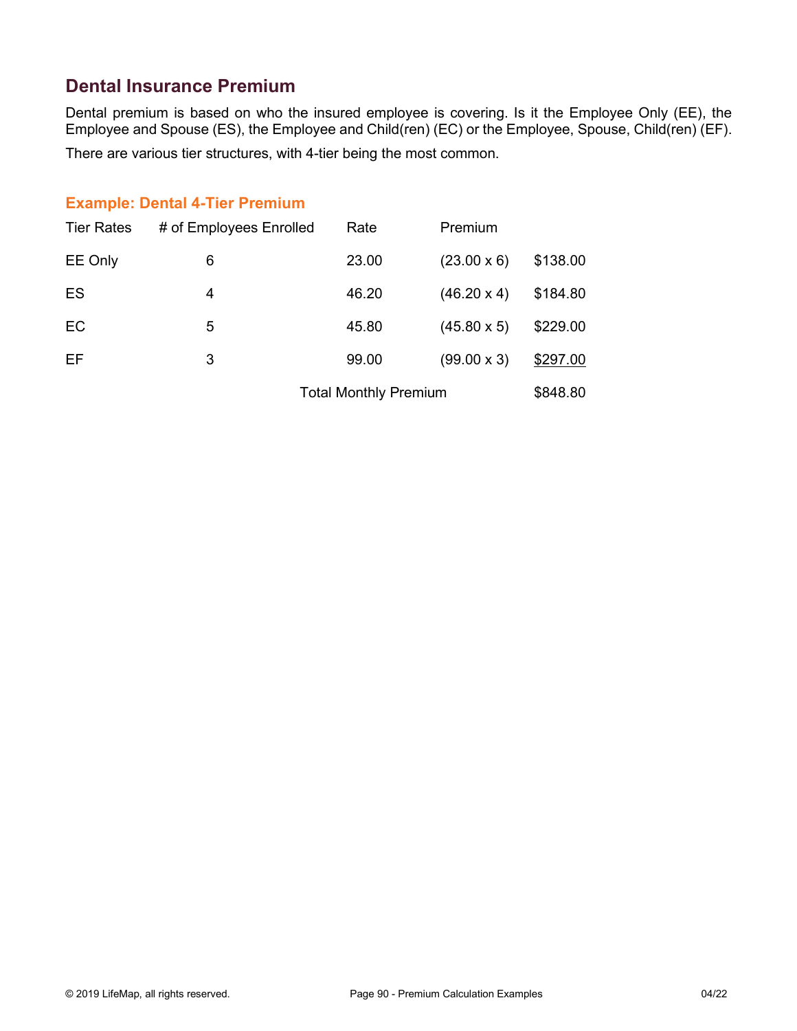## Dental Insurance Premium

Dental premium is based on who the insured employee is covering. Is it the Employee Only (EE), the Employee and Spouse (ES), the Employee and Child(ren) (EC) or the Employee, Spouse, Child(ren) (EF).

There are various tier structures, with 4-tier being the most common.

### Example: Dental 4-Tier Premium

| Tier Rates | # of Employees Enrolled | Rate | Premium | |
|---|---|---|---|---|
| EE Only | 6 | 23.00 | (23.00 x 6) | $138.00 |
| ES | 4 | 46.20 | (46.20 x 4) | $184.80 |
| EC | 5 | 45.80 | (45.80 x 5) | $229.00 |
| EF | 3 | 99.00 | (99.00 x 3) | $297.00 |
| | | Total Monthly Premium | | $848.80 |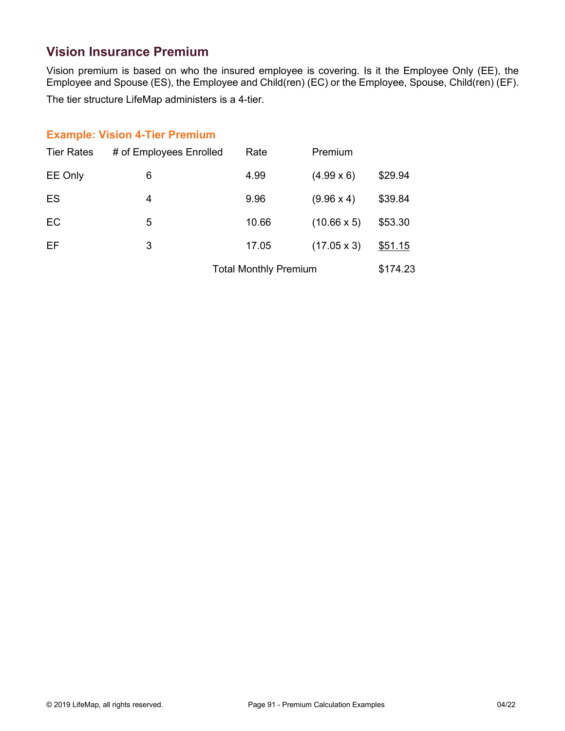## Vision Insurance Premium

Vision premium is based on who the insured employee is covering. Is it the Employee Only (EE), the Employee and Spouse (ES), the Employee and Child(ren) (EC) or the Employee, Spouse, Child(ren) (EF).

The tier structure LifeMap administers is a 4-tier.

### Example: Vision 4-Tier Premium

| Tier Rates | # of Employees Enrolled | Rate | Premium | |
|---|---|---|---|---|
| EE Only | 6 | 4.99 | (4.99 x 6) | $29.94 |
| ES | 4 | 9.96 | (9.96 x 4) | $39.84 |
| EC | 5 | 10.66 | (10.66 x 5) | $53.30 |
| EF | 3 | 17.05 | (17.05 x 3) | $51.15 |
| | | Total Monthly Premium | | $174.23 |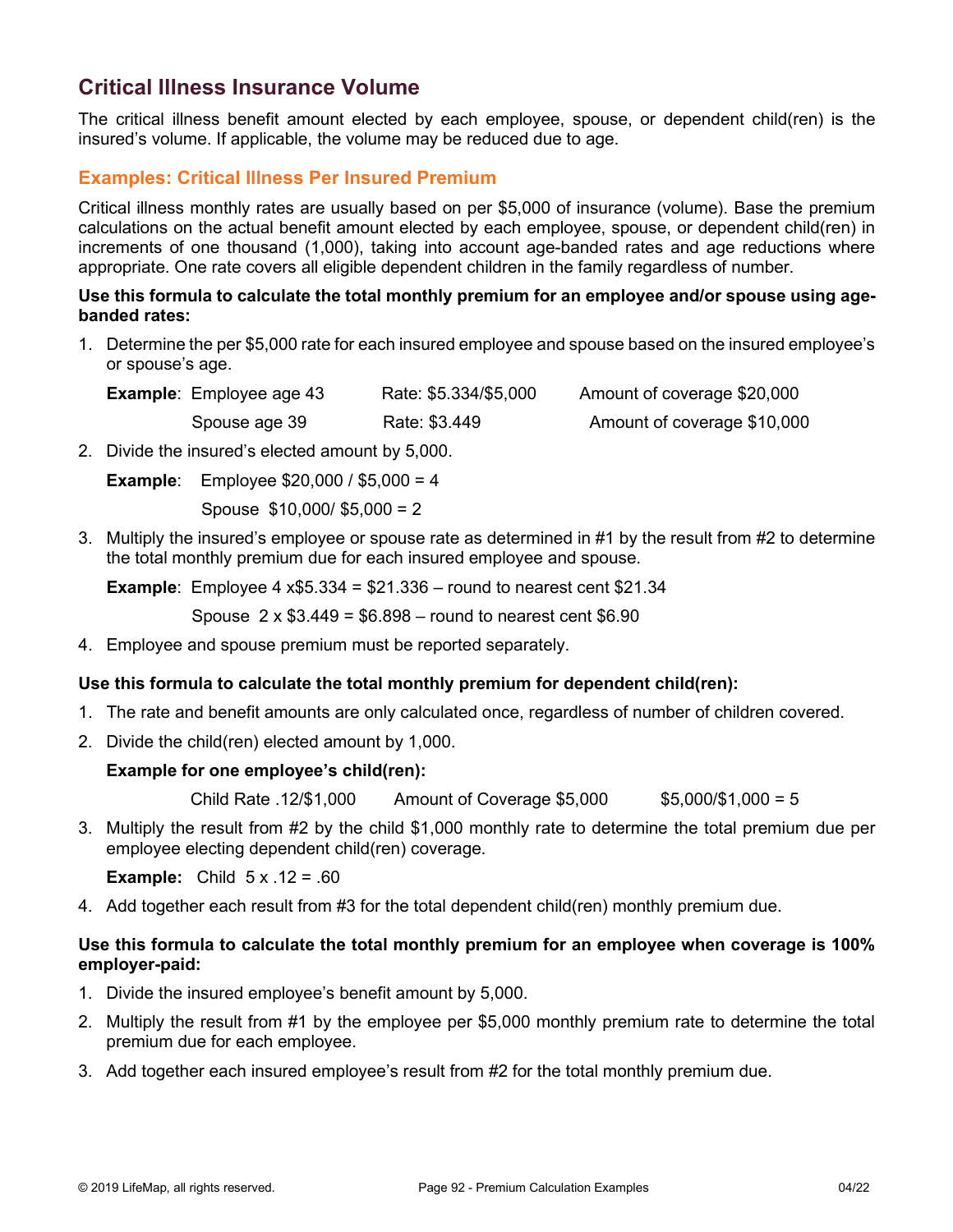## Critical Illness Insurance Volume

The critical illness benefit amount elected by each employee, spouse, or dependent child(ren) is the insured's volume. If applicable, the volume may be reduced due to age.

### Examples: Critical Illness Per Insured Premium

Critical illness monthly rates are usually based on per $5,000 of insurance (volume). Base the premium calculations on the actual benefit amount elected by each employee, spouse, or dependent child(ren) in increments of one thousand (1,000), taking into account age-banded rates and age reductions where appropriate. One rate covers all eligible dependent children in the family regardless of number.

**Use this formula to calculate the total monthly premium for an employee and/or spouse using age-banded rates:**

1. Determine the per $5,000 rate for each insured employee and spouse based on the insured employee's or spouse's age.

   **Example**: Employee age 43 Rate: $5.334/$5,000 Amount of coverage $20,000

   Spouse age 39 Rate: $3.449 Amount of coverage $10,000

2. Divide the insured's elected amount by 5,000.

   **Example**: Employee $20,000 / $5,000 = 4

   Spouse $10,000/ $5,000 = 2

3. Multiply the insured's employee or spouse rate as determined in #1 by the result from #2 to determine the total monthly premium due for each insured employee and spouse.

   **Example**: Employee 4 x$5.334 = $21.336 – round to nearest cent $21.34

   Spouse 2 x $3.449 = $6.898 – round to nearest cent $6.90

4. Employee and spouse premium must be reported separately.

**Use this formula to calculate the total monthly premium for dependent child(ren):**

1. The rate and benefit amounts are only calculated once, regardless of number of children covered.
2. Divide the child(ren) elected amount by 1,000.

   **Example for one employee's child(ren):**

   Child Rate .12/$1,000 Amount of Coverage $5,000 $5,000/$1,000 = 5

3. Multiply the result from #2 by the child $1,000 monthly rate to determine the total premium due per employee electing dependent child(ren) coverage.

   **Example:** Child 5 x .12 = .60

4. Add together each result from #3 for the total dependent child(ren) monthly premium due.

**Use this formula to calculate the total monthly premium for an employee when coverage is 100% employer-paid:**

1. Divide the insured employee's benefit amount by 5,000.
2. Multiply the result from #1 by the employee per $5,000 monthly premium rate to determine the total premium due for each employee.
3. Add together each insured employee's result from #2 for the total monthly premium due.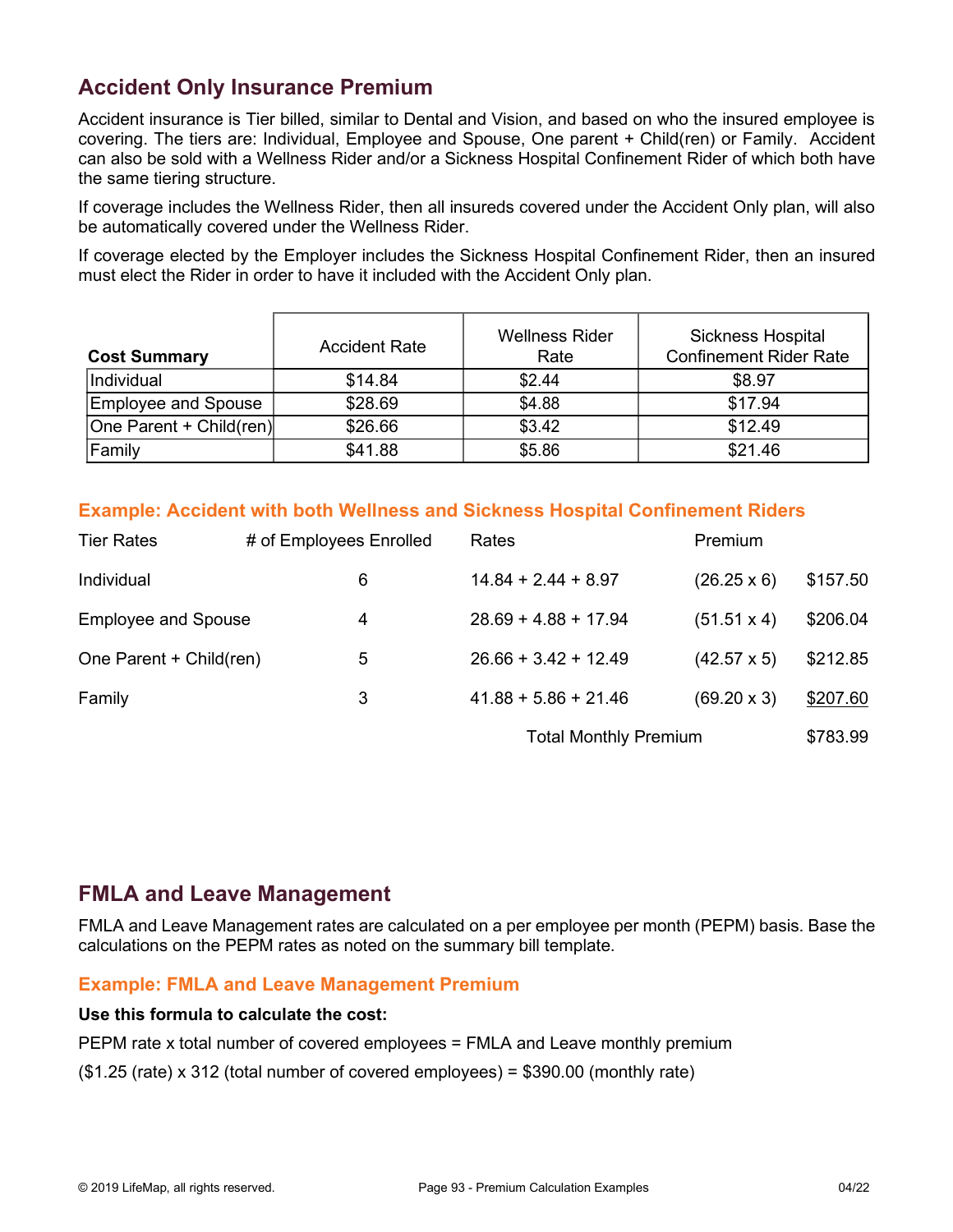## Accident Only Insurance Premium

Accident insurance is Tier billed, similar to Dental and Vision, and based on who the insured employee is covering. The tiers are: Individual, Employee and Spouse, One parent + Child(ren) or Family. Accident can also be sold with a Wellness Rider and/or a Sickness Hospital Confinement Rider of which both have the same tiering structure.

If coverage includes the Wellness Rider, then all insureds covered under the Accident Only plan, will also be automatically covered under the Wellness Rider.

If coverage elected by the Employer includes the Sickness Hospital Confinement Rider, then an insured must elect the Rider in order to have it included with the Accident Only plan.

| Cost Summary | Accident Rate | Wellness Rider Rate | Sickness Hospital Confinement Rider Rate |
|---|---|---|---|
| Individual | $14.84 | $2.44 | $8.97 |
| Employee and Spouse | $28.69 | $4.88 | $17.94 |
| One Parent + Child(ren) | $26.66 | $3.42 | $12.49 |
| Family | $41.88 | $5.86 | $21.46 |

### Example: Accident with both Wellness and Sickness Hospital Confinement Riders

| Tier Rates | # of Employees Enrolled | Rates | Premium | |
|---|---|---|---|---|
| Individual | 6 | 14.84 + 2.44 + 8.97 | (26.25 x 6) | $157.50 |
| Employee and Spouse | 4 | 28.69 + 4.88 + 17.94 | (51.51 x 4) | $206.04 |
| One Parent + Child(ren) | 5 | 26.66 + 3.42 + 12.49 | (42.57 x 5) | $212.85 |
| Family | 3 | 41.88 + 5.86 + 21.46 | (69.20 x 3) | $207.60 |
| | | Total Monthly Premium | | $783.99 |

## FMLA and Leave Management

FMLA and Leave Management rates are calculated on a per employee per month (PEPM) basis. Base the calculations on the PEPM rates as noted on the summary bill template.

### Example: FMLA and Leave Management Premium

**Use this formula to calculate the cost:**

PEPM rate x total number of covered employees = FMLA and Leave monthly premium

($1.25 (rate) x 312 (total number of covered employees) = $390.00 (monthly rate)